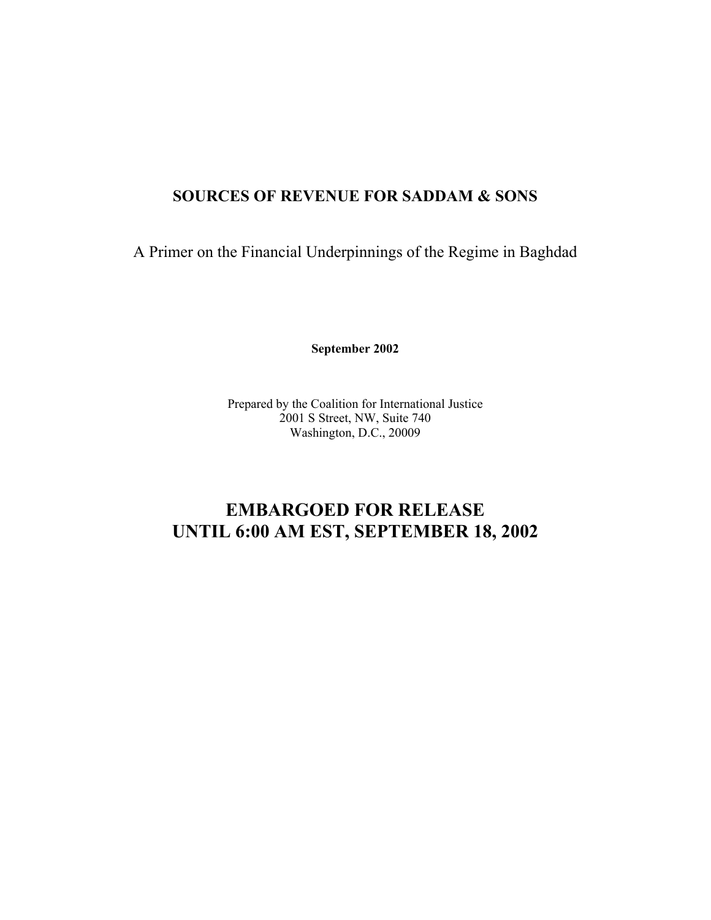# SOURCES OF REVENUE FOR SADDAM & SONS

A Primer on the Financial Underpinnings of the Regime in Baghdad

**September 2002**

Prepared by the Coalition for International Justice
2001 S Street, NW, Suite 740
Washington, D.C., 20009

## EMBARGOED FOR RELEASE UNTIL 6:00 AM EST, SEPTEMBER 18, 2002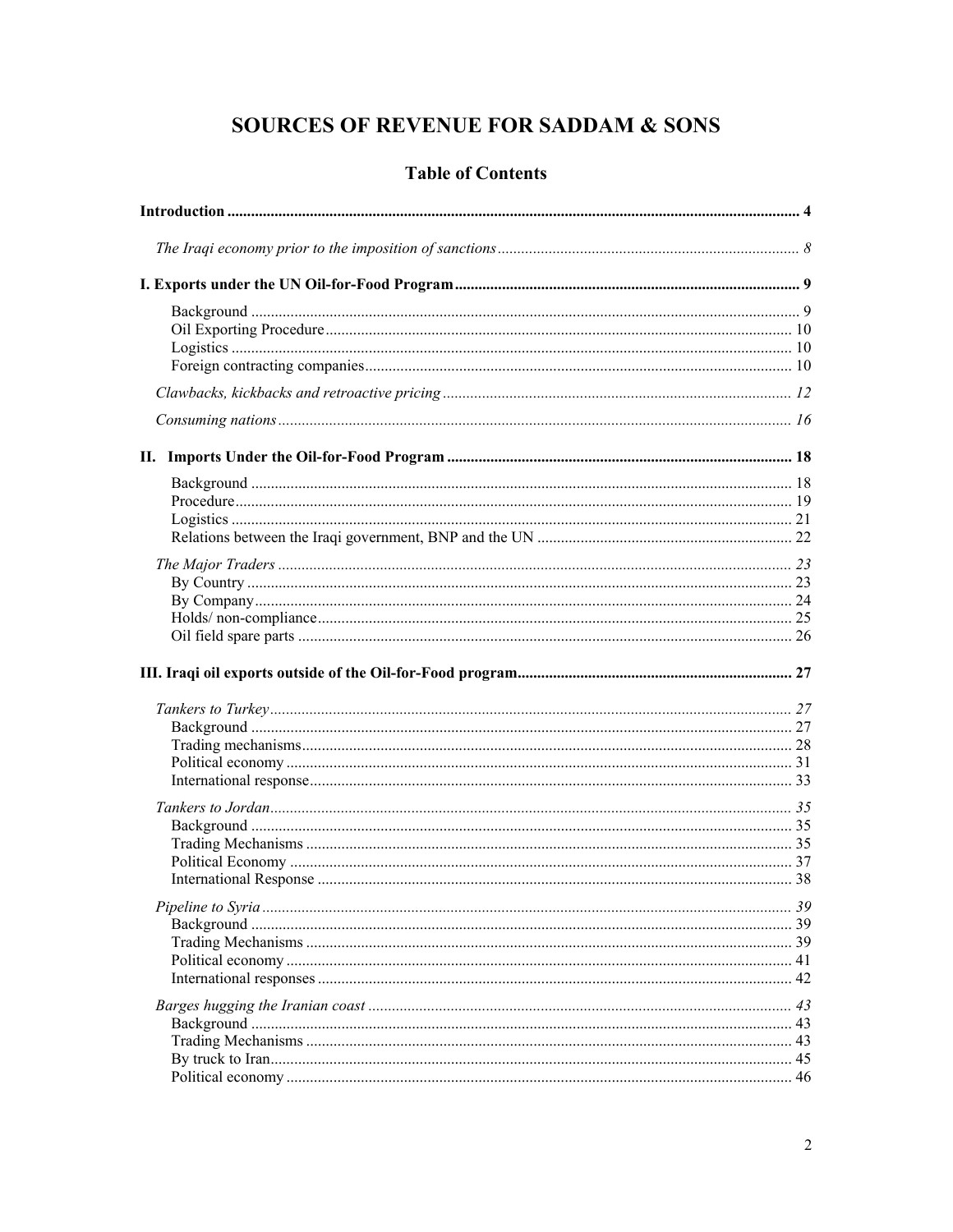# SOURCES OF REVENUE FOR SADDAM & SONS

## Table of Contents

**Introduction** .......... 4

*The Iraqi economy prior to the imposition of sanctions* .......... 8

**I. Exports under the UN Oil-for-Food Program** .......... 9

- Background .......... 9
- Oil Exporting Procedure .......... 10
- Logistics .......... 10
- Foreign contracting companies .......... 10

*Clawbacks, kickbacks and retroactive pricing* .......... 12

*Consuming nations* .......... 16

**II. Imports Under the Oil-for-Food Program** .......... 18

- Background .......... 18
- Procedure .......... 19
- Logistics .......... 21
- Relations between the Iraqi government, BNP and the UN .......... 22

*The Major Traders* .......... 23

- By Country .......... 23
- By Company .......... 24
- Holds/ non-compliance .......... 25
- Oil field spare parts .......... 26

**III. Iraqi oil exports outside of the Oil-for-Food program** .......... 27

*Tankers to Turkey* .......... 27

- Background .......... 27
- Trading mechanisms .......... 28
- Political economy .......... 31
- International response .......... 33

*Tankers to Jordan* .......... 35

- Background .......... 35
- Trading Mechanisms .......... 35
- Political Economy .......... 37
- International Response .......... 38

*Pipeline to Syria* .......... 39

- Background .......... 39
- Trading Mechanisms .......... 39
- Political economy .......... 41
- International responses .......... 42

*Barges hugging the Iranian coast* .......... 43

- Background .......... 43
- Trading Mechanisms .......... 43
- By truck to Iran .......... 45
- Political economy .......... 46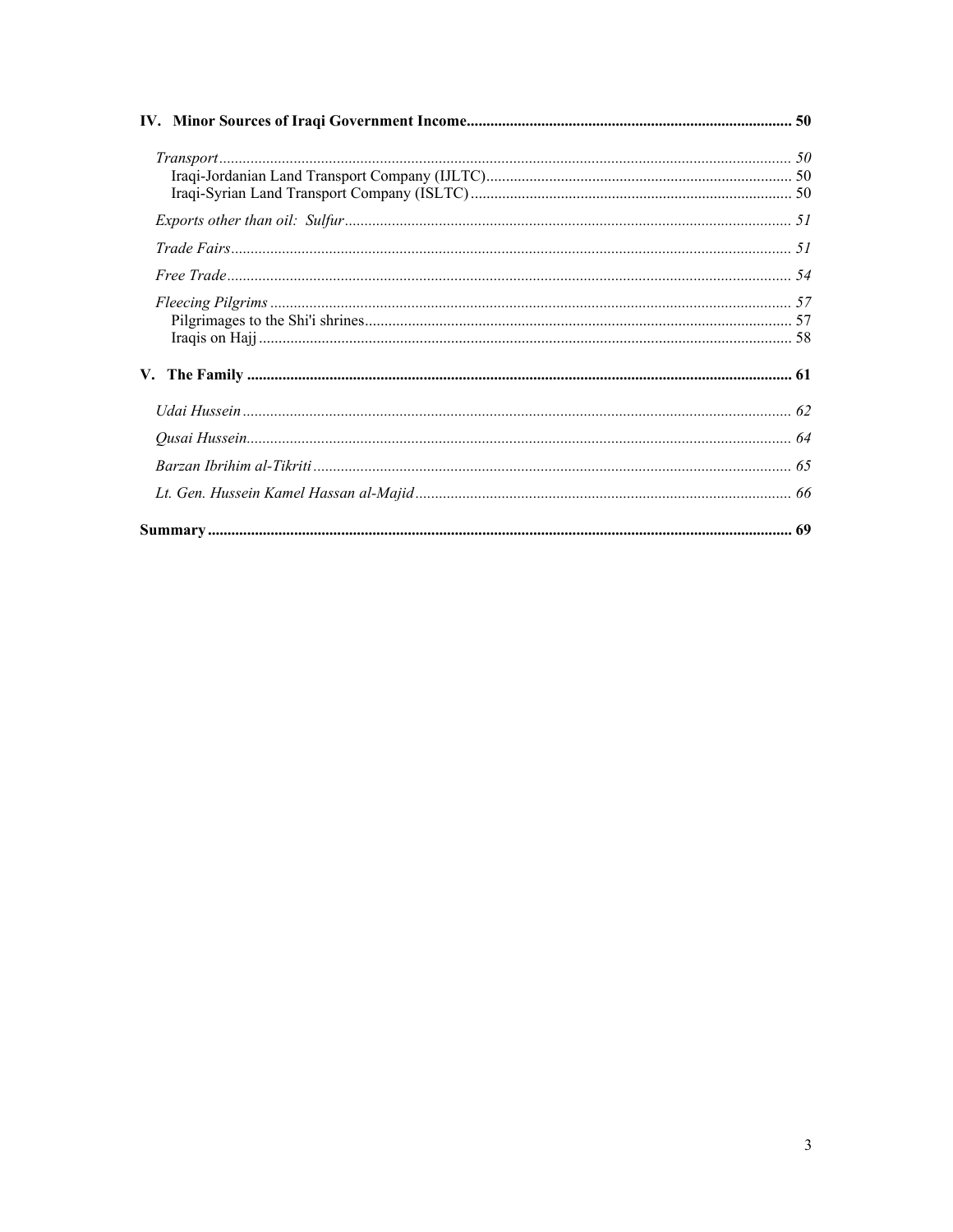**IV. Minor Sources of Iraqi Government Income** ........ 50

- *Transport* ........ 50
  - Iraqi-Jordanian Land Transport Company (IJLTC) ........ 50
  - Iraqi-Syrian Land Transport Company (ISLTC) ........ 50
- *Exports other than oil: Sulfur* ........ 51
- *Trade Fairs* ........ 51
- *Free Trade* ........ 54
- *Fleecing Pilgrims* ........ 57
  - Pilgrimages to the Shi'i shrines ........ 57
  - Iraqis on Hajj ........ 58

**V. The Family** ........ 61

- *Udai Hussein* ........ 62
- *Qusai Hussein* ........ 64
- *Barzan Ibrihim al-Tikriti* ........ 65
- *Lt. Gen. Hussein Kamel Hassan al-Majid* ........ 66

**Summary** ........ 69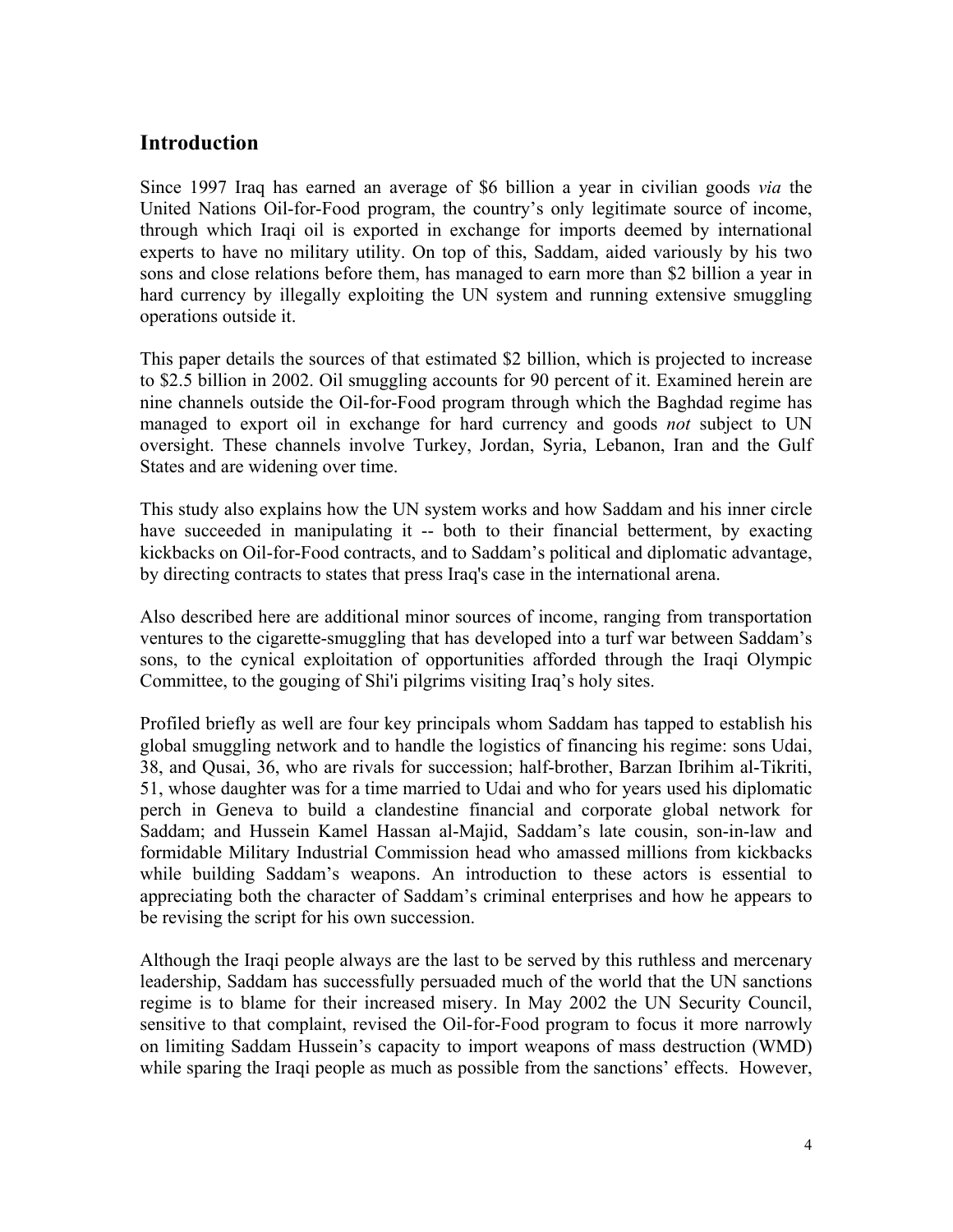## Introduction

Since 1997 Iraq has earned an average of $6 billion a year in civilian goods *via* the United Nations Oil-for-Food program, the country's only legitimate source of income, through which Iraqi oil is exported in exchange for imports deemed by international experts to have no military utility. On top of this, Saddam, aided variously by his two sons and close relations before them, has managed to earn more than $2 billion a year in hard currency by illegally exploiting the UN system and running extensive smuggling operations outside it.

This paper details the sources of that estimated $2 billion, which is projected to increase to $2.5 billion in 2002. Oil smuggling accounts for 90 percent of it. Examined herein are nine channels outside the Oil-for-Food program through which the Baghdad regime has managed to export oil in exchange for hard currency and goods *not* subject to UN oversight. These channels involve Turkey, Jordan, Syria, Lebanon, Iran and the Gulf States and are widening over time.

This study also explains how the UN system works and how Saddam and his inner circle have succeeded in manipulating it -- both to their financial betterment, by exacting kickbacks on Oil-for-Food contracts, and to Saddam's political and diplomatic advantage, by directing contracts to states that press Iraq's case in the international arena.

Also described here are additional minor sources of income, ranging from transportation ventures to the cigarette-smuggling that has developed into a turf war between Saddam's sons, to the cynical exploitation of opportunities afforded through the Iraqi Olympic Committee, to the gouging of Shi'i pilgrims visiting Iraq's holy sites.

Profiled briefly as well are four key principals whom Saddam has tapped to establish his global smuggling network and to handle the logistics of financing his regime: sons Udai, 38, and Qusai, 36, who are rivals for succession; half-brother, Barzan Ibrihim al-Tikriti, 51, whose daughter was for a time married to Udai and who for years used his diplomatic perch in Geneva to build a clandestine financial and corporate global network for Saddam; and Hussein Kamel Hassan al-Majid, Saddam's late cousin, son-in-law and formidable Military Industrial Commission head who amassed millions from kickbacks while building Saddam's weapons. An introduction to these actors is essential to appreciating both the character of Saddam's criminal enterprises and how he appears to be revising the script for his own succession.

Although the Iraqi people always are the last to be served by this ruthless and mercenary leadership, Saddam has successfully persuaded much of the world that the UN sanctions regime is to blame for their increased misery. In May 2002 the UN Security Council, sensitive to that complaint, revised the Oil-for-Food program to focus it more narrowly on limiting Saddam Hussein's capacity to import weapons of mass destruction (WMD) while sparing the Iraqi people as much as possible from the sanctions' effects. However,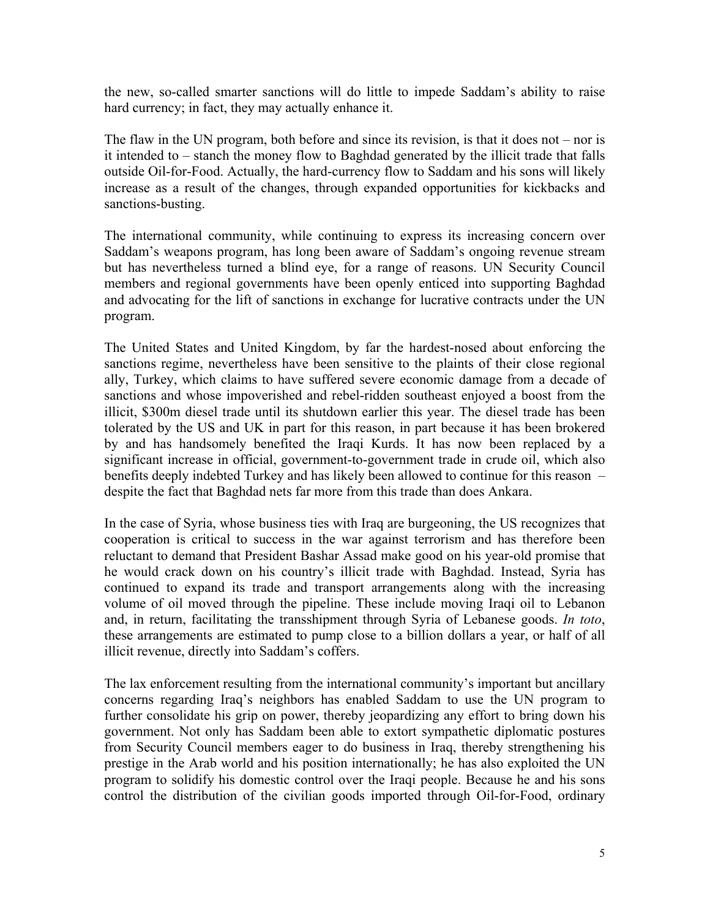the new, so-called smarter sanctions will do little to impede Saddam's ability to raise hard currency; in fact, they may actually enhance it.

The flaw in the UN program, both before and since its revision, is that it does not – nor is it intended to – stanch the money flow to Baghdad generated by the illicit trade that falls outside Oil-for-Food. Actually, the hard-currency flow to Saddam and his sons will likely increase as a result of the changes, through expanded opportunities for kickbacks and sanctions-busting.

The international community, while continuing to express its increasing concern over Saddam's weapons program, has long been aware of Saddam's ongoing revenue stream but has nevertheless turned a blind eye, for a range of reasons. UN Security Council members and regional governments have been openly enticed into supporting Baghdad and advocating for the lift of sanctions in exchange for lucrative contracts under the UN program.

The United States and United Kingdom, by far the hardest-nosed about enforcing the sanctions regime, nevertheless have been sensitive to the plaints of their close regional ally, Turkey, which claims to have suffered severe economic damage from a decade of sanctions and whose impoverished and rebel-ridden southeast enjoyed a boost from the illicit, \$300m diesel trade until its shutdown earlier this year. The diesel trade has been tolerated by the US and UK in part for this reason, in part because it has been brokered by and has handsomely benefited the Iraqi Kurds. It has now been replaced by a significant increase in official, government-to-government trade in crude oil, which also benefits deeply indebted Turkey and has likely been allowed to continue for this reason – despite the fact that Baghdad nets far more from this trade than does Ankara.

In the case of Syria, whose business ties with Iraq are burgeoning, the US recognizes that cooperation is critical to success in the war against terrorism and has therefore been reluctant to demand that President Bashar Assad make good on his year-old promise that he would crack down on his country's illicit trade with Baghdad. Instead, Syria has continued to expand its trade and transport arrangements along with the increasing volume of oil moved through the pipeline. These include moving Iraqi oil to Lebanon and, in return, facilitating the transshipment through Syria of Lebanese goods. *In toto*, these arrangements are estimated to pump close to a billion dollars a year, or half of all illicit revenue, directly into Saddam's coffers.

The lax enforcement resulting from the international community's important but ancillary concerns regarding Iraq's neighbors has enabled Saddam to use the UN program to further consolidate his grip on power, thereby jeopardizing any effort to bring down his government. Not only has Saddam been able to extort sympathetic diplomatic postures from Security Council members eager to do business in Iraq, thereby strengthening his prestige in the Arab world and his position internationally; he has also exploited the UN program to solidify his domestic control over the Iraqi people. Because he and his sons control the distribution of the civilian goods imported through Oil-for-Food, ordinary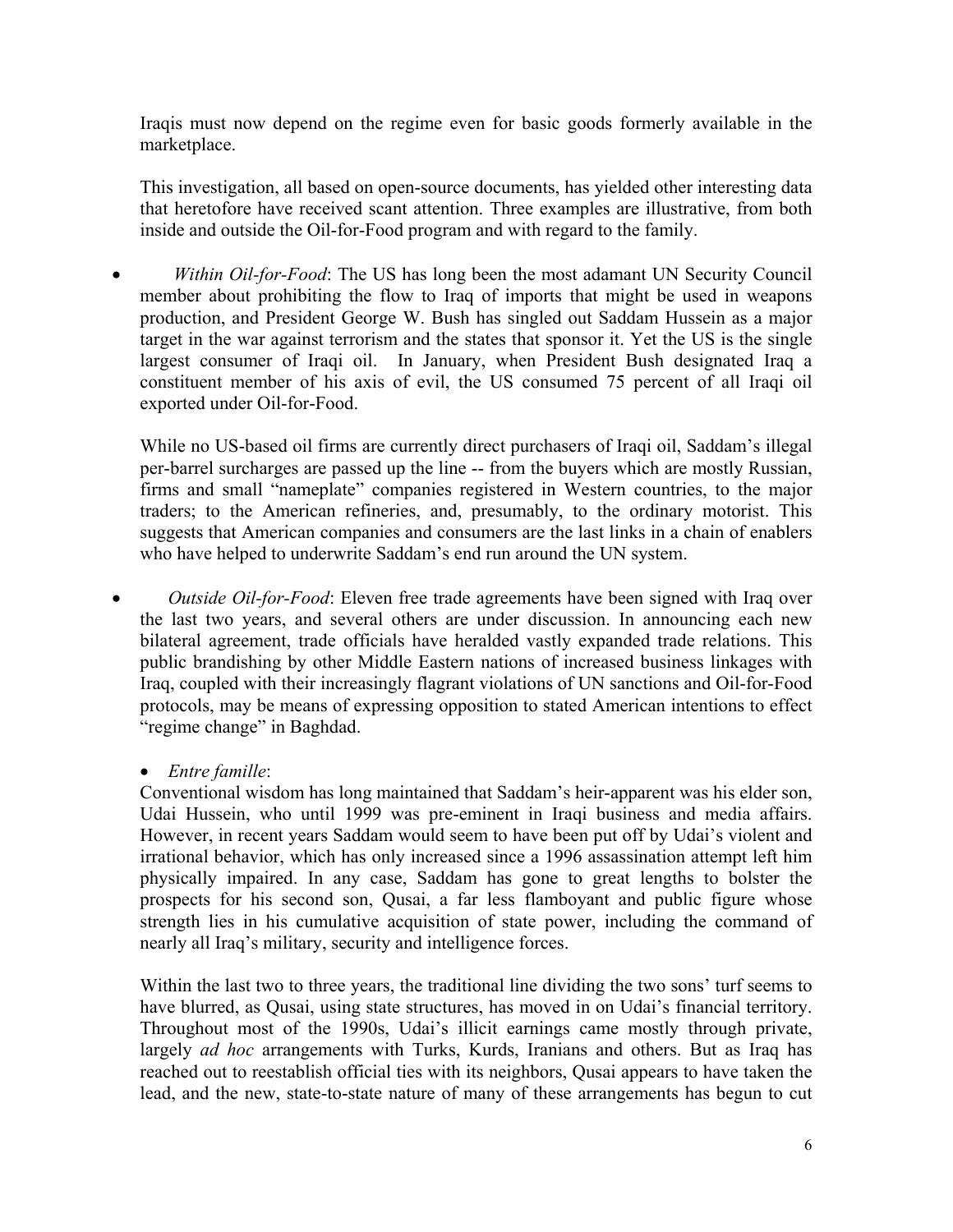Iraqis must now depend on the regime even for basic goods formerly available in the marketplace.

This investigation, all based on open-source documents, has yielded other interesting data that heretofore have received scant attention. Three examples are illustrative, from both inside and outside the Oil-for-Food program and with regard to the family.

- *Within Oil-for-Food*: The US has long been the most adamant UN Security Council member about prohibiting the flow to Iraq of imports that might be used in weapons production, and President George W. Bush has singled out Saddam Hussein as a major target in the war against terrorism and the states that sponsor it. Yet the US is the single largest consumer of Iraqi oil. In January, when President Bush designated Iraq a constituent member of his axis of evil, the US consumed 75 percent of all Iraqi oil exported under Oil-for-Food.

  While no US-based oil firms are currently direct purchasers of Iraqi oil, Saddam's illegal per-barrel surcharges are passed up the line -- from the buyers which are mostly Russian, firms and small "nameplate" companies registered in Western countries, to the major traders; to the American refineries, and, presumably, to the ordinary motorist. This suggests that American companies and consumers are the last links in a chain of enablers who have helped to underwrite Saddam's end run around the UN system.

- *Outside Oil-for-Food*: Eleven free trade agreements have been signed with Iraq over the last two years, and several others are under discussion. In announcing each new bilateral agreement, trade officials have heralded vastly expanded trade relations. This public brandishing by other Middle Eastern nations of increased business linkages with Iraq, coupled with their increasingly flagrant violations of UN sanctions and Oil-for-Food protocols, may be means of expressing opposition to stated American intentions to effect "regime change" in Baghdad.

- *Entre famille*:

  Conventional wisdom has long maintained that Saddam's heir-apparent was his elder son, Udai Hussein, who until 1999 was pre-eminent in Iraqi business and media affairs. However, in recent years Saddam would seem to have been put off by Udai's violent and irrational behavior, which has only increased since a 1996 assassination attempt left him physically impaired. In any case, Saddam has gone to great lengths to bolster the prospects for his second son, Qusai, a far less flamboyant and public figure whose strength lies in his cumulative acquisition of state power, including the command of nearly all Iraq's military, security and intelligence forces.

  Within the last two to three years, the traditional line dividing the two sons' turf seems to have blurred, as Qusai, using state structures, has moved in on Udai's financial territory. Throughout most of the 1990s, Udai's illicit earnings came mostly through private, largely *ad hoc* arrangements with Turks, Kurds, Iranians and others. But as Iraq has reached out to reestablish official ties with its neighbors, Qusai appears to have taken the lead, and the new, state-to-state nature of many of these arrangements has begun to cut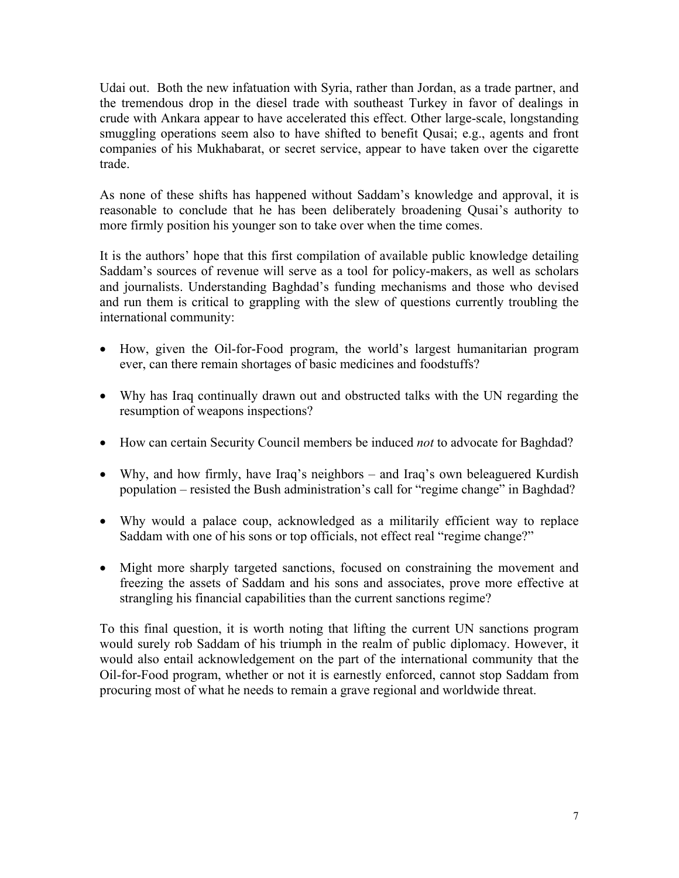Udai out. Both the new infatuation with Syria, rather than Jordan, as a trade partner, and the tremendous drop in the diesel trade with southeast Turkey in favor of dealings in crude with Ankara appear to have accelerated this effect. Other large-scale, longstanding smuggling operations seem also to have shifted to benefit Qusai; e.g., agents and front companies of his Mukhabarat, or secret service, appear to have taken over the cigarette trade.

As none of these shifts has happened without Saddam's knowledge and approval, it is reasonable to conclude that he has been deliberately broadening Qusai's authority to more firmly position his younger son to take over when the time comes.

It is the authors' hope that this first compilation of available public knowledge detailing Saddam's sources of revenue will serve as a tool for policy-makers, as well as scholars and journalists. Understanding Baghdad's funding mechanisms and those who devised and run them is critical to grappling with the slew of questions currently troubling the international community:

- How, given the Oil-for-Food program, the world's largest humanitarian program ever, can there remain shortages of basic medicines and foodstuffs?
- Why has Iraq continually drawn out and obstructed talks with the UN regarding the resumption of weapons inspections?
- How can certain Security Council members be induced *not* to advocate for Baghdad?
- Why, and how firmly, have Iraq's neighbors – and Iraq's own beleaguered Kurdish population – resisted the Bush administration's call for "regime change" in Baghdad?
- Why would a palace coup, acknowledged as a militarily efficient way to replace Saddam with one of his sons or top officials, not effect real "regime change?"
- Might more sharply targeted sanctions, focused on constraining the movement and freezing the assets of Saddam and his sons and associates, prove more effective at strangling his financial capabilities than the current sanctions regime?

To this final question, it is worth noting that lifting the current UN sanctions program would surely rob Saddam of his triumph in the realm of public diplomacy. However, it would also entail acknowledgement on the part of the international community that the Oil-for-Food program, whether or not it is earnestly enforced, cannot stop Saddam from procuring most of what he needs to remain a grave regional and worldwide threat.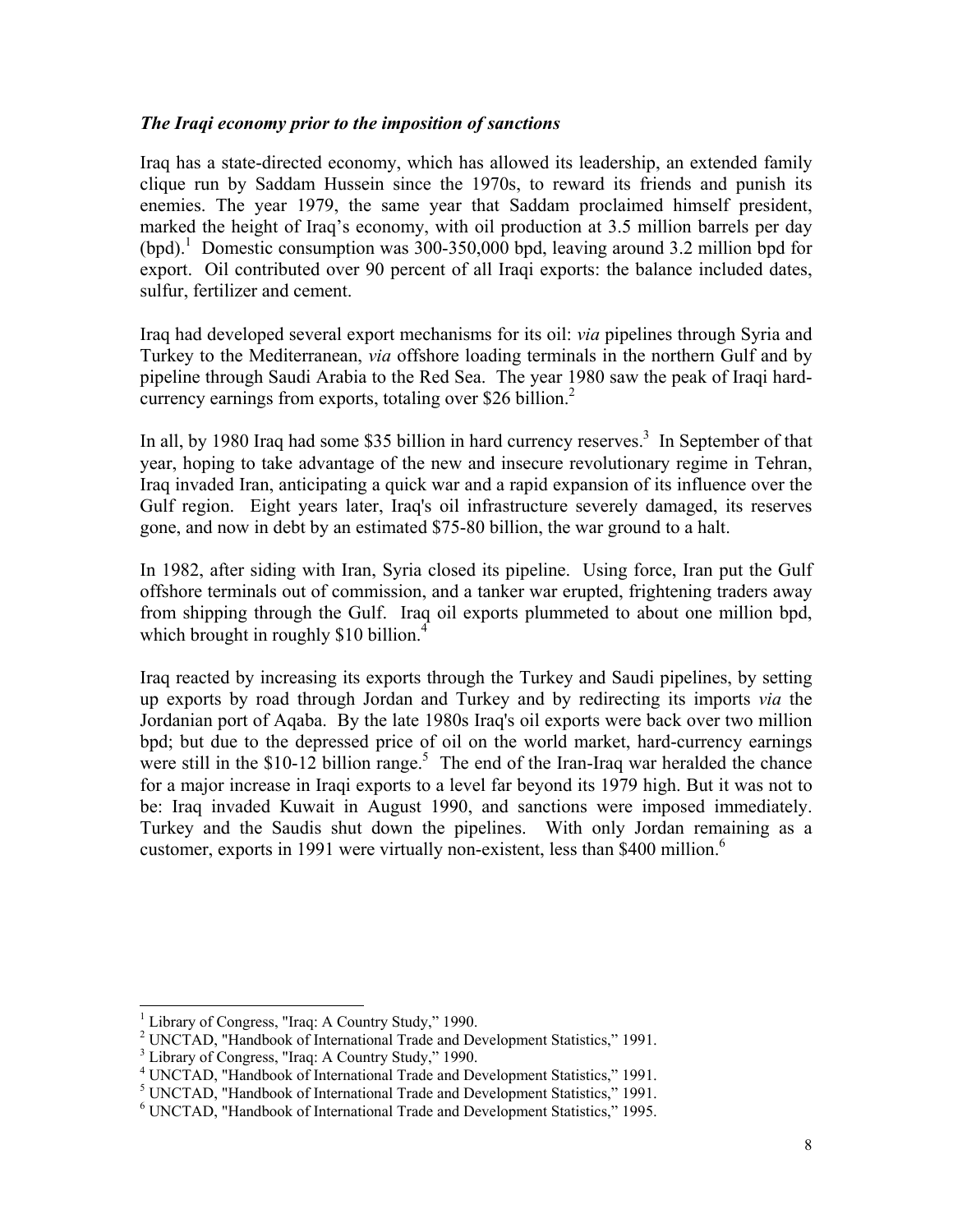### *The Iraqi economy prior to the imposition of sanctions*

Iraq has a state-directed economy, which has allowed its leadership, an extended family clique run by Saddam Hussein since the 1970s, to reward its friends and punish its enemies. The year 1979, the same year that Saddam proclaimed himself president, marked the height of Iraq's economy, with oil production at 3.5 million barrels per day (bpd).[1] Domestic consumption was 300-350,000 bpd, leaving around 3.2 million bpd for export. Oil contributed over 90 percent of all Iraqi exports: the balance included dates, sulfur, fertilizer and cement.

Iraq had developed several export mechanisms for its oil: *via* pipelines through Syria and Turkey to the Mediterranean, *via* offshore loading terminals in the northern Gulf and by pipeline through Saudi Arabia to the Red Sea. The year 1980 saw the peak of Iraqi hard-currency earnings from exports, totaling over $26 billion.[2]

In all, by 1980 Iraq had some $35 billion in hard currency reserves.[3] In September of that year, hoping to take advantage of the new and insecure revolutionary regime in Tehran, Iraq invaded Iran, anticipating a quick war and a rapid expansion of its influence over the Gulf region. Eight years later, Iraq's oil infrastructure severely damaged, its reserves gone, and now in debt by an estimated $75-80 billion, the war ground to a halt.

In 1982, after siding with Iran, Syria closed its pipeline. Using force, Iran put the Gulf offshore terminals out of commission, and a tanker war erupted, frightening traders away from shipping through the Gulf. Iraq oil exports plummeted to about one million bpd, which brought in roughly $10 billion.[4]

Iraq reacted by increasing its exports through the Turkey and Saudi pipelines, by setting up exports by road through Jordan and Turkey and by redirecting its imports *via* the Jordanian port of Aqaba. By the late 1980s Iraq's oil exports were back over two million bpd; but due to the depressed price of oil on the world market, hard-currency earnings were still in the $10-12 billion range.[5] The end of the Iran-Iraq war heralded the chance for a major increase in Iraqi exports to a level far beyond its 1979 high. But it was not to be: Iraq invaded Kuwait in August 1990, and sanctions were imposed immediately. Turkey and the Saudis shut down the pipelines. With only Jordan remaining as a customer, exports in 1991 were virtually non-existent, less than $400 million.[6]

---

[1] Library of Congress, "Iraq: A Country Study," 1990.
[2] UNCTAD, "Handbook of International Trade and Development Statistics," 1991.
[3] Library of Congress, "Iraq: A Country Study," 1990.
[4] UNCTAD, "Handbook of International Trade and Development Statistics," 1991.
[5] UNCTAD, "Handbook of International Trade and Development Statistics," 1991.
[6] UNCTAD, "Handbook of International Trade and Development Statistics," 1995.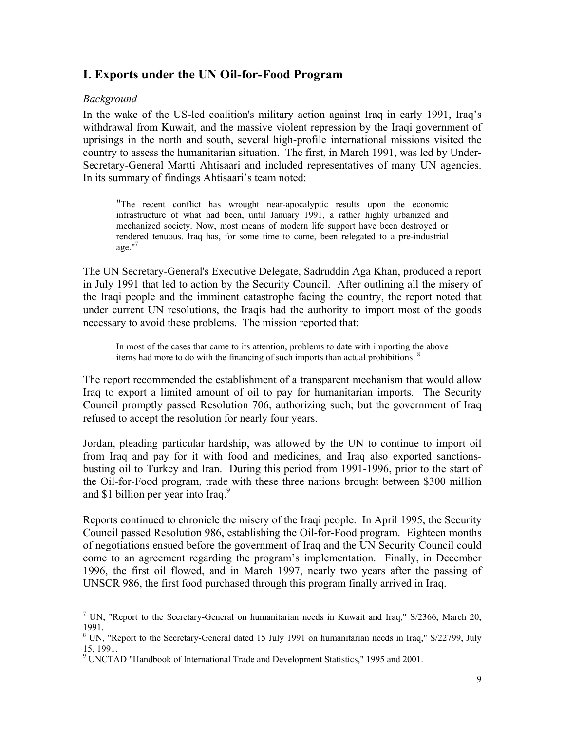## I. Exports under the UN Oil-for-Food Program

*Background*

In the wake of the US-led coalition's military action against Iraq in early 1991, Iraq's withdrawal from Kuwait, and the massive violent repression by the Iraqi government of uprisings in the north and south, several high-profile international missions visited the country to assess the humanitarian situation. The first, in March 1991, was led by Under-Secretary-General Martti Ahtisaari and included representatives of many UN agencies. In its summary of findings Ahtisaari's team noted:

> "The recent conflict has wrought near-apocalyptic results upon the economic infrastructure of what had been, until January 1991, a rather highly urbanized and mechanized society. Now, most means of modern life support have been destroyed or rendered tenuous. Iraq has, for some time to come, been relegated to a pre-industrial age."[7]

The UN Secretary-General's Executive Delegate, Sadruddin Aga Khan, produced a report in July 1991 that led to action by the Security Council. After outlining all the misery of the Iraqi people and the imminent catastrophe facing the country, the report noted that under current UN resolutions, the Iraqis had the authority to import most of the goods necessary to avoid these problems. The mission reported that:

> In most of the cases that came to its attention, problems to date with importing the above items had more to do with the financing of such imports than actual prohibitions. [8]

The report recommended the establishment of a transparent mechanism that would allow Iraq to export a limited amount of oil to pay for humanitarian imports. The Security Council promptly passed Resolution 706, authorizing such; but the government of Iraq refused to accept the resolution for nearly four years.

Jordan, pleading particular hardship, was allowed by the UN to continue to import oil from Iraq and pay for it with food and medicines, and Iraq also exported sanctions-busting oil to Turkey and Iran. During this period from 1991-1996, prior to the start of the Oil-for-Food program, trade with these three nations brought between $300 million and $1 billion per year into Iraq.[9]

Reports continued to chronicle the misery of the Iraqi people. In April 1995, the Security Council passed Resolution 986, establishing the Oil-for-Food program. Eighteen months of negotiations ensued before the government of Iraq and the UN Security Council could come to an agreement regarding the program's implementation. Finally, in December 1996, the first oil flowed, and in March 1997, nearly two years after the passing of UNSCR 986, the first food purchased through this program finally arrived in Iraq.

---

[7] UN, "Report to the Secretary-General on humanitarian needs in Kuwait and Iraq," S/2366, March 20, 1991.

[8] UN, "Report to the Secretary-General dated 15 July 1991 on humanitarian needs in Iraq," S/22799, July 15, 1991.

[9] UNCTAD "Handbook of International Trade and Development Statistics," 1995 and 2001.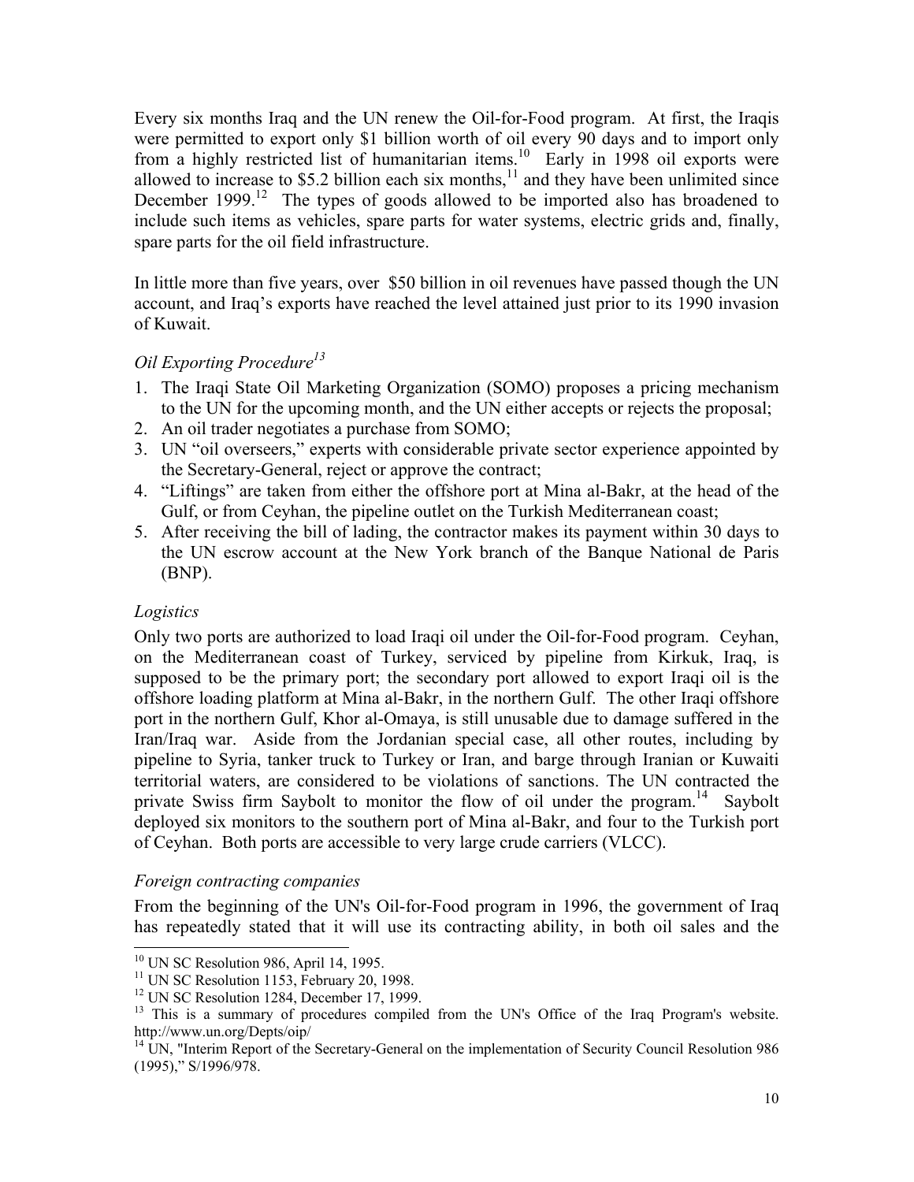Every six months Iraq and the UN renew the Oil-for-Food program. At first, the Iraqis were permitted to export only $1 billion worth of oil every 90 days and to import only from a highly restricted list of humanitarian items.[10] Early in 1998 oil exports were allowed to increase to $5.2 billion each six months,[11] and they have been unlimited since December 1999.[12] The types of goods allowed to be imported also has broadened to include such items as vehicles, spare parts for water systems, electric grids and, finally, spare parts for the oil field infrastructure.

In little more than five years, over $50 billion in oil revenues have passed though the UN account, and Iraq's exports have reached the level attained just prior to its 1990 invasion of Kuwait.

### *Oil Exporting Procedure*[13]

1. The Iraqi State Oil Marketing Organization (SOMO) proposes a pricing mechanism to the UN for the upcoming month, and the UN either accepts or rejects the proposal;
2. An oil trader negotiates a purchase from SOMO;
3. UN "oil overseers," experts with considerable private sector experience appointed by the Secretary-General, reject or approve the contract;
4. "Liftings" are taken from either the offshore port at Mina al-Bakr, at the head of the Gulf, or from Ceyhan, the pipeline outlet on the Turkish Mediterranean coast;
5. After receiving the bill of lading, the contractor makes its payment within 30 days to the UN escrow account at the New York branch of the Banque National de Paris (BNP).

### *Logistics*

Only two ports are authorized to load Iraqi oil under the Oil-for-Food program. Ceyhan, on the Mediterranean coast of Turkey, serviced by pipeline from Kirkuk, Iraq, is supposed to be the primary port; the secondary port allowed to export Iraqi oil is the offshore loading platform at Mina al-Bakr, in the northern Gulf. The other Iraqi offshore port in the northern Gulf, Khor al-Omaya, is still unusable due to damage suffered in the Iran/Iraq war. Aside from the Jordanian special case, all other routes, including by pipeline to Syria, tanker truck to Turkey or Iran, and barge through Iranian or Kuwaiti territorial waters, are considered to be violations of sanctions. The UN contracted the private Swiss firm Saybolt to monitor the flow of oil under the program.[14] Saybolt deployed six monitors to the southern port of Mina al-Bakr, and four to the Turkish port of Ceyhan. Both ports are accessible to very large crude carriers (VLCC).

### *Foreign contracting companies*

From the beginning of the UN's Oil-for-Food program in 1996, the government of Iraq has repeatedly stated that it will use its contracting ability, in both oil sales and the

---

[10] UN SC Resolution 986, April 14, 1995.

[11] UN SC Resolution 1153, February 20, 1998.

[12] UN SC Resolution 1284, December 17, 1999.

[13] This is a summary of procedures compiled from the UN's Office of the Iraq Program's website. http://www.un.org/Depts/oip/

[14] UN, "Interim Report of the Secretary-General on the implementation of Security Council Resolution 986 (1995)," S/1996/978.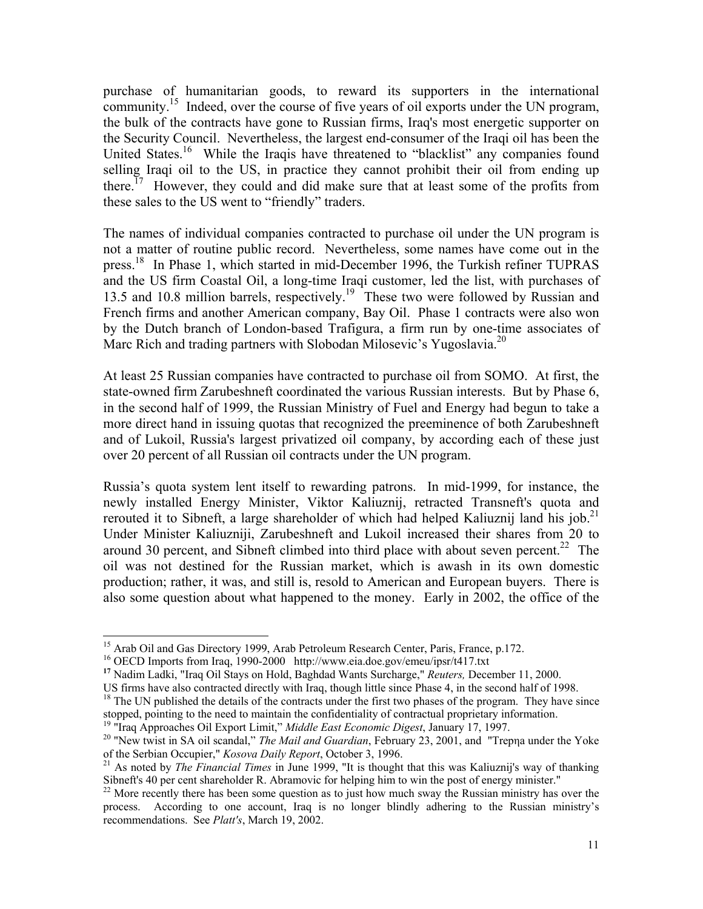purchase of humanitarian goods, to reward its supporters in the international community.[15] Indeed, over the course of five years of oil exports under the UN program, the bulk of the contracts have gone to Russian firms, Iraq's most energetic supporter on the Security Council. Nevertheless, the largest end-consumer of the Iraqi oil has been the United States.[16] While the Iraqis have threatened to "blacklist" any companies found selling Iraqi oil to the US, in practice they cannot prohibit their oil from ending up there.[17] However, they could and did make sure that at least some of the profits from these sales to the US went to "friendly" traders.

The names of individual companies contracted to purchase oil under the UN program is not a matter of routine public record. Nevertheless, some names have come out in the press.[18] In Phase 1, which started in mid-December 1996, the Turkish refiner TUPRAS and the US firm Coastal Oil, a long-time Iraqi customer, led the list, with purchases of 13.5 and 10.8 million barrels, respectively.[19] These two were followed by Russian and French firms and another American company, Bay Oil. Phase 1 contracts were also won by the Dutch branch of London-based Trafigura, a firm run by one-time associates of Marc Rich and trading partners with Slobodan Milosevic's Yugoslavia.[20]

At least 25 Russian companies have contracted to purchase oil from SOMO. At first, the state-owned firm Zarubeshneft coordinated the various Russian interests. But by Phase 6, in the second half of 1999, the Russian Ministry of Fuel and Energy had begun to take a more direct hand in issuing quotas that recognized the preeminence of both Zarubeshneft and of Lukoil, Russia's largest privatized oil company, by according each of these just over 20 percent of all Russian oil contracts under the UN program.

Russia's quota system lent itself to rewarding patrons. In mid-1999, for instance, the newly installed Energy Minister, Viktor Kaliuznij, retracted Transneft's quota and rerouted it to Sibneft, a large shareholder of which had helped Kaliuznij land his job.[21] Under Minister Kaliuzniji, Zarubeshneft and Lukoil increased their shares from 20 to around 30 percent, and Sibneft climbed into third place with about seven percent.[22] The oil was not destined for the Russian market, which is awash in its own domestic production; rather, it was, and still is, resold to American and European buyers. There is also some question about what happened to the money. Early in 2002, the office of the

---

[15] Arab Oil and Gas Directory 1999, Arab Petroleum Research Center, Paris, France, p.172.

[16] OECD Imports from Iraq, 1990-2000 http://www.eia.doe.gov/emeu/ipsr/t417.txt

[17] Nadim Ladki, "Iraq Oil Stays on Hold, Baghdad Wants Surcharge," *Reuters,* December 11, 2000. US firms have also contracted directly with Iraq, though little since Phase 4, in the second half of 1998.

[18] The UN published the details of the contracts under the first two phases of the program. They have since stopped, pointing to the need to maintain the confidentiality of contractual proprietary information.

[19] "Iraq Approaches Oil Export Limit," *Middle East Economic Digest*, January 17, 1997.

[20] "New twist in SA oil scandal," *The Mail and Guardian*, February 23, 2001, and "Trepηa under the Yoke of the Serbian Occupier," *Kosova Daily Report*, October 3, 1996.

[21] As noted by *The Financial Times* in June 1999, "It is thought that this was Kaliuznij's way of thanking Sibneft's 40 per cent shareholder R. Abramovic for helping him to win the post of energy minister."

[22] More recently there has been some question as to just how much sway the Russian ministry has over the process. According to one account, Iraq is no longer blindly adhering to the Russian ministry's recommendations. See *Platt's*, March 19, 2002.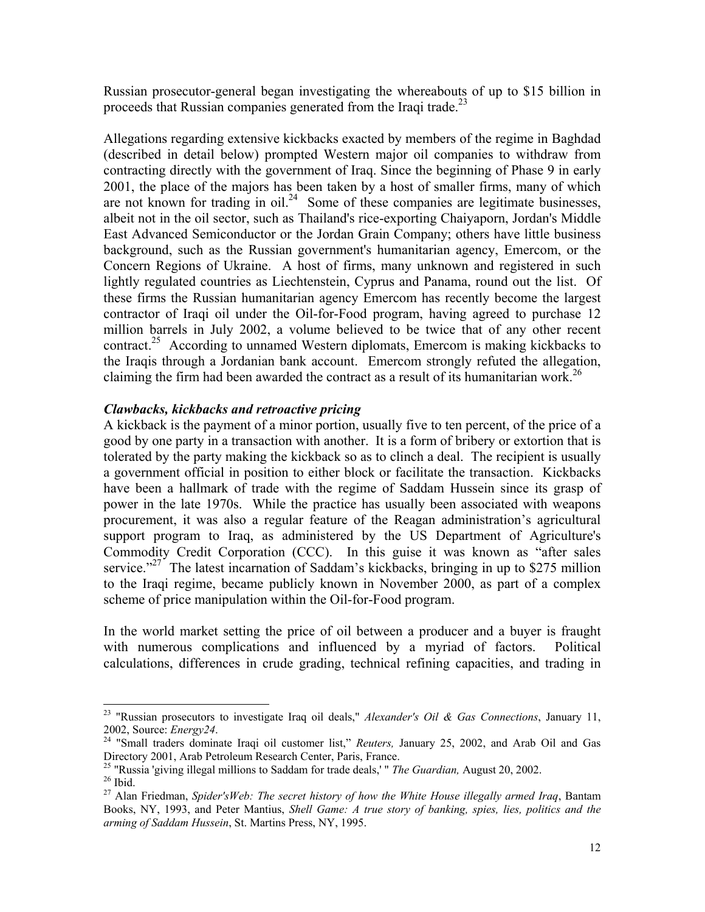Russian prosecutor-general began investigating the whereabouts of up to $15 billion in proceeds that Russian companies generated from the Iraqi trade.[23]

Allegations regarding extensive kickbacks exacted by members of the regime in Baghdad (described in detail below) prompted Western major oil companies to withdraw from contracting directly with the government of Iraq. Since the beginning of Phase 9 in early 2001, the place of the majors has been taken by a host of smaller firms, many of which are not known for trading in oil.[24] Some of these companies are legitimate businesses, albeit not in the oil sector, such as Thailand's rice-exporting Chaiyaporn, Jordan's Middle East Advanced Semiconductor or the Jordan Grain Company; others have little business background, such as the Russian government's humanitarian agency, Emercom, or the Concern Regions of Ukraine. A host of firms, many unknown and registered in such lightly regulated countries as Liechtenstein, Cyprus and Panama, round out the list. Of these firms the Russian humanitarian agency Emercom has recently become the largest contractor of Iraqi oil under the Oil-for-Food program, having agreed to purchase 12 million barrels in July 2002, a volume believed to be twice that of any other recent contract.[25] According to unnamed Western diplomats, Emercom is making kickbacks to the Iraqis through a Jordanian bank account. Emercom strongly refuted the allegation, claiming the firm had been awarded the contract as a result of its humanitarian work.[26]

***Clawbacks, kickbacks and retroactive pricing***

A kickback is the payment of a minor portion, usually five to ten percent, of the price of a good by one party in a transaction with another. It is a form of bribery or extortion that is tolerated by the party making the kickback so as to clinch a deal. The recipient is usually a government official in position to either block or facilitate the transaction. Kickbacks have been a hallmark of trade with the regime of Saddam Hussein since its grasp of power in the late 1970s. While the practice has usually been associated with weapons procurement, it was also a regular feature of the Reagan administration's agricultural support program to Iraq, as administered by the US Department of Agriculture's Commodity Credit Corporation (CCC). In this guise it was known as "after sales service."[27] The latest incarnation of Saddam's kickbacks, bringing in up to $275 million to the Iraqi regime, became publicly known in November 2000, as part of a complex scheme of price manipulation within the Oil-for-Food program.

In the world market setting the price of oil between a producer and a buyer is fraught with numerous complications and influenced by a myriad of factors. Political calculations, differences in crude grading, technical refining capacities, and trading in

---

[23] "Russian prosecutors to investigate Iraq oil deals," *Alexander's Oil & Gas Connections*, January 11, 2002, Source: *Energy24*.

[24] "Small traders dominate Iraqi oil customer list," *Reuters,* January 25, 2002, and Arab Oil and Gas Directory 2001, Arab Petroleum Research Center, Paris, France.

[25] "Russia 'giving illegal millions to Saddam for trade deals,' " *The Guardian,* August 20, 2002.

[26] Ibid.

[27] Alan Friedman, *Spider'sWeb: The secret history of how the White House illegally armed Iraq*, Bantam Books, NY, 1993, and Peter Mantius, *Shell Game: A true story of banking, spies, lies, politics and the arming of Saddam Hussein*, St. Martins Press, NY, 1995.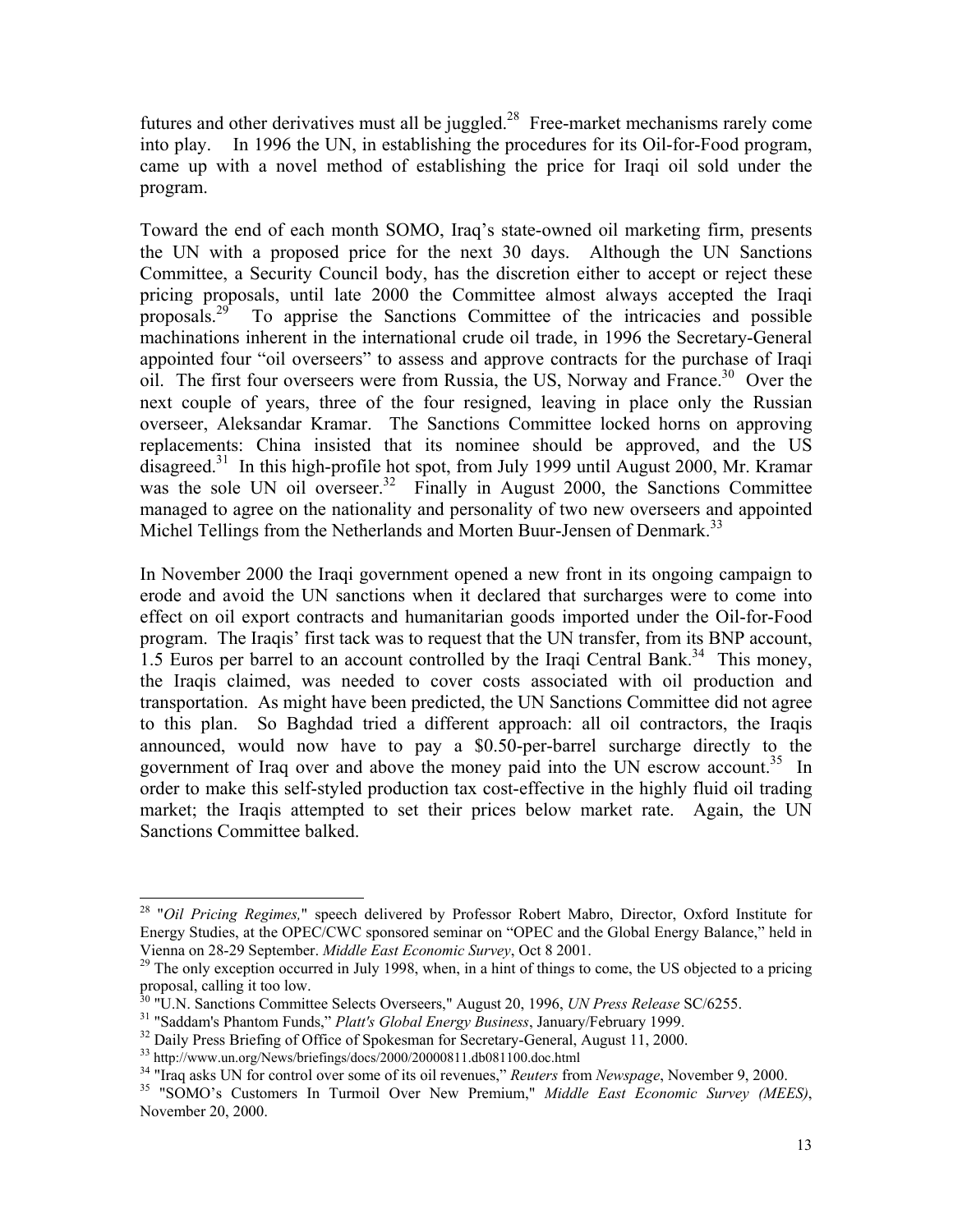futures and other derivatives must all be juggled.[28] Free-market mechanisms rarely come into play. In 1996 the UN, in establishing the procedures for its Oil-for-Food program, came up with a novel method of establishing the price for Iraqi oil sold under the program.

Toward the end of each month SOMO, Iraq's state-owned oil marketing firm, presents the UN with a proposed price for the next 30 days. Although the UN Sanctions Committee, a Security Council body, has the discretion either to accept or reject these pricing proposals, until late 2000 the Committee almost always accepted the Iraqi proposals.[29] To apprise the Sanctions Committee of the intricacies and possible machinations inherent in the international crude oil trade, in 1996 the Secretary-General appointed four "oil overseers" to assess and approve contracts for the purchase of Iraqi oil. The first four overseers were from Russia, the US, Norway and France.[30] Over the next couple of years, three of the four resigned, leaving in place only the Russian overseer, Aleksandar Kramar. The Sanctions Committee locked horns on approving replacements: China insisted that its nominee should be approved, and the US disagreed.[31] In this high-profile hot spot, from July 1999 until August 2000, Mr. Kramar was the sole UN oil overseer.[32] Finally in August 2000, the Sanctions Committee managed to agree on the nationality and personality of two new overseers and appointed Michel Tellings from the Netherlands and Morten Buur-Jensen of Denmark.[33]

In November 2000 the Iraqi government opened a new front in its ongoing campaign to erode and avoid the UN sanctions when it declared that surcharges were to come into effect on oil export contracts and humanitarian goods imported under the Oil-for-Food program. The Iraqis' first tack was to request that the UN transfer, from its BNP account, 1.5 Euros per barrel to an account controlled by the Iraqi Central Bank.[34] This money, the Iraqis claimed, was needed to cover costs associated with oil production and transportation. As might have been predicted, the UN Sanctions Committee did not agree to this plan. So Baghdad tried a different approach: all oil contractors, the Iraqis announced, would now have to pay a \$0.50-per-barrel surcharge directly to the government of Iraq over and above the money paid into the UN escrow account.[35] In order to make this self-styled production tax cost-effective in the highly fluid oil trading market; the Iraqis attempted to set their prices below market rate. Again, the UN Sanctions Committee balked.

---

[28] "*Oil Pricing Regimes,*" speech delivered by Professor Robert Mabro, Director, Oxford Institute for Energy Studies, at the OPEC/CWC sponsored seminar on "OPEC and the Global Energy Balance," held in Vienna on 28-29 September. *Middle East Economic Survey*, Oct 8 2001.

[29] The only exception occurred in July 1998, when, in a hint of things to come, the US objected to a pricing proposal, calling it too low.

[30] "U.N. Sanctions Committee Selects Overseers," August 20, 1996, *UN Press Release* SC/6255.

[31] "Saddam's Phantom Funds," *Platt's Global Energy Business*, January/February 1999.

[32] Daily Press Briefing of Office of Spokesman for Secretary-General, August 11, 2000.

[33] http://www.un.org/News/briefings/docs/2000/20000811.db081100.doc.html

[34] "Iraq asks UN for control over some of its oil revenues," *Reuters* from *Newspage*, November 9, 2000.

[35] "SOMO's Customers In Turmoil Over New Premium," *Middle East Economic Survey (MEES)*, November 20, 2000.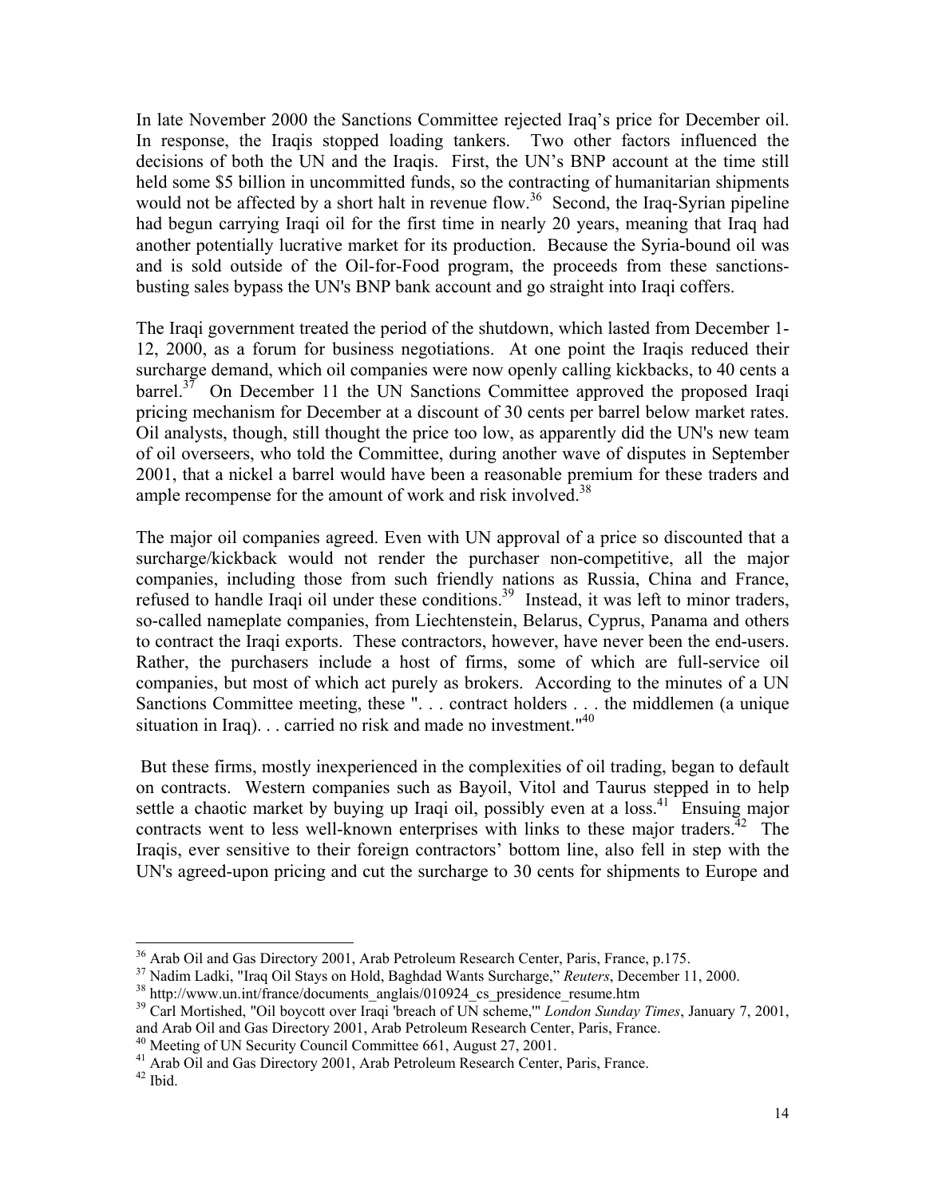In late November 2000 the Sanctions Committee rejected Iraq's price for December oil. In response, the Iraqis stopped loading tankers. Two other factors influenced the decisions of both the UN and the Iraqis. First, the UN's BNP account at the time still held some $5 billion in uncommitted funds, so the contracting of humanitarian shipments would not be affected by a short halt in revenue flow.[36] Second, the Iraq-Syrian pipeline had begun carrying Iraqi oil for the first time in nearly 20 years, meaning that Iraq had another potentially lucrative market for its production. Because the Syria-bound oil was and is sold outside of the Oil-for-Food program, the proceeds from these sanctions-busting sales bypass the UN's BNP bank account and go straight into Iraqi coffers.

The Iraqi government treated the period of the shutdown, which lasted from December 1-12, 2000, as a forum for business negotiations. At one point the Iraqis reduced their surcharge demand, which oil companies were now openly calling kickbacks, to 40 cents a barrel.[37] On December 11 the UN Sanctions Committee approved the proposed Iraqi pricing mechanism for December at a discount of 30 cents per barrel below market rates. Oil analysts, though, still thought the price too low, as apparently did the UN's new team of oil overseers, who told the Committee, during another wave of disputes in September 2001, that a nickel a barrel would have been a reasonable premium for these traders and ample recompense for the amount of work and risk involved.[38]

The major oil companies agreed. Even with UN approval of a price so discounted that a surcharge/kickback would not render the purchaser non-competitive, all the major companies, including those from such friendly nations as Russia, China and France, refused to handle Iraqi oil under these conditions.[39] Instead, it was left to minor traders, so-called nameplate companies, from Liechtenstein, Belarus, Cyprus, Panama and others to contract the Iraqi exports. These contractors, however, have never been the end-users. Rather, the purchasers include a host of firms, some of which are full-service oil companies, but most of which act purely as brokers. According to the minutes of a UN Sanctions Committee meeting, these ". . . contract holders . . . the middlemen (a unique situation in Iraq). . . carried no risk and made no investment."[40]

But these firms, mostly inexperienced in the complexities of oil trading, began to default on contracts. Western companies such as Bayoil, Vitol and Taurus stepped in to help settle a chaotic market by buying up Iraqi oil, possibly even at a loss.[41] Ensuing major contracts went to less well-known enterprises with links to these major traders.[42] The Iraqis, ever sensitive to their foreign contractors' bottom line, also fell in step with the UN's agreed-upon pricing and cut the surcharge to 30 cents for shipments to Europe and

---

[36] Arab Oil and Gas Directory 2001, Arab Petroleum Research Center, Paris, France, p.175.

[37] Nadim Ladki, "Iraq Oil Stays on Hold, Baghdad Wants Surcharge," *Reuters*, December 11, 2000.

[38] http://www.un.int/france/documents_anglais/010924_cs_presidence_resume.htm

[39] Carl Mortished, "Oil boycott over Iraqi 'breach of UN scheme,'" *London Sunday Times*, January 7, 2001, and Arab Oil and Gas Directory 2001, Arab Petroleum Research Center, Paris, France.

[40] Meeting of UN Security Council Committee 661, August 27, 2001.

[41] Arab Oil and Gas Directory 2001, Arab Petroleum Research Center, Paris, France.

[42] Ibid.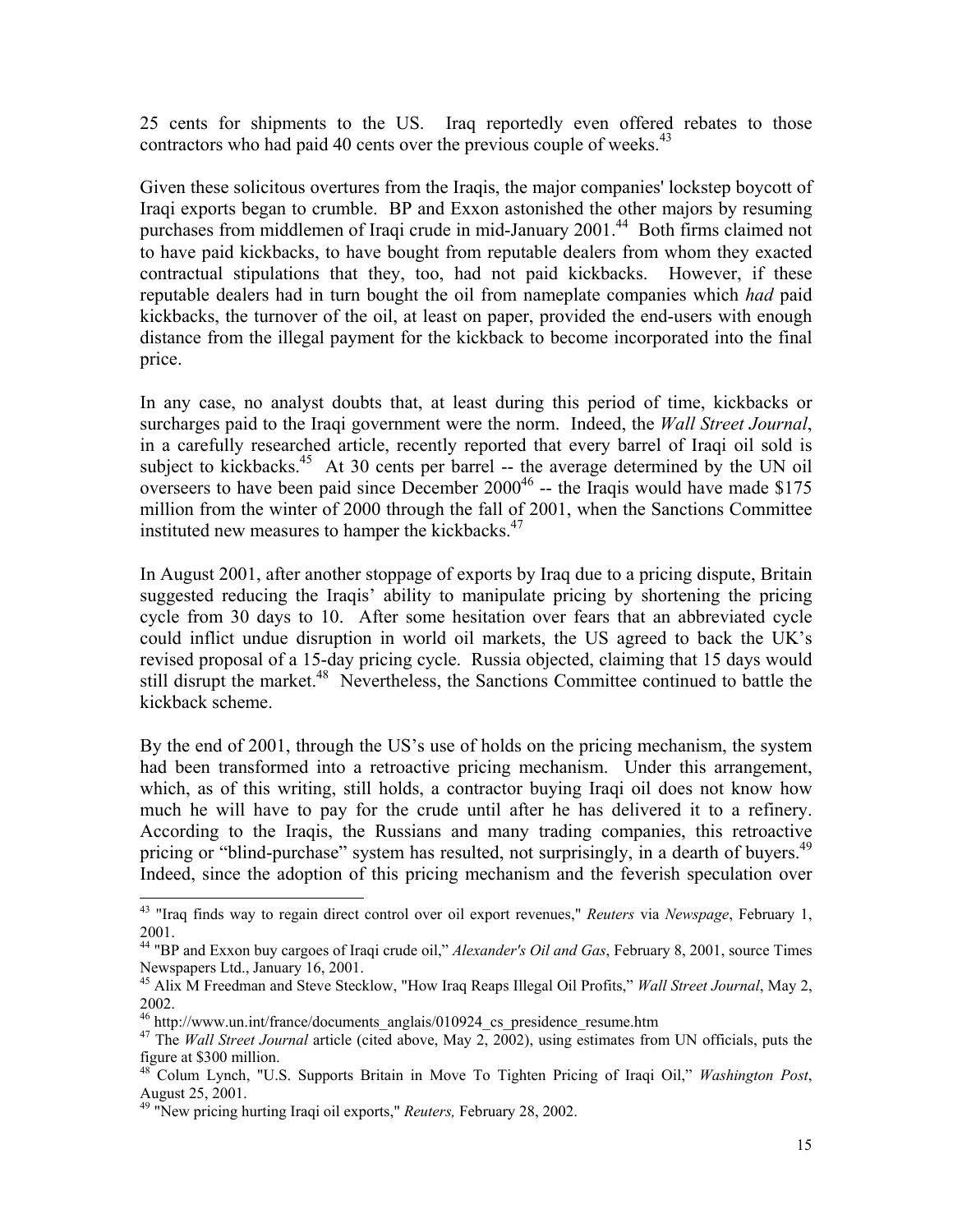25 cents for shipments to the US. Iraq reportedly even offered rebates to those contractors who had paid 40 cents over the previous couple of weeks.[43]

Given these solicitous overtures from the Iraqis, the major companies' lockstep boycott of Iraqi exports began to crumble. BP and Exxon astonished the other majors by resuming purchases from middlemen of Iraqi crude in mid-January 2001.[44] Both firms claimed not to have paid kickbacks, to have bought from reputable dealers from whom they exacted contractual stipulations that they, too, had not paid kickbacks. However, if these reputable dealers had in turn bought the oil from nameplate companies which *had* paid kickbacks, the turnover of the oil, at least on paper, provided the end-users with enough distance from the illegal payment for the kickback to become incorporated into the final price.

In any case, no analyst doubts that, at least during this period of time, kickbacks or surcharges paid to the Iraqi government were the norm. Indeed, the *Wall Street Journal*, in a carefully researched article, recently reported that every barrel of Iraqi oil sold is subject to kickbacks.[45] At 30 cents per barrel -- the average determined by the UN oil overseers to have been paid since December 2000[46] -- the Iraqis would have made \$175 million from the winter of 2000 through the fall of 2001, when the Sanctions Committee instituted new measures to hamper the kickbacks.[47]

In August 2001, after another stoppage of exports by Iraq due to a pricing dispute, Britain suggested reducing the Iraqis' ability to manipulate pricing by shortening the pricing cycle from 30 days to 10. After some hesitation over fears that an abbreviated cycle could inflict undue disruption in world oil markets, the US agreed to back the UK's revised proposal of a 15-day pricing cycle. Russia objected, claiming that 15 days would still disrupt the market.[48] Nevertheless, the Sanctions Committee continued to battle the kickback scheme.

By the end of 2001, through the US's use of holds on the pricing mechanism, the system had been transformed into a retroactive pricing mechanism. Under this arrangement, which, as of this writing, still holds, a contractor buying Iraqi oil does not know how much he will have to pay for the crude until after he has delivered it to a refinery. According to the Iraqis, the Russians and many trading companies, this retroactive pricing or "blind-purchase" system has resulted, not surprisingly, in a dearth of buyers.[49] Indeed, since the adoption of this pricing mechanism and the feverish speculation over

---

[43] "Iraq finds way to regain direct control over oil export revenues," *Reuters* via *Newspage*, February 1, 2001.

[44] "BP and Exxon buy cargoes of Iraqi crude oil," *Alexander's Oil and Gas*, February 8, 2001, source Times Newspapers Ltd., January 16, 2001.

[45] Alix M Freedman and Steve Stecklow, "How Iraq Reaps Illegal Oil Profits," *Wall Street Journal*, May 2, 2002.

[46] http://www.un.int/france/documents_anglais/010924_cs_presidence_resume.htm

[47] The *Wall Street Journal* article (cited above, May 2, 2002), using estimates from UN officials, puts the figure at \$300 million.

[48] Colum Lynch, "U.S. Supports Britain in Move To Tighten Pricing of Iraqi Oil," *Washington Post*, August 25, 2001.

[49] "New pricing hurting Iraqi oil exports," *Reuters,* February 28, 2002.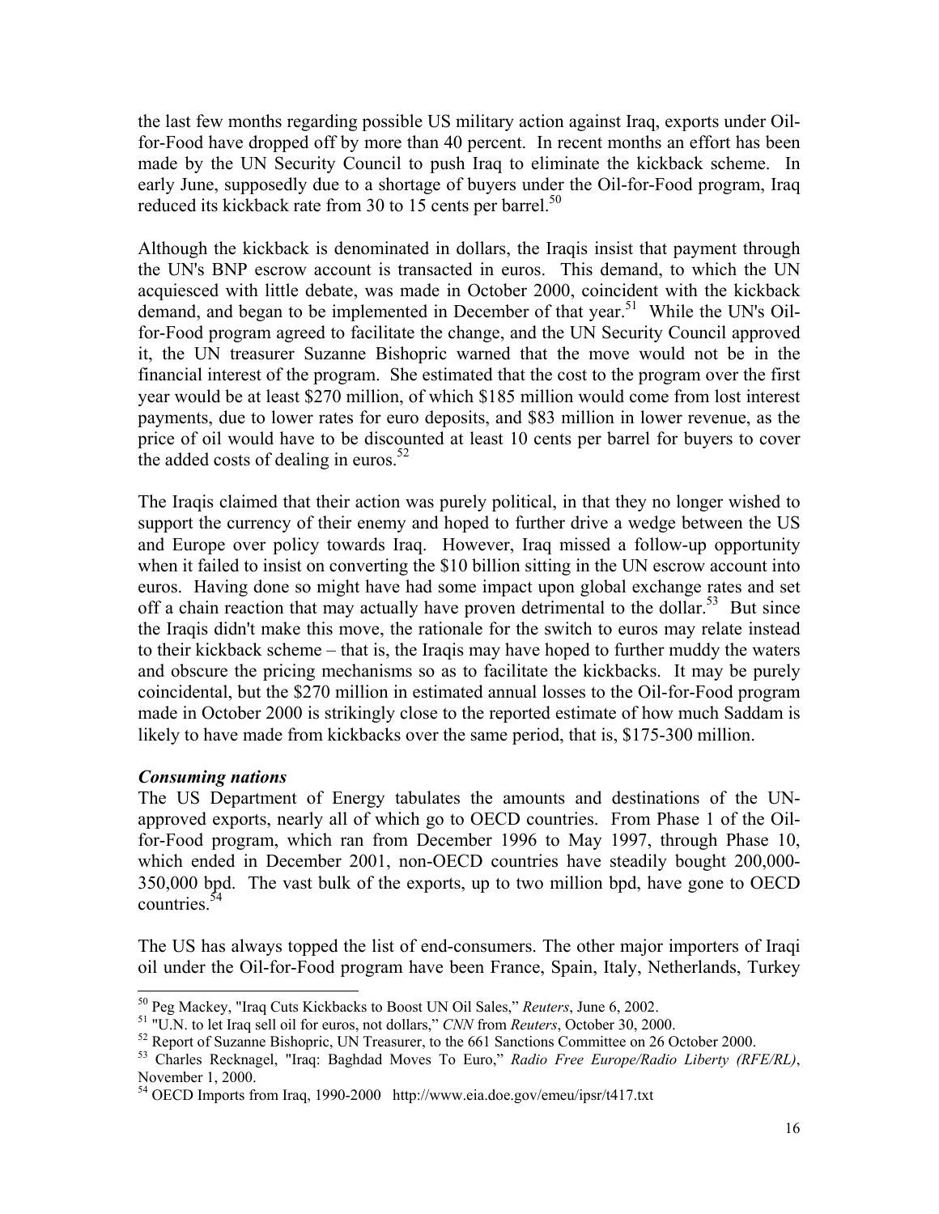the last few months regarding possible US military action against Iraq, exports under Oil-for-Food have dropped off by more than 40 percent. In recent months an effort has been made by the UN Security Council to push Iraq to eliminate the kickback scheme. In early June, supposedly due to a shortage of buyers under the Oil-for-Food program, Iraq reduced its kickback rate from 30 to 15 cents per barrel.[50]

Although the kickback is denominated in dollars, the Iraqis insist that payment through the UN's BNP escrow account is transacted in euros. This demand, to which the UN acquiesced with little debate, was made in October 2000, coincident with the kickback demand, and began to be implemented in December of that year.[51] While the UN's Oil-for-Food program agreed to facilitate the change, and the UN Security Council approved it, the UN treasurer Suzanne Bishopric warned that the move would not be in the financial interest of the program. She estimated that the cost to the program over the first year would be at least $270 million, of which $185 million would come from lost interest payments, due to lower rates for euro deposits, and $83 million in lower revenue, as the price of oil would have to be discounted at least 10 cents per barrel for buyers to cover the added costs of dealing in euros.[52]

The Iraqis claimed that their action was purely political, in that they no longer wished to support the currency of their enemy and hoped to further drive a wedge between the US and Europe over policy towards Iraq. However, Iraq missed a follow-up opportunity when it failed to insist on converting the $10 billion sitting in the UN escrow account into euros. Having done so might have had some impact upon global exchange rates and set off a chain reaction that may actually have proven detrimental to the dollar.[53] But since the Iraqis didn't make this move, the rationale for the switch to euros may relate instead to their kickback scheme – that is, the Iraqis may have hoped to further muddy the waters and obscure the pricing mechanisms so as to facilitate the kickbacks. It may be purely coincidental, but the $270 million in estimated annual losses to the Oil-for-Food program made in October 2000 is strikingly close to the reported estimate of how much Saddam is likely to have made from kickbacks over the same period, that is, $175-300 million.

***Consuming nations***

The US Department of Energy tabulates the amounts and destinations of the UN-approved exports, nearly all of which go to OECD countries. From Phase 1 of the Oil-for-Food program, which ran from December 1996 to May 1997, through Phase 10, which ended in December 2001, non-OECD countries have steadily bought 200,000-350,000 bpd. The vast bulk of the exports, up to two million bpd, have gone to OECD countries.[54]

The US has always topped the list of end-consumers. The other major importers of Iraqi oil under the Oil-for-Food program have been France, Spain, Italy, Netherlands, Turkey

---

[50] Peg Mackey, "Iraq Cuts Kickbacks to Boost UN Oil Sales," *Reuters*, June 6, 2002.

[51] "U.N. to let Iraq sell oil for euros, not dollars," *CNN* from *Reuters*, October 30, 2000.

[52] Report of Suzanne Bishopric, UN Treasurer, to the 661 Sanctions Committee on 26 October 2000.

[53] Charles Recknagel, "Iraq: Baghdad Moves To Euro," *Radio Free Europe/Radio Liberty (RFE/RL)*, November 1, 2000.

[54] OECD Imports from Iraq, 1990-2000 http://www.eia.doe.gov/emeu/ipsr/t417.txt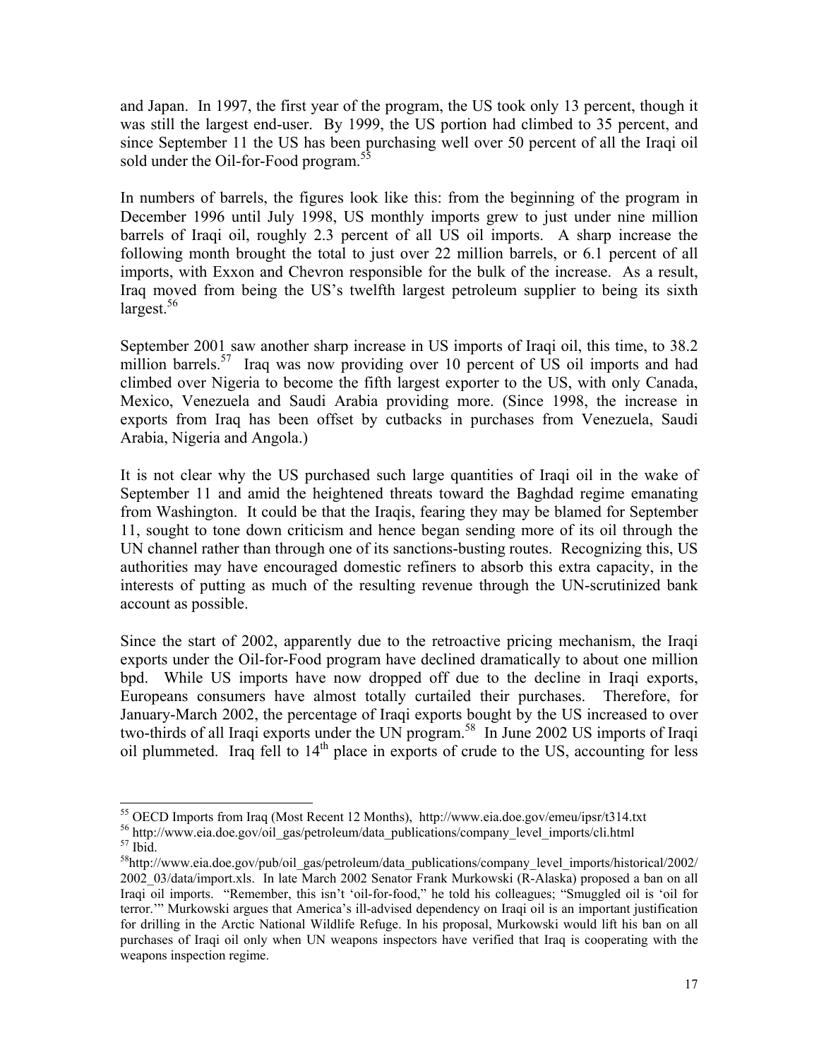and Japan. In 1997, the first year of the program, the US took only 13 percent, though it was still the largest end-user. By 1999, the US portion had climbed to 35 percent, and since September 11 the US has been purchasing well over 50 percent of all the Iraqi oil sold under the Oil-for-Food program.[55]

In numbers of barrels, the figures look like this: from the beginning of the program in December 1996 until July 1998, US monthly imports grew to just under nine million barrels of Iraqi oil, roughly 2.3 percent of all US oil imports. A sharp increase the following month brought the total to just over 22 million barrels, or 6.1 percent of all imports, with Exxon and Chevron responsible for the bulk of the increase. As a result, Iraq moved from being the US's twelfth largest petroleum supplier to being its sixth largest.[56]

September 2001 saw another sharp increase in US imports of Iraqi oil, this time, to 38.2 million barrels.[57] Iraq was now providing over 10 percent of US oil imports and had climbed over Nigeria to become the fifth largest exporter to the US, with only Canada, Mexico, Venezuela and Saudi Arabia providing more. (Since 1998, the increase in exports from Iraq has been offset by cutbacks in purchases from Venezuela, Saudi Arabia, Nigeria and Angola.)

It is not clear why the US purchased such large quantities of Iraqi oil in the wake of September 11 and amid the heightened threats toward the Baghdad regime emanating from Washington. It could be that the Iraqis, fearing they may be blamed for September 11, sought to tone down criticism and hence began sending more of its oil through the UN channel rather than through one of its sanctions-busting routes. Recognizing this, US authorities may have encouraged domestic refiners to absorb this extra capacity, in the interests of putting as much of the resulting revenue through the UN-scrutinized bank account as possible.

Since the start of 2002, apparently due to the retroactive pricing mechanism, the Iraqi exports under the Oil-for-Food program have declined dramatically to about one million bpd. While US imports have now dropped off due to the decline in Iraqi exports, Europeans consumers have almost totally curtailed their purchases. Therefore, for January-March 2002, the percentage of Iraqi exports bought by the US increased to over two-thirds of all Iraqi exports under the UN program.[58] In June 2002 US imports of Iraqi oil plummeted. Iraq fell to 14th place in exports of crude to the US, accounting for less

---

[55] OECD Imports from Iraq (Most Recent 12 Months), http://www.eia.doe.gov/emeu/ipsr/t314.txt

[56] http://www.eia.doe.gov/oil_gas/petroleum/data_publications/company_level_imports/cli.html

[57] Ibid.

[58] http://www.eia.doe.gov/pub/oil_gas/petroleum/data_publications/company_level_imports/historical/2002/2002_03/data/import.xls. In late March 2002 Senator Frank Murkowski (R-Alaska) proposed a ban on all Iraqi oil imports. "Remember, this isn't 'oil-for-food," he told his colleagues; "Smuggled oil is 'oil for terror.'" Murkowski argues that America's ill-advised dependency on Iraqi oil is an important justification for drilling in the Arctic National Wildlife Refuge. In his proposal, Murkowski would lift his ban on all purchases of Iraqi oil only when UN weapons inspectors have verified that Iraq is cooperating with the weapons inspection regime.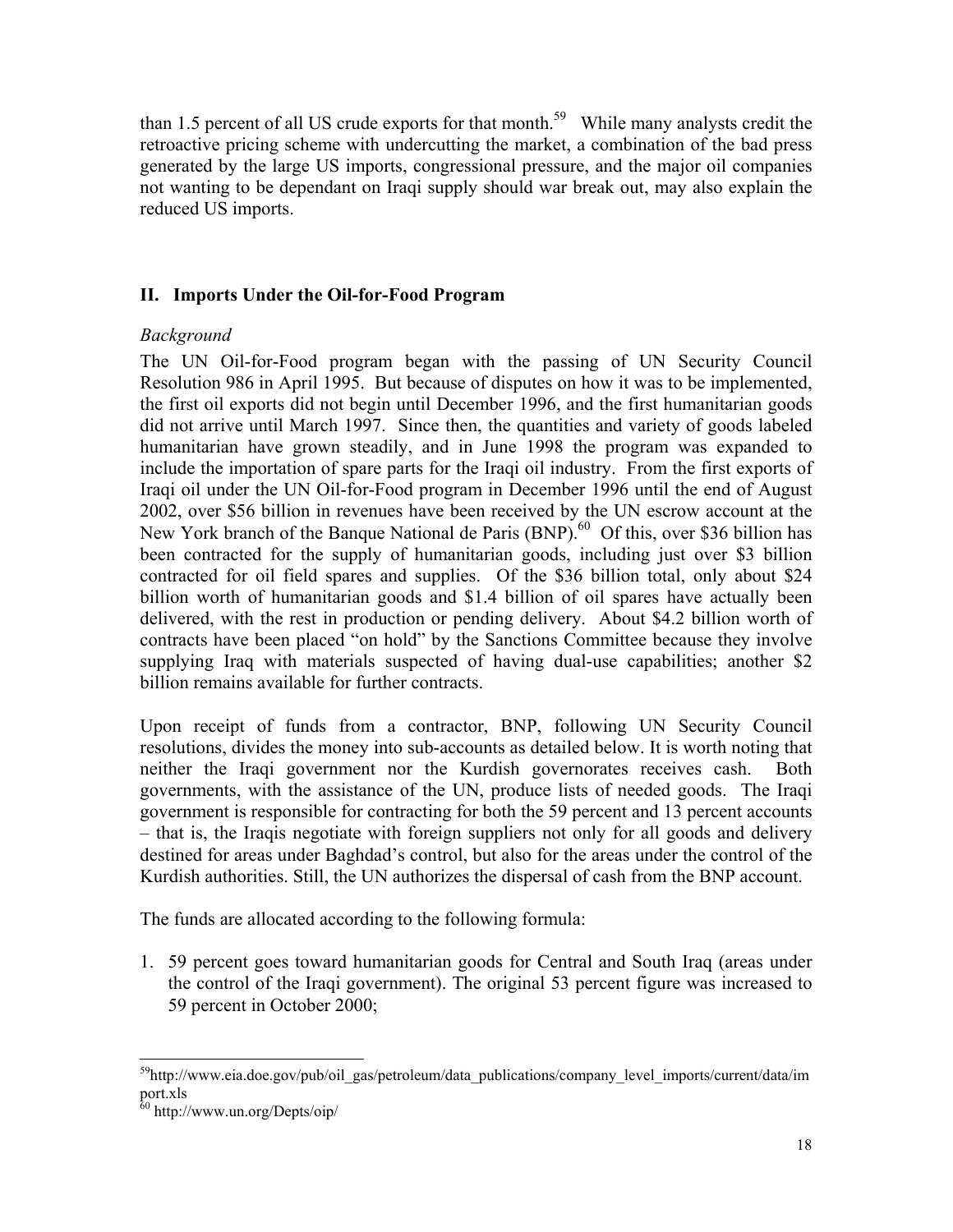than 1.5 percent of all US crude exports for that month.[59] While many analysts credit the retroactive pricing scheme with undercutting the market, a combination of the bad press generated by the large US imports, congressional pressure, and the major oil companies not wanting to be dependant on Iraqi supply should war break out, may also explain the reduced US imports.

## II. Imports Under the Oil-for-Food Program

*Background*

The UN Oil-for-Food program began with the passing of UN Security Council Resolution 986 in April 1995. But because of disputes on how it was to be implemented, the first oil exports did not begin until December 1996, and the first humanitarian goods did not arrive until March 1997. Since then, the quantities and variety of goods labeled humanitarian have grown steadily, and in June 1998 the program was expanded to include the importation of spare parts for the Iraqi oil industry. From the first exports of Iraqi oil under the UN Oil-for-Food program in December 1996 until the end of August 2002, over $56 billion in revenues have been received by the UN escrow account at the New York branch of the Banque National de Paris (BNP).[60] Of this, over $36 billion has been contracted for the supply of humanitarian goods, including just over $3 billion contracted for oil field spares and supplies. Of the $36 billion total, only about $24 billion worth of humanitarian goods and $1.4 billion of oil spares have actually been delivered, with the rest in production or pending delivery. About $4.2 billion worth of contracts have been placed "on hold" by the Sanctions Committee because they involve supplying Iraq with materials suspected of having dual-use capabilities; another $2 billion remains available for further contracts.

Upon receipt of funds from a contractor, BNP, following UN Security Council resolutions, divides the money into sub-accounts as detailed below. It is worth noting that neither the Iraqi government nor the Kurdish governorates receives cash. Both governments, with the assistance of the UN, produce lists of needed goods. The Iraqi government is responsible for contracting for both the 59 percent and 13 percent accounts – that is, the Iraqis negotiate with foreign suppliers not only for all goods and delivery destined for areas under Baghdad's control, but also for the areas under the control of the Kurdish authorities. Still, the UN authorizes the dispersal of cash from the BNP account.

The funds are allocated according to the following formula:

1. 59 percent goes toward humanitarian goods for Central and South Iraq (areas under the control of the Iraqi government). The original 53 percent figure was increased to 59 percent in October 2000;

---

[59] http://www.eia.doe.gov/pub/oil_gas/petroleum/data_publications/company_level_imports/current/data/import.xls

[60] http://www.un.org/Depts/oip/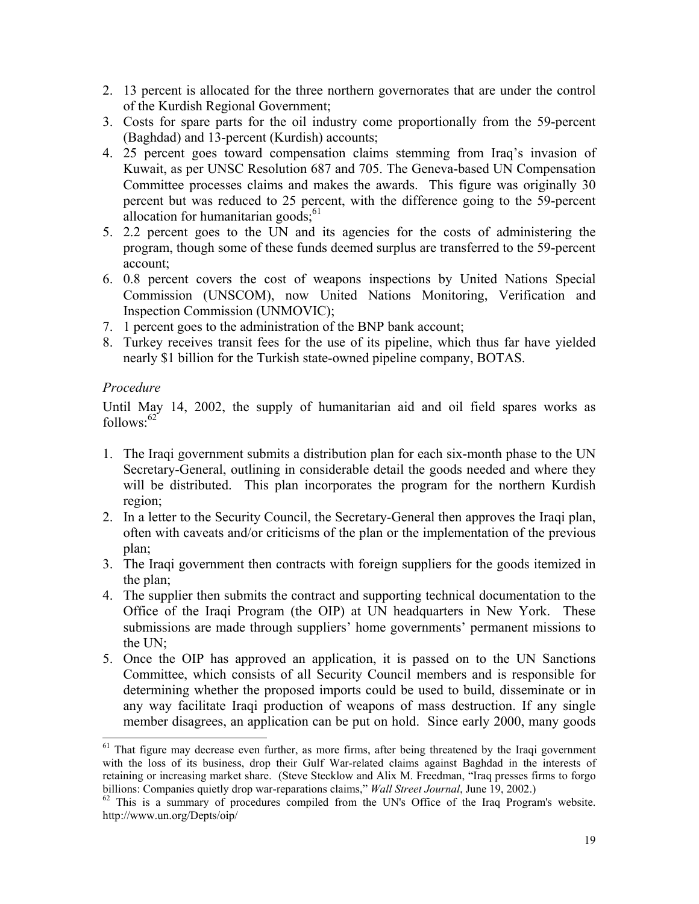2. 13 percent is allocated for the three northern governorates that are under the control of the Kurdish Regional Government;
3. Costs for spare parts for the oil industry come proportionally from the 59-percent (Baghdad) and 13-percent (Kurdish) accounts;
4. 25 percent goes toward compensation claims stemming from Iraq's invasion of Kuwait, as per UNSC Resolution 687 and 705. The Geneva-based UN Compensation Committee processes claims and makes the awards. This figure was originally 30 percent but was reduced to 25 percent, with the difference going to the 59-percent allocation for humanitarian goods;[61]
5. 2.2 percent goes to the UN and its agencies for the costs of administering the program, though some of these funds deemed surplus are transferred to the 59-percent account;
6. 0.8 percent covers the cost of weapons inspections by United Nations Special Commission (UNSCOM), now United Nations Monitoring, Verification and Inspection Commission (UNMOVIC);
7. 1 percent goes to the administration of the BNP bank account;
8. Turkey receives transit fees for the use of its pipeline, which thus far have yielded nearly $1 billion for the Turkish state-owned pipeline company, BOTAS.

*Procedure*

Until May 14, 2002, the supply of humanitarian aid and oil field spares works as follows:[62]

1. The Iraqi government submits a distribution plan for each six-month phase to the UN Secretary-General, outlining in considerable detail the goods needed and where they will be distributed. This plan incorporates the program for the northern Kurdish region;
2. In a letter to the Security Council, the Secretary-General then approves the Iraqi plan, often with caveats and/or criticisms of the plan or the implementation of the previous plan;
3. The Iraqi government then contracts with foreign suppliers for the goods itemized in the plan;
4. The supplier then submits the contract and supporting technical documentation to the Office of the Iraqi Program (the OIP) at UN headquarters in New York. These submissions are made through suppliers' home governments' permanent missions to the UN;
5. Once the OIP has approved an application, it is passed on to the UN Sanctions Committee, which consists of all Security Council members and is responsible for determining whether the proposed imports could be used to build, disseminate or in any way facilitate Iraqi production of weapons of mass destruction. If any single member disagrees, an application can be put on hold. Since early 2000, many goods

---

[61] That figure may decrease even further, as more firms, after being threatened by the Iraqi government with the loss of its business, drop their Gulf War-related claims against Baghdad in the interests of retaining or increasing market share. (Steve Stecklow and Alix M. Freedman, "Iraq presses firms to forgo billions: Companies quietly drop war-reparations claims," *Wall Street Journal*, June 19, 2002.)

[62] This is a summary of procedures compiled from the UN's Office of the Iraq Program's website. http://www.un.org/Depts/oip/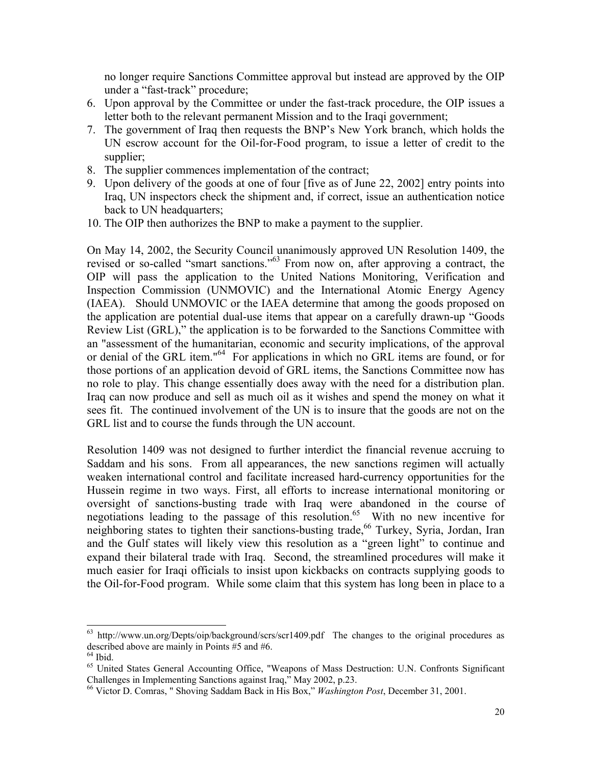no longer require Sanctions Committee approval but instead are approved by the OIP under a "fast-track" procedure;

6. Upon approval by the Committee or under the fast-track procedure, the OIP issues a letter both to the relevant permanent Mission and to the Iraqi government;
7. The government of Iraq then requests the BNP's New York branch, which holds the UN escrow account for the Oil-for-Food program, to issue a letter of credit to the supplier;
8. The supplier commences implementation of the contract;
9. Upon delivery of the goods at one of four [five as of June 22, 2002] entry points into Iraq, UN inspectors check the shipment and, if correct, issue an authentication notice back to UN headquarters;
10. The OIP then authorizes the BNP to make a payment to the supplier.

On May 14, 2002, the Security Council unanimously approved UN Resolution 1409, the revised or so-called "smart sanctions."[63] From now on, after approving a contract, the OIP will pass the application to the United Nations Monitoring, Verification and Inspection Commission (UNMOVIC) and the International Atomic Energy Agency (IAEA). Should UNMOVIC or the IAEA determine that among the goods proposed on the application are potential dual-use items that appear on a carefully drawn-up "Goods Review List (GRL)," the application is to be forwarded to the Sanctions Committee with an "assessment of the humanitarian, economic and security implications, of the approval or denial of the GRL item."[64] For applications in which no GRL items are found, or for those portions of an application devoid of GRL items, the Sanctions Committee now has no role to play. This change essentially does away with the need for a distribution plan. Iraq can now produce and sell as much oil as it wishes and spend the money on what it sees fit. The continued involvement of the UN is to insure that the goods are not on the GRL list and to course the funds through the UN account.

Resolution 1409 was not designed to further interdict the financial revenue accruing to Saddam and his sons. From all appearances, the new sanctions regimen will actually weaken international control and facilitate increased hard-currency opportunities for the Hussein regime in two ways. First, all efforts to increase international monitoring or oversight of sanctions-busting trade with Iraq were abandoned in the course of negotiations leading to the passage of this resolution.[65] With no new incentive for neighboring states to tighten their sanctions-busting trade,[66] Turkey, Syria, Jordan, Iran and the Gulf states will likely view this resolution as a "green light" to continue and expand their bilateral trade with Iraq. Second, the streamlined procedures will make it much easier for Iraqi officials to insist upon kickbacks on contracts supplying goods to the Oil-for-Food program. While some claim that this system has long been in place to a

---

[63] http://www.un.org/Depts/oip/background/scrs/scr1409.pdf The changes to the original procedures as described above are mainly in Points #5 and #6.

[64] Ibid.

[65] United States General Accounting Office, "Weapons of Mass Destruction: U.N. Confronts Significant Challenges in Implementing Sanctions against Iraq," May 2002, p.23.

[66] Victor D. Comras, " Shoving Saddam Back in His Box," *Washington Post*, December 31, 2001.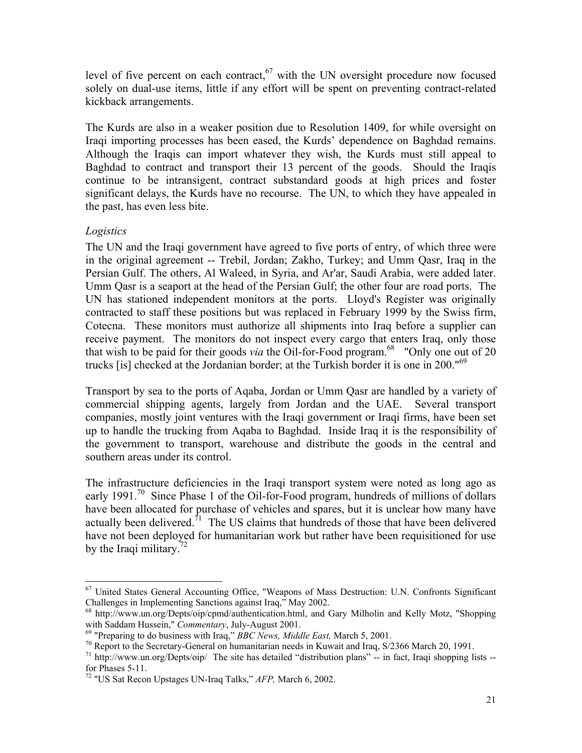level of five percent on each contract,[67] with the UN oversight procedure now focused solely on dual-use items, little if any effort will be spent on preventing contract-related kickback arrangements.

The Kurds are also in a weaker position due to Resolution 1409, for while oversight on Iraqi importing processes has been eased, the Kurds' dependence on Baghdad remains. Although the Iraqis can import whatever they wish, the Kurds must still appeal to Baghdad to contract and transport their 13 percent of the goods. Should the Iraqis continue to be intransigent, contract substandard goods at high prices and foster significant delays, the Kurds have no recourse. The UN, to which they have appealed in the past, has even less bite.

*Logistics*

The UN and the Iraqi government have agreed to five ports of entry, of which three were in the original agreement -- Trebil, Jordan; Zakho, Turkey; and Umm Qasr, Iraq in the Persian Gulf. The others, Al Waleed, in Syria, and Ar'ar, Saudi Arabia, were added later. Umm Qasr is a seaport at the head of the Persian Gulf; the other four are road ports. The UN has stationed independent monitors at the ports. Lloyd's Register was originally contracted to staff these positions but was replaced in February 1999 by the Swiss firm, Cotecna. These monitors must authorize all shipments into Iraq before a supplier can receive payment. The monitors do not inspect every cargo that enters Iraq, only those that wish to be paid for their goods *via* the Oil-for-Food program.[68] "Only one out of 20 trucks [is] checked at the Jordanian border; at the Turkish border it is one in 200."[69]

Transport by sea to the ports of Aqaba, Jordan or Umm Qasr are handled by a variety of commercial shipping agents, largely from Jordan and the UAE. Several transport companies, mostly joint ventures with the Iraqi government or Iraqi firms, have been set up to handle the trucking from Aqaba to Baghdad. Inside Iraq it is the responsibility of the government to transport, warehouse and distribute the goods in the central and southern areas under its control.

The infrastructure deficiencies in the Iraqi transport system were noted as long ago as early 1991.[70] Since Phase 1 of the Oil-for-Food program, hundreds of millions of dollars have been allocated for purchase of vehicles and spares, but it is unclear how many have actually been delivered.[71] The US claims that hundreds of those that have been delivered have not been deployed for humanitarian work but rather have been requisitioned for use by the Iraqi military.[72]

---

[67] United States General Accounting Office, "Weapons of Mass Destruction: U.N. Confronts Significant Challenges in Implementing Sanctions against Iraq," May 2002.

[68] http://www.un.org/Depts/oip/cpmd/authentication.html, and Gary Milholin and Kelly Motz, "Shopping with Saddam Hussein," *Commentary*, July-August 2001.

[69] "Preparing to do business with Iraq," *BBC News, Middle East,* March 5, 2001.

[70] Report to the Secretary-General on humanitarian needs in Kuwait and Iraq, S/2366 March 20, 1991.

[71] http://www.un.org/Depts/oip/ The site has detailed "distribution plans" -- in fact, Iraqi shopping lists -- for Phases 5-11.

[72] "US Sat Recon Upstages UN-Iraq Talks," *AFP,* March 6, 2002.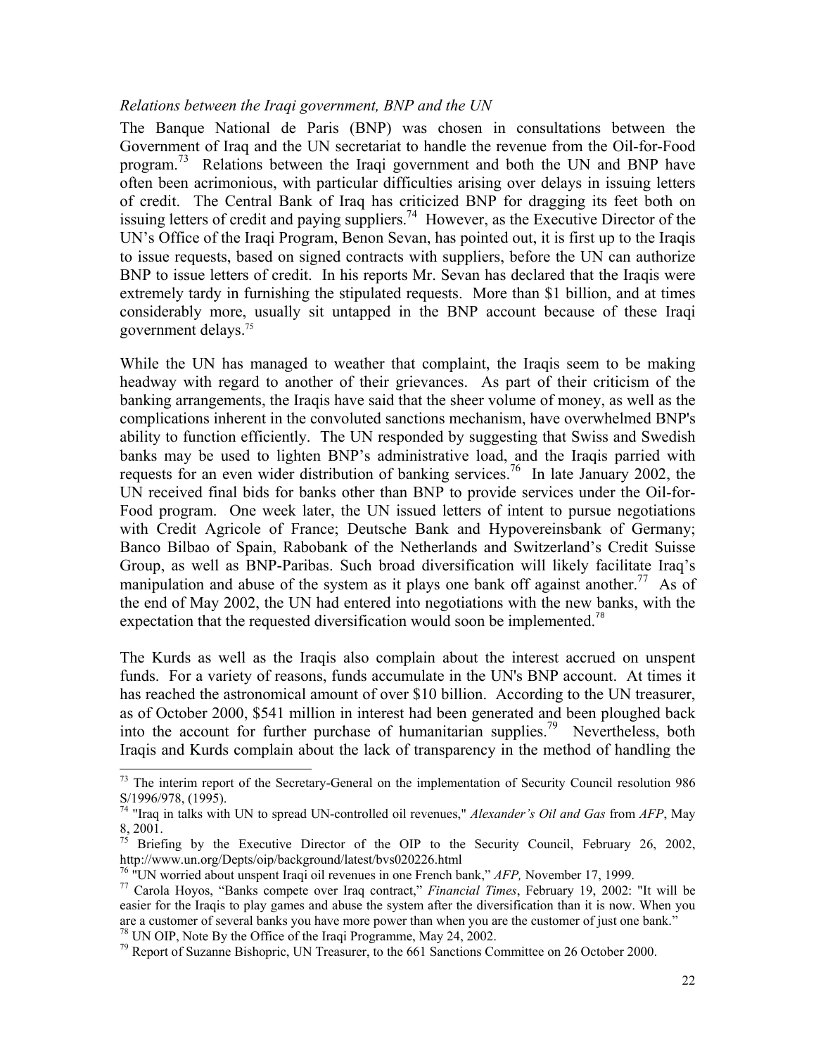*Relations between the Iraqi government, BNP and the UN*

The Banque National de Paris (BNP) was chosen in consultations between the Government of Iraq and the UN secretariat to handle the revenue from the Oil-for-Food program.[73] Relations between the Iraqi government and both the UN and BNP have often been acrimonious, with particular difficulties arising over delays in issuing letters of credit. The Central Bank of Iraq has criticized BNP for dragging its feet both on issuing letters of credit and paying suppliers.[74] However, as the Executive Director of the UN's Office of the Iraqi Program, Benon Sevan, has pointed out, it is first up to the Iraqis to issue requests, based on signed contracts with suppliers, before the UN can authorize BNP to issue letters of credit. In his reports Mr. Sevan has declared that the Iraqis were extremely tardy in furnishing the stipulated requests. More than \$1 billion, and at times considerably more, usually sit untapped in the BNP account because of these Iraqi government delays.[75]

While the UN has managed to weather that complaint, the Iraqis seem to be making headway with regard to another of their grievances. As part of their criticism of the banking arrangements, the Iraqis have said that the sheer volume of money, as well as the complications inherent in the convoluted sanctions mechanism, have overwhelmed BNP's ability to function efficiently. The UN responded by suggesting that Swiss and Swedish banks may be used to lighten BNP's administrative load, and the Iraqis parried with requests for an even wider distribution of banking services.[76] In late January 2002, the UN received final bids for banks other than BNP to provide services under the Oil-for-Food program. One week later, the UN issued letters of intent to pursue negotiations with Credit Agricole of France; Deutsche Bank and Hypovereinsbank of Germany; Banco Bilbao of Spain, Rabobank of the Netherlands and Switzerland's Credit Suisse Group, as well as BNP-Paribas. Such broad diversification will likely facilitate Iraq's manipulation and abuse of the system as it plays one bank off against another.[77] As of the end of May 2002, the UN had entered into negotiations with the new banks, with the expectation that the requested diversification would soon be implemented.[78]

The Kurds as well as the Iraqis also complain about the interest accrued on unspent funds. For a variety of reasons, funds accumulate in the UN's BNP account. At times it has reached the astronomical amount of over \$10 billion. According to the UN treasurer, as of October 2000, \$541 million in interest had been generated and been ploughed back into the account for further purchase of humanitarian supplies.[79] Nevertheless, both Iraqis and Kurds complain about the lack of transparency in the method of handling the

---

[73] The interim report of the Secretary-General on the implementation of Security Council resolution 986 S/1996/978, (1995).

[74] "Iraq in talks with UN to spread UN-controlled oil revenues," *Alexander's Oil and Gas* from *AFP*, May 8, 2001.

[75] Briefing by the Executive Director of the OIP to the Security Council, February 26, 2002, http://www.un.org/Depts/oip/background/latest/bvs020226.html

[76] "UN worried about unspent Iraqi oil revenues in one French bank," *AFP,* November 17, 1999.

[77] Carola Hoyos, "Banks compete over Iraq contract," *Financial Times*, February 19, 2002: "It will be easier for the Iraqis to play games and abuse the system after the diversification than it is now. When you are a customer of several banks you have more power than when you are the customer of just one bank."

[78] UN OIP, Note By the Office of the Iraqi Programme, May 24, 2002.

[79] Report of Suzanne Bishopric, UN Treasurer, to the 661 Sanctions Committee on 26 October 2000.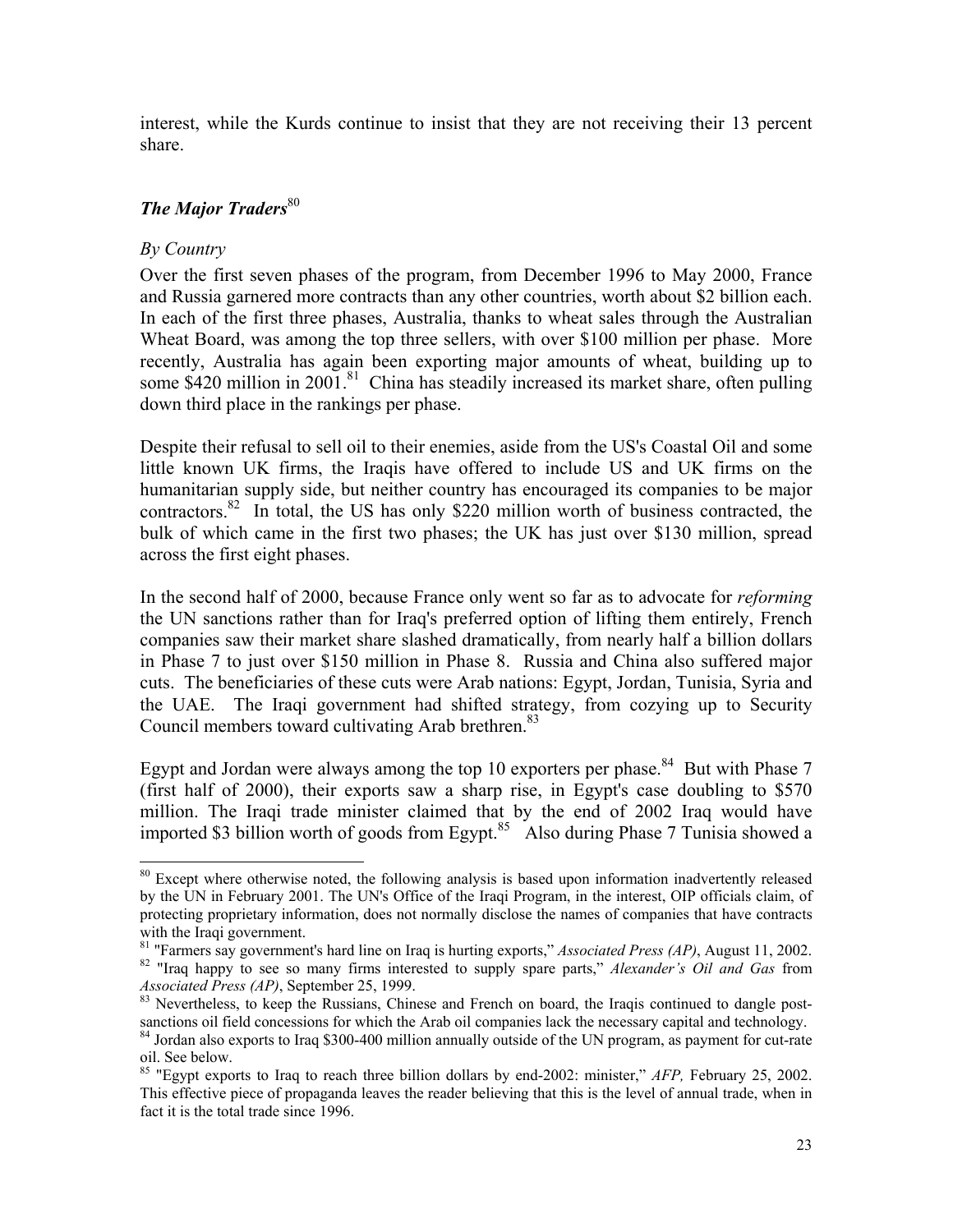interest, while the Kurds continue to insist that they are not receiving their 13 percent share.

### *The Major Traders*[80]

*By Country*

Over the first seven phases of the program, from December 1996 to May 2000, France and Russia garnered more contracts than any other countries, worth about $2 billion each. In each of the first three phases, Australia, thanks to wheat sales through the Australian Wheat Board, was among the top three sellers, with over $100 million per phase. More recently, Australia has again been exporting major amounts of wheat, building up to some $420 million in 2001.[81] China has steadily increased its market share, often pulling down third place in the rankings per phase.

Despite their refusal to sell oil to their enemies, aside from the US's Coastal Oil and some little known UK firms, the Iraqis have offered to include US and UK firms on the humanitarian supply side, but neither country has encouraged its companies to be major contractors.[82] In total, the US has only $220 million worth of business contracted, the bulk of which came in the first two phases; the UK has just over $130 million, spread across the first eight phases.

In the second half of 2000, because France only went so far as to advocate for *reforming* the UN sanctions rather than for Iraq's preferred option of lifting them entirely, French companies saw their market share slashed dramatically, from nearly half a billion dollars in Phase 7 to just over $150 million in Phase 8. Russia and China also suffered major cuts. The beneficiaries of these cuts were Arab nations: Egypt, Jordan, Tunisia, Syria and the UAE. The Iraqi government had shifted strategy, from cozying up to Security Council members toward cultivating Arab brethren.[83]

Egypt and Jordan were always among the top 10 exporters per phase.[84] But with Phase 7 (first half of 2000), their exports saw a sharp rise, in Egypt's case doubling to $570 million. The Iraqi trade minister claimed that by the end of 2002 Iraq would have imported $3 billion worth of goods from Egypt.[85] Also during Phase 7 Tunisia showed a

---

[80] Except where otherwise noted, the following analysis is based upon information inadvertently released by the UN in February 2001. The UN's Office of the Iraqi Program, in the interest, OIP officials claim, of protecting proprietary information, does not normally disclose the names of companies that have contracts with the Iraqi government.

[81] "Farmers say government's hard line on Iraq is hurting exports," *Associated Press (AP)*, August 11, 2002.

[82] "Iraq happy to see so many firms interested to supply spare parts," *Alexander's Oil and Gas* from *Associated Press (AP)*, September 25, 1999.

[83] Nevertheless, to keep the Russians, Chinese and French on board, the Iraqis continued to dangle post-sanctions oil field concessions for which the Arab oil companies lack the necessary capital and technology.

[84] Jordan also exports to Iraq $300-400 million annually outside of the UN program, as payment for cut-rate oil. See below.

[85] "Egypt exports to Iraq to reach three billion dollars by end-2002: minister," *AFP,* February 25, 2002. This effective piece of propaganda leaves the reader believing that this is the level of annual trade, when in fact it is the total trade since 1996.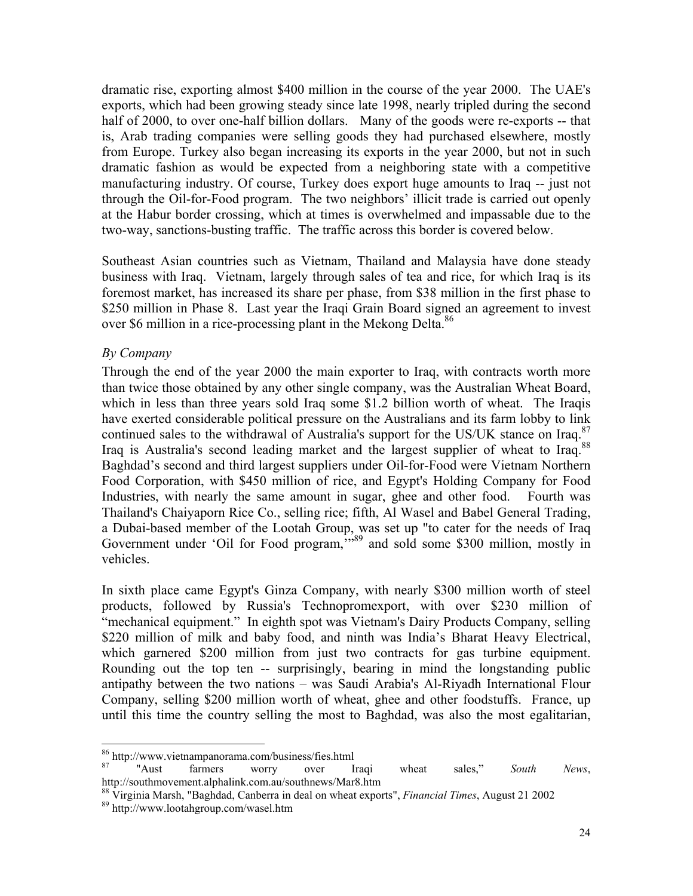dramatic rise, exporting almost $400 million in the course of the year 2000. The UAE's exports, which had been growing steady since late 1998, nearly tripled during the second half of 2000, to over one-half billion dollars. Many of the goods were re-exports -- that is, Arab trading companies were selling goods they had purchased elsewhere, mostly from Europe. Turkey also began increasing its exports in the year 2000, but not in such dramatic fashion as would be expected from a neighboring state with a competitive manufacturing industry. Of course, Turkey does export huge amounts to Iraq -- just not through the Oil-for-Food program. The two neighbors' illicit trade is carried out openly at the Habur border crossing, which at times is overwhelmed and impassable due to the two-way, sanctions-busting traffic. The traffic across this border is covered below.

Southeast Asian countries such as Vietnam, Thailand and Malaysia have done steady business with Iraq. Vietnam, largely through sales of tea and rice, for which Iraq is its foremost market, has increased its share per phase, from $38 million in the first phase to $250 million in Phase 8. Last year the Iraqi Grain Board signed an agreement to invest over $6 million in a rice-processing plant in the Mekong Delta.[86]

*By Company*

Through the end of the year 2000 the main exporter to Iraq, with contracts worth more than twice those obtained by any other single company, was the Australian Wheat Board, which in less than three years sold Iraq some $1.2 billion worth of wheat. The Iraqis have exerted considerable political pressure on the Australians and its farm lobby to link continued sales to the withdrawal of Australia's support for the US/UK stance on Iraq.[87] Iraq is Australia's second leading market and the largest supplier of wheat to Iraq.[88] Baghdad's second and third largest suppliers under Oil-for-Food were Vietnam Northern Food Corporation, with $450 million of rice, and Egypt's Holding Company for Food Industries, with nearly the same amount in sugar, ghee and other food. Fourth was Thailand's Chaiyaporn Rice Co., selling rice; fifth, Al Wasel and Babel General Trading, a Dubai-based member of the Lootah Group, was set up "to cater for the needs of Iraq Government under 'Oil for Food program,'"[89] and sold some $300 million, mostly in vehicles.

In sixth place came Egypt's Ginza Company, with nearly $300 million worth of steel products, followed by Russia's Technopromexport, with over $230 million of "mechanical equipment." In eighth spot was Vietnam's Dairy Products Company, selling $220 million of milk and baby food, and ninth was India's Bharat Heavy Electrical, which garnered $200 million from just two contracts for gas turbine equipment. Rounding out the top ten -- surprisingly, bearing in mind the longstanding public antipathy between the two nations – was Saudi Arabia's Al-Riyadh International Flour Company, selling $200 million worth of wheat, ghee and other foodstuffs. France, up until this time the country selling the most to Baghdad, was also the most egalitarian,

---

[86] http://www.vietnampanorama.com/business/fies.html

[87] "Aust farmers worry over Iraqi wheat sales," *South News*, http://southmovement.alphalink.com.au/southnews/Mar8.htm

[88] Virginia Marsh, "Baghdad, Canberra in deal on wheat exports", *Financial Times*, August 21 2002

[89] http://www.lootahgroup.com/wasel.htm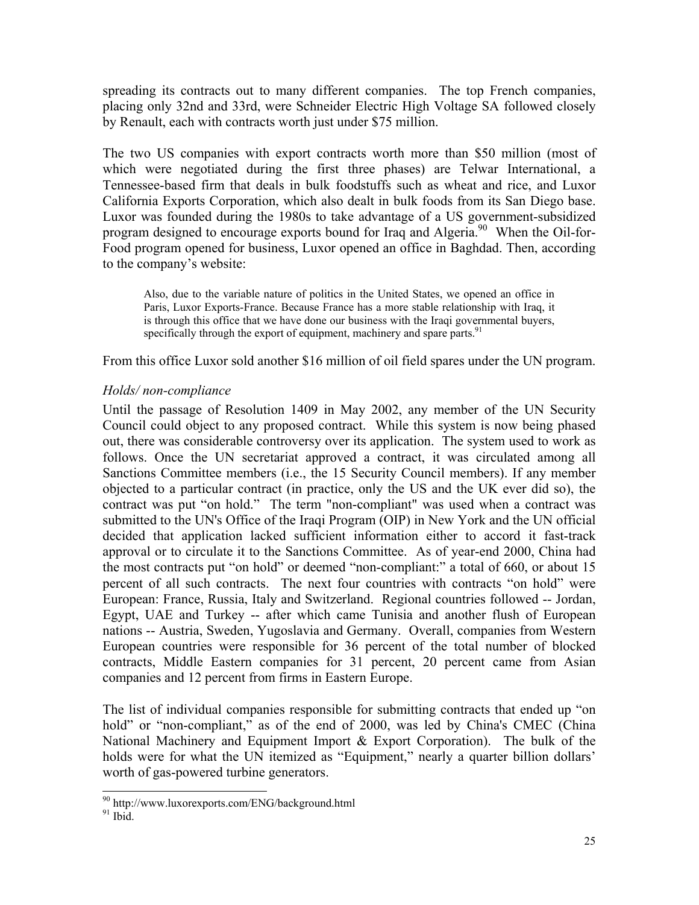spreading its contracts out to many different companies. The top French companies, placing only 32nd and 33rd, were Schneider Electric High Voltage SA followed closely by Renault, each with contracts worth just under $75 million.

The two US companies with export contracts worth more than $50 million (most of which were negotiated during the first three phases) are Telwar International, a Tennessee-based firm that deals in bulk foodstuffs such as wheat and rice, and Luxor California Exports Corporation, which also dealt in bulk foods from its San Diego base. Luxor was founded during the 1980s to take advantage of a US government-subsidized program designed to encourage exports bound for Iraq and Algeria.[90] When the Oil-for-Food program opened for business, Luxor opened an office in Baghdad. Then, according to the company's website:

> Also, due to the variable nature of politics in the United States, we opened an office in Paris, Luxor Exports-France. Because France has a more stable relationship with Iraq, it is through this office that we have done our business with the Iraqi governmental buyers, specifically through the export of equipment, machinery and spare parts.[91]

From this office Luxor sold another $16 million of oil field spares under the UN program.

*Holds/ non-compliance*

Until the passage of Resolution 1409 in May 2002, any member of the UN Security Council could object to any proposed contract. While this system is now being phased out, there was considerable controversy over its application. The system used to work as follows. Once the UN secretariat approved a contract, it was circulated among all Sanctions Committee members (i.e., the 15 Security Council members). If any member objected to a particular contract (in practice, only the US and the UK ever did so), the contract was put "on hold." The term "non-compliant" was used when a contract was submitted to the UN's Office of the Iraqi Program (OIP) in New York and the UN official decided that application lacked sufficient information either to accord it fast-track approval or to circulate it to the Sanctions Committee. As of year-end 2000, China had the most contracts put "on hold" or deemed "non-compliant:" a total of 660, or about 15 percent of all such contracts. The next four countries with contracts "on hold" were European: France, Russia, Italy and Switzerland. Regional countries followed -- Jordan, Egypt, UAE and Turkey -- after which came Tunisia and another flush of European nations -- Austria, Sweden, Yugoslavia and Germany. Overall, companies from Western European countries were responsible for 36 percent of the total number of blocked contracts, Middle Eastern companies for 31 percent, 20 percent came from Asian companies and 12 percent from firms in Eastern Europe.

The list of individual companies responsible for submitting contracts that ended up "on hold" or "non-compliant," as of the end of 2000, was led by China's CMEC (China National Machinery and Equipment Import & Export Corporation). The bulk of the holds were for what the UN itemized as "Equipment," nearly a quarter billion dollars' worth of gas-powered turbine generators.

[90] http://www.luxorexports.com/ENG/background.html

[91] Ibid.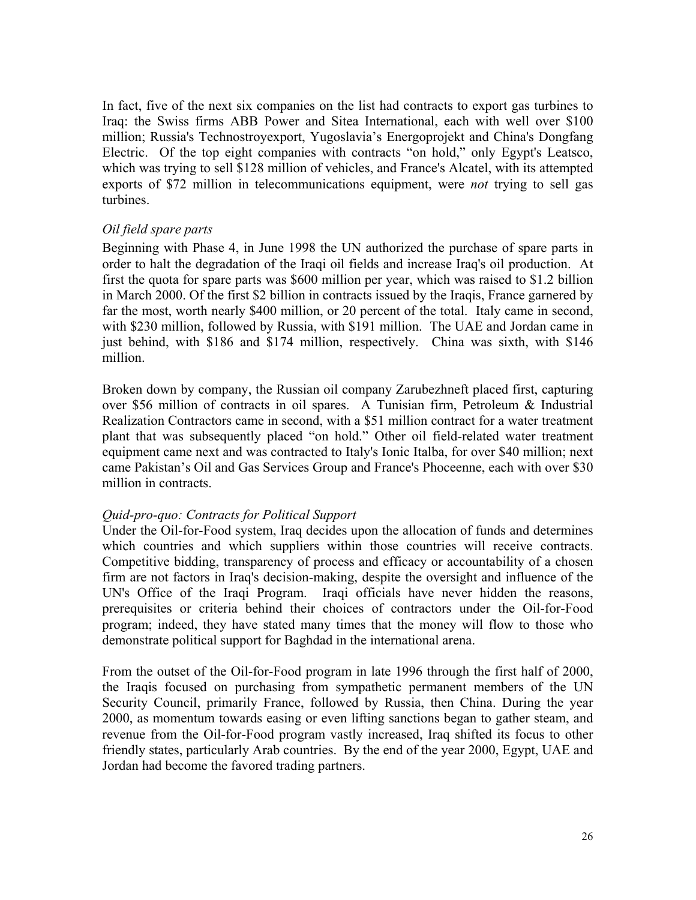In fact, five of the next six companies on the list had contracts to export gas turbines to Iraq: the Swiss firms ABB Power and Sitea International, each with well over $100 million; Russia's Technostroyexport, Yugoslavia's Energoprojekt and China's Dongfang Electric. Of the top eight companies with contracts "on hold," only Egypt's Leatsco, which was trying to sell $128 million of vehicles, and France's Alcatel, with its attempted exports of $72 million in telecommunications equipment, were *not* trying to sell gas turbines.

*Oil field spare parts*

Beginning with Phase 4, in June 1998 the UN authorized the purchase of spare parts in order to halt the degradation of the Iraqi oil fields and increase Iraq's oil production. At first the quota for spare parts was $600 million per year, which was raised to $1.2 billion in March 2000. Of the first $2 billion in contracts issued by the Iraqis, France garnered by far the most, worth nearly $400 million, or 20 percent of the total. Italy came in second, with $230 million, followed by Russia, with $191 million. The UAE and Jordan came in just behind, with $186 and $174 million, respectively. China was sixth, with $146 million.

Broken down by company, the Russian oil company Zarubezhneft placed first, capturing over $56 million of contracts in oil spares. A Tunisian firm, Petroleum & Industrial Realization Contractors came in second, with a $51 million contract for a water treatment plant that was subsequently placed "on hold." Other oil field-related water treatment equipment came next and was contracted to Italy's Ionic Italba, for over $40 million; next came Pakistan's Oil and Gas Services Group and France's Phoceenne, each with over $30 million in contracts.

*Quid-pro-quo: Contracts for Political Support*

Under the Oil-for-Food system, Iraq decides upon the allocation of funds and determines which countries and which suppliers within those countries will receive contracts. Competitive bidding, transparency of process and efficacy or accountability of a chosen firm are not factors in Iraq's decision-making, despite the oversight and influence of the UN's Office of the Iraqi Program. Iraqi officials have never hidden the reasons, prerequisites or criteria behind their choices of contractors under the Oil-for-Food program; indeed, they have stated many times that the money will flow to those who demonstrate political support for Baghdad in the international arena.

From the outset of the Oil-for-Food program in late 1996 through the first half of 2000, the Iraqis focused on purchasing from sympathetic permanent members of the UN Security Council, primarily France, followed by Russia, then China. During the year 2000, as momentum towards easing or even lifting sanctions began to gather steam, and revenue from the Oil-for-Food program vastly increased, Iraq shifted its focus to other friendly states, particularly Arab countries. By the end of the year 2000, Egypt, UAE and Jordan had become the favored trading partners.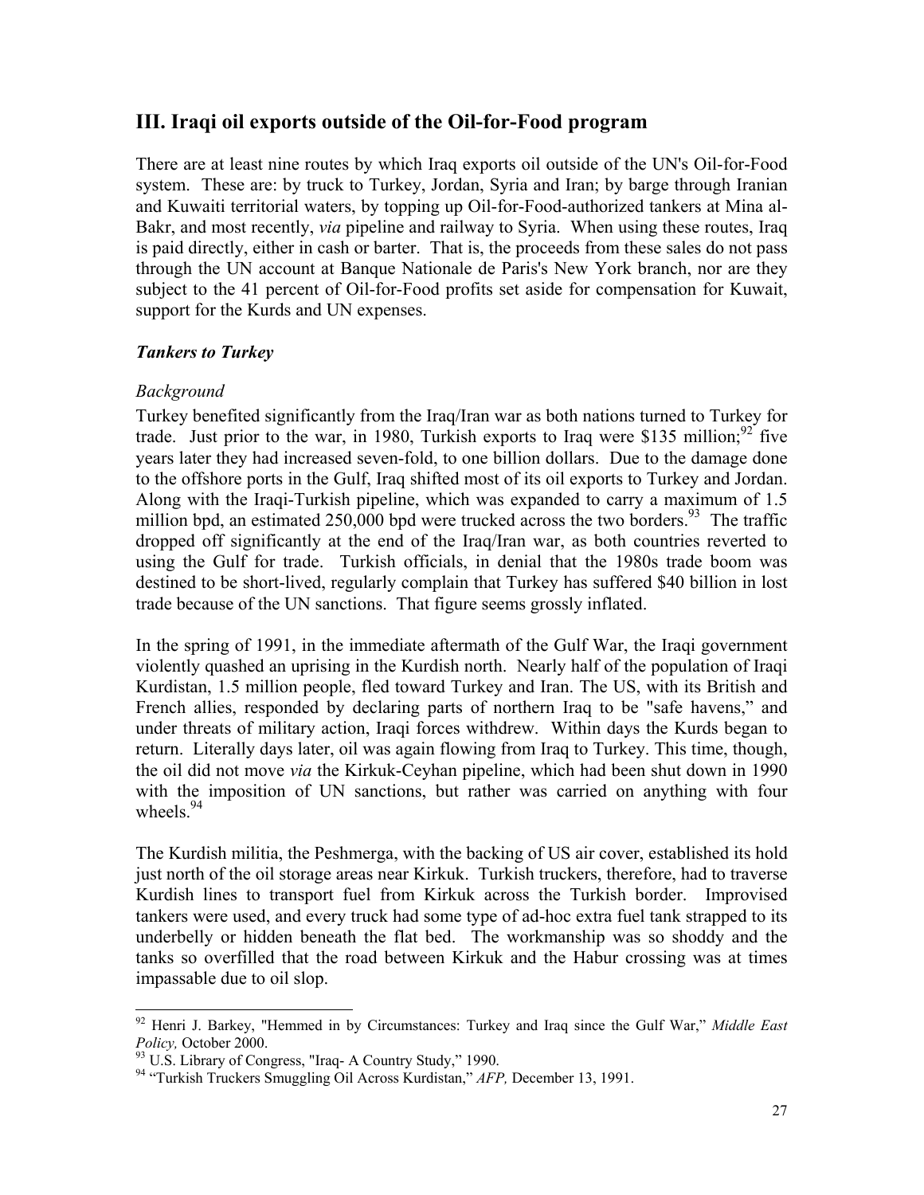## III. Iraqi oil exports outside of the Oil-for-Food program

There are at least nine routes by which Iraq exports oil outside of the UN's Oil-for-Food system. These are: by truck to Turkey, Jordan, Syria and Iran; by barge through Iranian and Kuwaiti territorial waters, by topping up Oil-for-Food-authorized tankers at Mina al-Bakr, and most recently, *via* pipeline and railway to Syria. When using these routes, Iraq is paid directly, either in cash or barter. That is, the proceeds from these sales do not pass through the UN account at Banque Nationale de Paris's New York branch, nor are they subject to the 41 percent of Oil-for-Food profits set aside for compensation for Kuwait, support for the Kurds and UN expenses.

### *Tankers to Turkey*

*Background*

Turkey benefited significantly from the Iraq/Iran war as both nations turned to Turkey for trade. Just prior to the war, in 1980, Turkish exports to Iraq were $135 million;[92] five years later they had increased seven-fold, to one billion dollars. Due to the damage done to the offshore ports in the Gulf, Iraq shifted most of its oil exports to Turkey and Jordan. Along with the Iraqi-Turkish pipeline, which was expanded to carry a maximum of 1.5 million bpd, an estimated 250,000 bpd were trucked across the two borders.[93] The traffic dropped off significantly at the end of the Iraq/Iran war, as both countries reverted to using the Gulf for trade. Turkish officials, in denial that the 1980s trade boom was destined to be short-lived, regularly complain that Turkey has suffered $40 billion in lost trade because of the UN sanctions. That figure seems grossly inflated.

In the spring of 1991, in the immediate aftermath of the Gulf War, the Iraqi government violently quashed an uprising in the Kurdish north. Nearly half of the population of Iraqi Kurdistan, 1.5 million people, fled toward Turkey and Iran. The US, with its British and French allies, responded by declaring parts of northern Iraq to be "safe havens," and under threats of military action, Iraqi forces withdrew. Within days the Kurds began to return. Literally days later, oil was again flowing from Iraq to Turkey. This time, though, the oil did not move *via* the Kirkuk-Ceyhan pipeline, which had been shut down in 1990 with the imposition of UN sanctions, but rather was carried on anything with four wheels.[94]

The Kurdish militia, the Peshmerga, with the backing of US air cover, established its hold just north of the oil storage areas near Kirkuk. Turkish truckers, therefore, had to traverse Kurdish lines to transport fuel from Kirkuk across the Turkish border. Improvised tankers were used, and every truck had some type of ad-hoc extra fuel tank strapped to its underbelly or hidden beneath the flat bed. The workmanship was so shoddy and the tanks so overfilled that the road between Kirkuk and the Habur crossing was at times impassable due to oil slop.

---

[92] Henri J. Barkey, "Hemmed in by Circumstances: Turkey and Iraq since the Gulf War," *Middle East Policy,* October 2000.

[93] U.S. Library of Congress, "Iraq- A Country Study," 1990.

[94] "Turkish Truckers Smuggling Oil Across Kurdistan," *AFP,* December 13, 1991.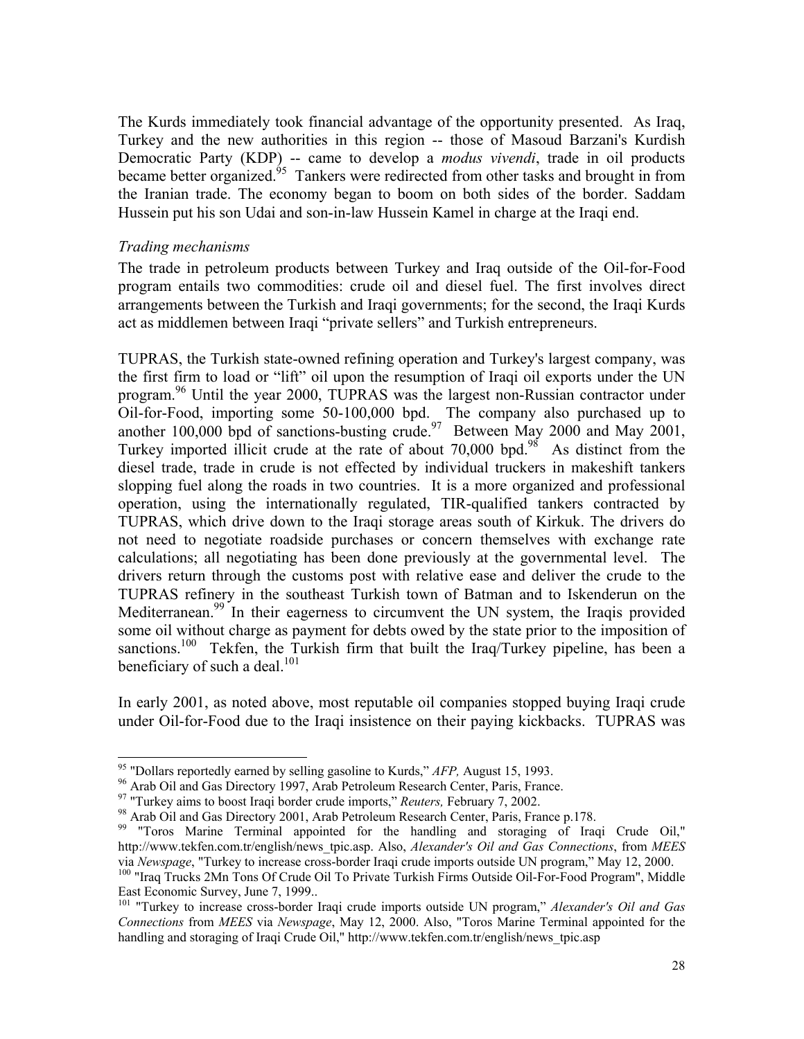The Kurds immediately took financial advantage of the opportunity presented. As Iraq, Turkey and the new authorities in this region -- those of Masoud Barzani's Kurdish Democratic Party (KDP) -- came to develop a *modus vivendi*, trade in oil products became better organized.[95] Tankers were redirected from other tasks and brought in from the Iranian trade. The economy began to boom on both sides of the border. Saddam Hussein put his son Udai and son-in-law Hussein Kamel in charge at the Iraqi end.

*Trading mechanisms*

The trade in petroleum products between Turkey and Iraq outside of the Oil-for-Food program entails two commodities: crude oil and diesel fuel. The first involves direct arrangements between the Turkish and Iraqi governments; for the second, the Iraqi Kurds act as middlemen between Iraqi "private sellers" and Turkish entrepreneurs.

TUPRAS, the Turkish state-owned refining operation and Turkey's largest company, was the first firm to load or "lift" oil upon the resumption of Iraqi oil exports under the UN program.[96] Until the year 2000, TUPRAS was the largest non-Russian contractor under Oil-for-Food, importing some 50-100,000 bpd. The company also purchased up to another 100,000 bpd of sanctions-busting crude.[97] Between May 2000 and May 2001, Turkey imported illicit crude at the rate of about 70,000 bpd.[98] As distinct from the diesel trade, trade in crude is not effected by individual truckers in makeshift tankers slopping fuel along the roads in two countries. It is a more organized and professional operation, using the internationally regulated, TIR-qualified tankers contracted by TUPRAS, which drive down to the Iraqi storage areas south of Kirkuk. The drivers do not need to negotiate roadside purchases or concern themselves with exchange rate calculations; all negotiating has been done previously at the governmental level. The drivers return through the customs post with relative ease and deliver the crude to the TUPRAS refinery in the southeast Turkish town of Batman and to Iskenderun on the Mediterranean.[99] In their eagerness to circumvent the UN system, the Iraqis provided some oil without charge as payment for debts owed by the state prior to the imposition of sanctions.[100] Tekfen, the Turkish firm that built the Iraq/Turkey pipeline, has been a beneficiary of such a deal.[101]

In early 2001, as noted above, most reputable oil companies stopped buying Iraqi crude under Oil-for-Food due to the Iraqi insistence on their paying kickbacks. TUPRAS was

---

[95] "Dollars reportedly earned by selling gasoline to Kurds," *AFP,* August 15, 1993.

[96] Arab Oil and Gas Directory 1997, Arab Petroleum Research Center, Paris, France.

[97] "Turkey aims to boost Iraqi border crude imports," *Reuters,* February 7, 2002.

[98] Arab Oil and Gas Directory 2001, Arab Petroleum Research Center, Paris, France p.178.

[99] "Toros Marine Terminal appointed for the handling and storaging of Iraqi Crude Oil," http://www.tekfen.com.tr/english/news_tpic.asp. Also, *Alexander's Oil and Gas Connections*, from *MEES* via *Newspage*, "Turkey to increase cross-border Iraqi crude imports outside UN program," May 12, 2000.

[100] "Iraq Trucks 2Mn Tons Of Crude Oil To Private Turkish Firms Outside Oil-For-Food Program", Middle East Economic Survey, June 7, 1999..

[101] "Turkey to increase cross-border Iraqi crude imports outside UN program," *Alexander's Oil and Gas Connections* from *MEES* via *Newspage*, May 12, 2000. Also, "Toros Marine Terminal appointed for the handling and storaging of Iraqi Crude Oil," http://www.tekfen.com.tr/english/news_tpic.asp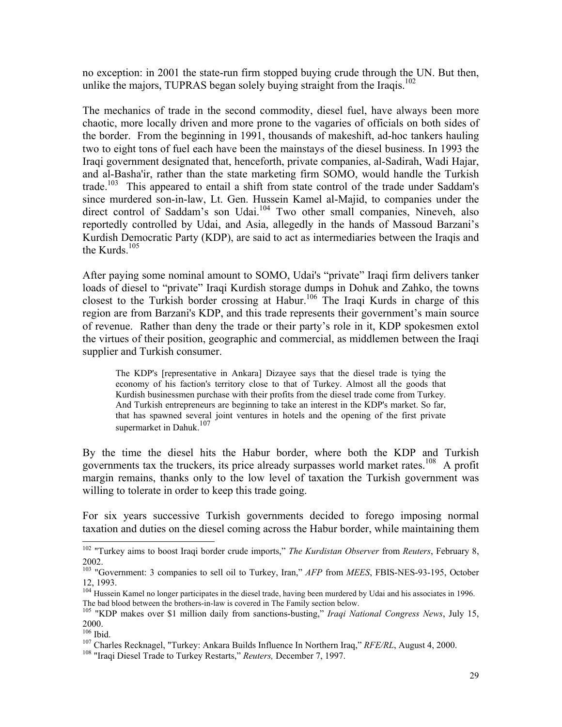no exception: in 2001 the state-run firm stopped buying crude through the UN. But then, unlike the majors, TUPRAS began solely buying straight from the Iraqis.[102]

The mechanics of trade in the second commodity, diesel fuel, have always been more chaotic, more locally driven and more prone to the vagaries of officials on both sides of the border. From the beginning in 1991, thousands of makeshift, ad-hoc tankers hauling two to eight tons of fuel each have been the mainstays of the diesel business. In 1993 the Iraqi government designated that, henceforth, private companies, al-Sadirah, Wadi Hajar, and al-Basha'ir, rather than the state marketing firm SOMO, would handle the Turkish trade.[103] This appeared to entail a shift from state control of the trade under Saddam's since murdered son-in-law, Lt. Gen. Hussein Kamel al-Majid, to companies under the direct control of Saddam's son Udai.[104] Two other small companies, Nineveh, also reportedly controlled by Udai, and Asia, allegedly in the hands of Massoud Barzani's Kurdish Democratic Party (KDP), are said to act as intermediaries between the Iraqis and the Kurds.[105]

After paying some nominal amount to SOMO, Udai's "private" Iraqi firm delivers tanker loads of diesel to "private" Iraqi Kurdish storage dumps in Dohuk and Zahko, the towns closest to the Turkish border crossing at Habur.[106] The Iraqi Kurds in charge of this region are from Barzani's KDP, and this trade represents their government's main source of revenue. Rather than deny the trade or their party's role in it, KDP spokesmen extol the virtues of their position, geographic and commercial, as middlemen between the Iraqi supplier and Turkish consumer.

> The KDP's [representative in Ankara] Dizayee says that the diesel trade is tying the economy of his faction's territory close to that of Turkey. Almost all the goods that Kurdish businessmen purchase with their profits from the diesel trade come from Turkey. And Turkish entrepreneurs are beginning to take an interest in the KDP's market. So far, that has spawned several joint ventures in hotels and the opening of the first private supermarket in Dahuk.[107]

By the time the diesel hits the Habur border, where both the KDP and Turkish governments tax the truckers, its price already surpasses world market rates.[108] A profit margin remains, thanks only to the low level of taxation the Turkish government was willing to tolerate in order to keep this trade going.

For six years successive Turkish governments decided to forego imposing normal taxation and duties on the diesel coming across the Habur border, while maintaining them

---

[102] "Turkey aims to boost Iraqi border crude imports," *The Kurdistan Observer* from *Reuters*, February 8, 2002.

[103] "Government: 3 companies to sell oil to Turkey, Iran," *AFP* from *MEES*, FBIS-NES-93-195, October 12, 1993.

[104] Hussein Kamel no longer participates in the diesel trade, having been murdered by Udai and his associates in 1996. The bad blood between the brothers-in-law is covered in The Family section below.

[105] "KDP makes over $1 million daily from sanctions-busting," *Iraqi National Congress News*, July 15, 2000.

[106] Ibid.

[107] Charles Recknagel, "Turkey: Ankara Builds Influence In Northern Iraq," *RFE/RL*, August 4, 2000.

[108] "Iraqi Diesel Trade to Turkey Restarts," *Reuters,* December 7, 1997.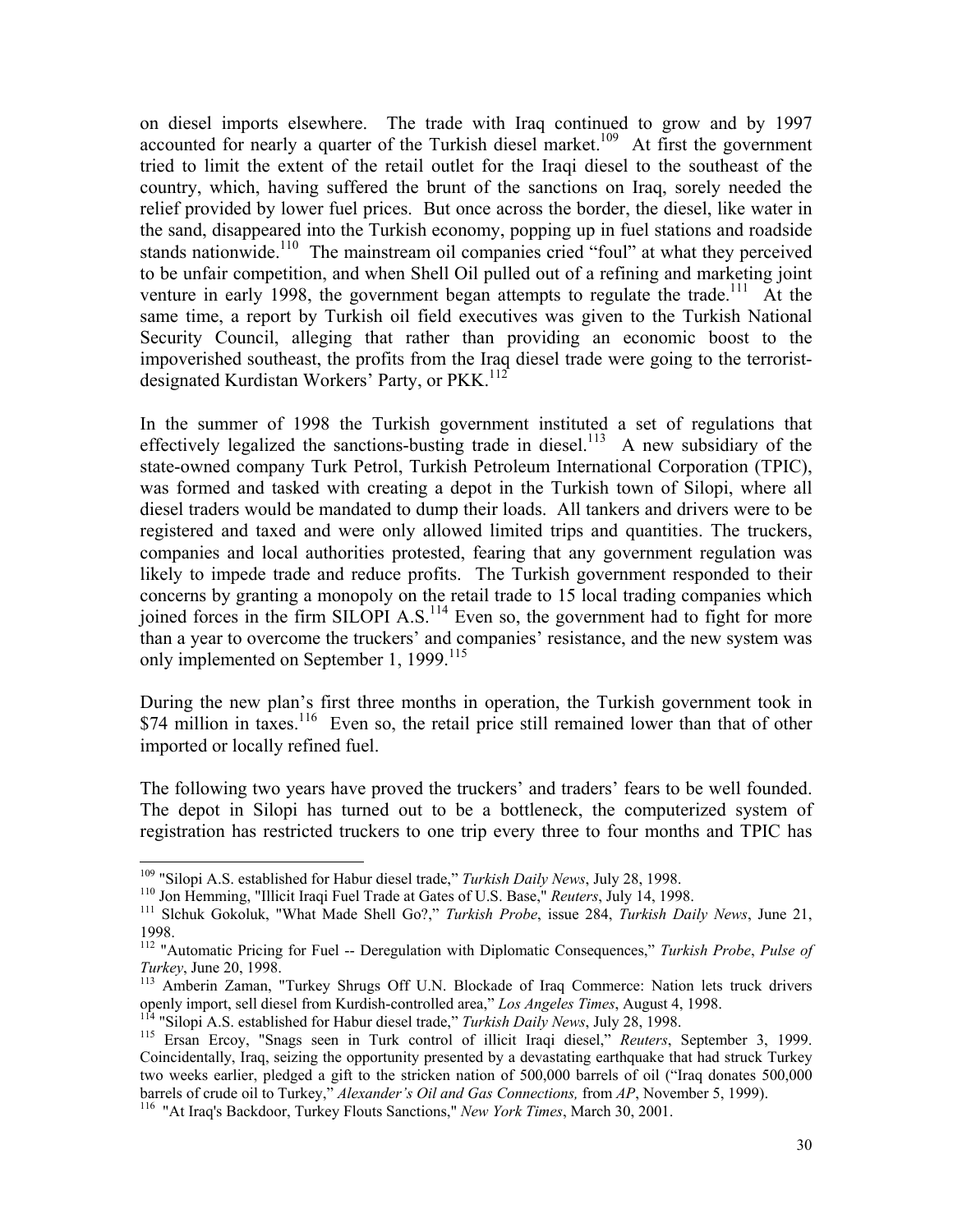on diesel imports elsewhere. The trade with Iraq continued to grow and by 1997 accounted for nearly a quarter of the Turkish diesel market.[109] At first the government tried to limit the extent of the retail outlet for the Iraqi diesel to the southeast of the country, which, having suffered the brunt of the sanctions on Iraq, sorely needed the relief provided by lower fuel prices. But once across the border, the diesel, like water in the sand, disappeared into the Turkish economy, popping up in fuel stations and roadside stands nationwide.[110] The mainstream oil companies cried "foul" at what they perceived to be unfair competition, and when Shell Oil pulled out of a refining and marketing joint venture in early 1998, the government began attempts to regulate the trade.[111] At the same time, a report by Turkish oil field executives was given to the Turkish National Security Council, alleging that rather than providing an economic boost to the impoverished southeast, the profits from the Iraq diesel trade were going to the terrorist-designated Kurdistan Workers' Party, or PKK.[112]

In the summer of 1998 the Turkish government instituted a set of regulations that effectively legalized the sanctions-busting trade in diesel.[113] A new subsidiary of the state-owned company Turk Petrol, Turkish Petroleum International Corporation (TPIC), was formed and tasked with creating a depot in the Turkish town of Silopi, where all diesel traders would be mandated to dump their loads. All tankers and drivers were to be registered and taxed and were only allowed limited trips and quantities. The truckers, companies and local authorities protested, fearing that any government regulation was likely to impede trade and reduce profits. The Turkish government responded to their concerns by granting a monopoly on the retail trade to 15 local trading companies which joined forces in the firm SILOPI A.S.[114] Even so, the government had to fight for more than a year to overcome the truckers' and companies' resistance, and the new system was only implemented on September 1, 1999.[115]

During the new plan's first three months in operation, the Turkish government took in \$74 million in taxes.[116] Even so, the retail price still remained lower than that of other imported or locally refined fuel.

The following two years have proved the truckers' and traders' fears to be well founded. The depot in Silopi has turned out to be a bottleneck, the computerized system of registration has restricted truckers to one trip every three to four months and TPIC has

---

[109] "Silopi A.S. established for Habur diesel trade," *Turkish Daily News*, July 28, 1998.

[110] Jon Hemming, "Illicit Iraqi Fuel Trade at Gates of U.S. Base," *Reuters*, July 14, 1998.

[111] Slchuk Gokoluk, "What Made Shell Go?," *Turkish Probe*, issue 284, *Turkish Daily News*, June 21, 1998.

[112] "Automatic Pricing for Fuel -- Deregulation with Diplomatic Consequences," *Turkish Probe*, *Pulse of Turkey*, June 20, 1998.

[113] Amberin Zaman, "Turkey Shrugs Off U.N. Blockade of Iraq Commerce: Nation lets truck drivers openly import, sell diesel from Kurdish-controlled area," *Los Angeles Times*, August 4, 1998.

[114] "Silopi A.S. established for Habur diesel trade," *Turkish Daily News*, July 28, 1998.

[115] Ersan Ercoy, "Snags seen in Turk control of illicit Iraqi diesel," *Reuters*, September 3, 1999. Coincidentally, Iraq, seizing the opportunity presented by a devastating earthquake that had struck Turkey two weeks earlier, pledged a gift to the stricken nation of 500,000 barrels of oil ("Iraq donates 500,000 barrels of crude oil to Turkey," *Alexander's Oil and Gas Connections,* from *AP*, November 5, 1999).

[116] "At Iraq's Backdoor, Turkey Flouts Sanctions," *New York Times*, March 30, 2001.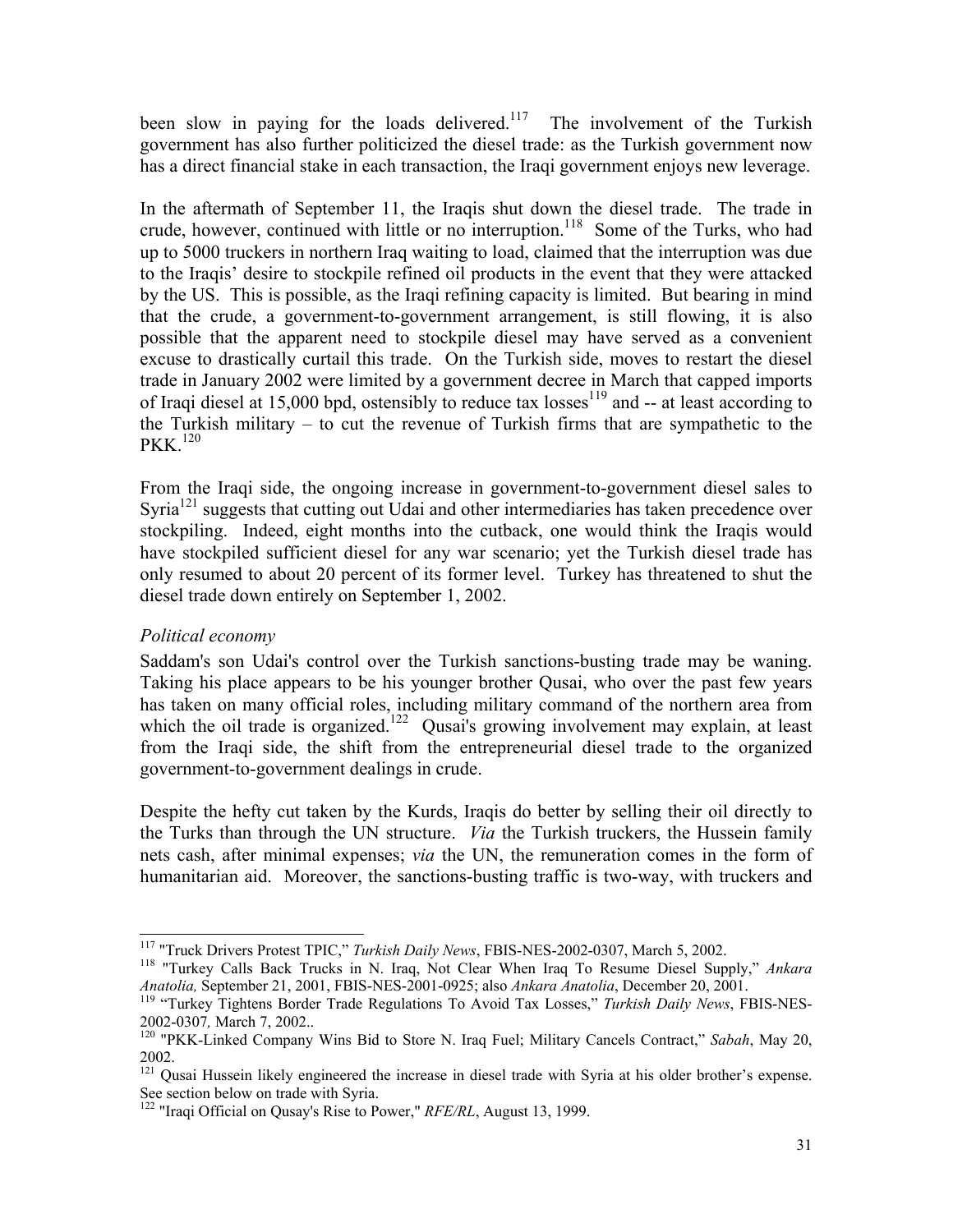been slow in paying for the loads delivered.[117] The involvement of the Turkish government has also further politicized the diesel trade: as the Turkish government now has a direct financial stake in each transaction, the Iraqi government enjoys new leverage.

In the aftermath of September 11, the Iraqis shut down the diesel trade. The trade in crude, however, continued with little or no interruption.[118] Some of the Turks, who had up to 5000 truckers in northern Iraq waiting to load, claimed that the interruption was due to the Iraqis' desire to stockpile refined oil products in the event that they were attacked by the US. This is possible, as the Iraqi refining capacity is limited. But bearing in mind that the crude, a government-to-government arrangement, is still flowing, it is also possible that the apparent need to stockpile diesel may have served as a convenient excuse to drastically curtail this trade. On the Turkish side, moves to restart the diesel trade in January 2002 were limited by a government decree in March that capped imports of Iraqi diesel at 15,000 bpd, ostensibly to reduce tax losses[119] and -- at least according to the Turkish military – to cut the revenue of Turkish firms that are sympathetic to the PKK.[120]

From the Iraqi side, the ongoing increase in government-to-government diesel sales to Syria[121] suggests that cutting out Udai and other intermediaries has taken precedence over stockpiling. Indeed, eight months into the cutback, one would think the Iraqis would have stockpiled sufficient diesel for any war scenario; yet the Turkish diesel trade has only resumed to about 20 percent of its former level. Turkey has threatened to shut the diesel trade down entirely on September 1, 2002.

### *Political economy*

Saddam's son Udai's control over the Turkish sanctions-busting trade may be waning. Taking his place appears to be his younger brother Qusai, who over the past few years has taken on many official roles, including military command of the northern area from which the oil trade is organized.[122] Qusai's growing involvement may explain, at least from the Iraqi side, the shift from the entrepreneurial diesel trade to the organized government-to-government dealings in crude.

Despite the hefty cut taken by the Kurds, Iraqis do better by selling their oil directly to the Turks than through the UN structure. *Via* the Turkish truckers, the Hussein family nets cash, after minimal expenses; *via* the UN, the remuneration comes in the form of humanitarian aid. Moreover, the sanctions-busting traffic is two-way, with truckers and

---

[117] "Truck Drivers Protest TPIC," *Turkish Daily News*, FBIS-NES-2002-0307, March 5, 2002.

[118] "Turkey Calls Back Trucks in N. Iraq, Not Clear When Iraq To Resume Diesel Supply," *Ankara Anatolia,* September 21, 2001, FBIS-NES-2001-0925; also *Ankara Anatolia*, December 20, 2001.

[119] "Turkey Tightens Border Trade Regulations To Avoid Tax Losses," *Turkish Daily News*, FBIS-NES-2002-0307*,* March 7, 2002..

[120] "PKK-Linked Company Wins Bid to Store N. Iraq Fuel; Military Cancels Contract," *Sabah*, May 20, 2002.

[121] Qusai Hussein likely engineered the increase in diesel trade with Syria at his older brother's expense. See section below on trade with Syria.

[122] "Iraqi Official on Qusay's Rise to Power," *RFE/RL*, August 13, 1999.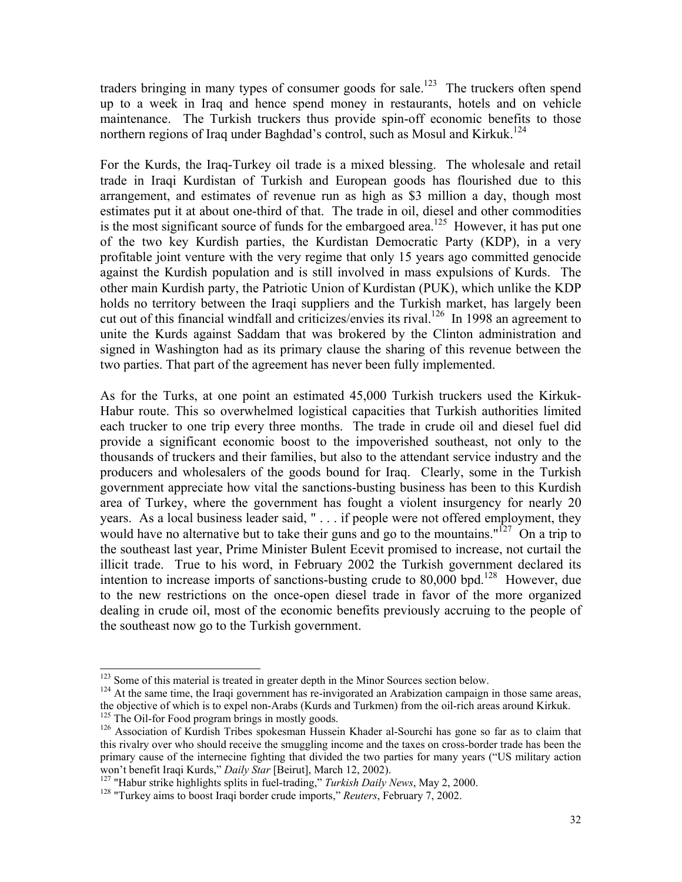traders bringing in many types of consumer goods for sale.[123] The truckers often spend up to a week in Iraq and hence spend money in restaurants, hotels and on vehicle maintenance. The Turkish truckers thus provide spin-off economic benefits to those northern regions of Iraq under Baghdad's control, such as Mosul and Kirkuk.[124]

For the Kurds, the Iraq-Turkey oil trade is a mixed blessing. The wholesale and retail trade in Iraqi Kurdistan of Turkish and European goods has flourished due to this arrangement, and estimates of revenue run as high as \$3 million a day, though most estimates put it at about one-third of that. The trade in oil, diesel and other commodities is the most significant source of funds for the embargoed area.[125] However, it has put one of the two key Kurdish parties, the Kurdistan Democratic Party (KDP), in a very profitable joint venture with the very regime that only 15 years ago committed genocide against the Kurdish population and is still involved in mass expulsions of Kurds. The other main Kurdish party, the Patriotic Union of Kurdistan (PUK), which unlike the KDP holds no territory between the Iraqi suppliers and the Turkish market, has largely been cut out of this financial windfall and criticizes/envies its rival.[126] In 1998 an agreement to unite the Kurds against Saddam that was brokered by the Clinton administration and signed in Washington had as its primary clause the sharing of this revenue between the two parties. That part of the agreement has never been fully implemented.

As for the Turks, at one point an estimated 45,000 Turkish truckers used the Kirkuk-Habur route. This so overwhelmed logistical capacities that Turkish authorities limited each trucker to one trip every three months. The trade in crude oil and diesel fuel did provide a significant economic boost to the impoverished southeast, not only to the thousands of truckers and their families, but also to the attendant service industry and the producers and wholesalers of the goods bound for Iraq. Clearly, some in the Turkish government appreciate how vital the sanctions-busting business has been to this Kurdish area of Turkey, where the government has fought a violent insurgency for nearly 20 years. As a local business leader said, " . . . if people were not offered employment, they would have no alternative but to take their guns and go to the mountains."[127] On a trip to the southeast last year, Prime Minister Bulent Ecevit promised to increase, not curtail the illicit trade. True to his word, in February 2002 the Turkish government declared its intention to increase imports of sanctions-busting crude to 80,000 bpd.[128] However, due to the new restrictions on the once-open diesel trade in favor of the more organized dealing in crude oil, most of the economic benefits previously accruing to the people of the southeast now go to the Turkish government.

---

[123] Some of this material is treated in greater depth in the Minor Sources section below.

[124] At the same time, the Iraqi government has re-invigorated an Arabization campaign in those same areas, the objective of which is to expel non-Arabs (Kurds and Turkmen) from the oil-rich areas around Kirkuk.

[125] The Oil-for Food program brings in mostly goods.

[126] Association of Kurdish Tribes spokesman Hussein Khader al-Sourchi has gone so far as to claim that this rivalry over who should receive the smuggling income and the taxes on cross-border trade has been the primary cause of the internecine fighting that divided the two parties for many years ("US military action won't benefit Iraqi Kurds," *Daily Star* [Beirut], March 12, 2002).

[127] "Habur strike highlights splits in fuel-trading," *Turkish Daily News*, May 2, 2000.

[128] "Turkey aims to boost Iraqi border crude imports," *Reuters*, February 7, 2002.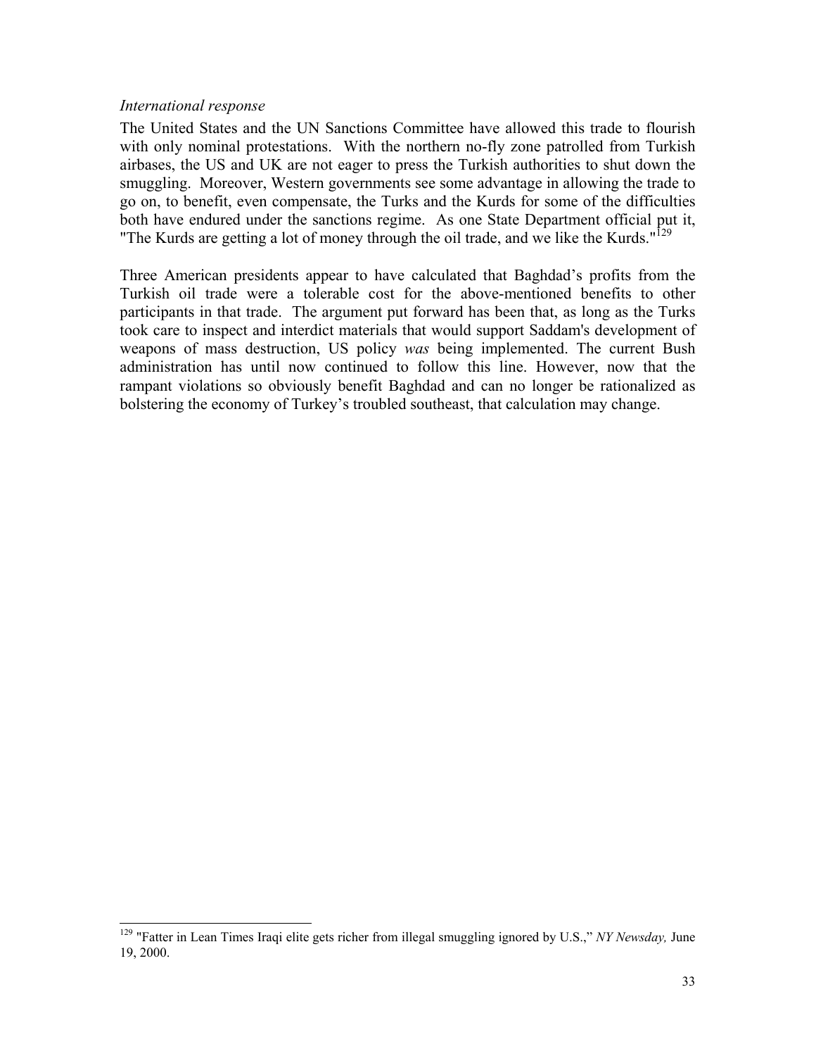*International response*

The United States and the UN Sanctions Committee have allowed this trade to flourish with only nominal protestations. With the northern no-fly zone patrolled from Turkish airbases, the US and UK are not eager to press the Turkish authorities to shut down the smuggling. Moreover, Western governments see some advantage in allowing the trade to go on, to benefit, even compensate, the Turks and the Kurds for some of the difficulties both have endured under the sanctions regime. As one State Department official put it, "The Kurds are getting a lot of money through the oil trade, and we like the Kurds."[129]

Three American presidents appear to have calculated that Baghdad's profits from the Turkish oil trade were a tolerable cost for the above-mentioned benefits to other participants in that trade. The argument put forward has been that, as long as the Turks took care to inspect and interdict materials that would support Saddam's development of weapons of mass destruction, US policy *was* being implemented. The current Bush administration has until now continued to follow this line. However, now that the rampant violations so obviously benefit Baghdad and can no longer be rationalized as bolstering the economy of Turkey's troubled southeast, that calculation may change.

---

[129] "Fatter in Lean Times Iraqi elite gets richer from illegal smuggling ignored by U.S.," *NY Newsday,* June 19, 2000.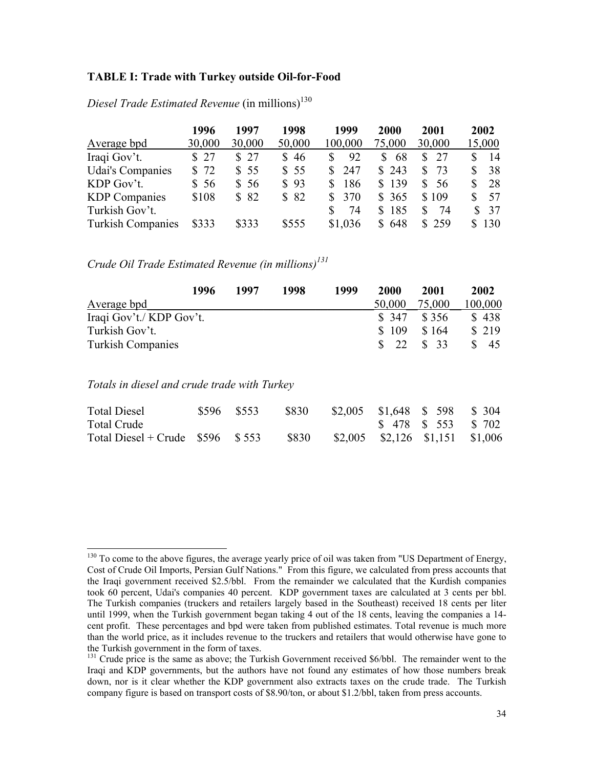**TABLE I: Trade with Turkey outside Oil-for-Food**

*Diesel Trade Estimated Revenue* (in millions)[130]

| | 1996 | 1997 | 1998 | 1999 | 2000 | 2001 | 2002 |
|---|---|---|---|---|---|---|---|
| Average bpd | 30,000 | 30,000 | 50,000 | 100,000 | 75,000 | 30,000 | 15,000 |
| Iraqi Gov't. | $ 27 | $ 27 | $ 46 | $ 92 | $ 68 | $ 27 | $ 14 |
| Udai's Companies | $ 72 | $ 55 | $ 55 | $ 247 | $ 243 | $ 73 | $ 38 |
| KDP Gov't. | $ 56 | $ 56 | $ 93 | $ 186 | $ 139 | $ 56 | $ 28 |
| KDP Companies | $108 | $ 82 | $ 82 | $ 370 | $ 365 | $ 109 | $ 57 |
| Turkish Gov't. | | | | $ 74 | $ 185 | $ 74 | $ 37 |
| Turkish Companies | $333 | $333 | $555 | $1,036 | $ 648 | $ 259 | $ 130 |

*Crude Oil Trade Estimated Revenue (in millions)*[131]

| | 1996 | 1997 | 1998 | 1999 | 2000 | 2001 | 2002 |
|---|---|---|---|---|---|---|---|
| Average bpd | | | | | 50,000 | 75,000 | 100,000 |
| Iraqi Gov't./ KDP Gov't. | | | | | $ 347 | $ 356 | $ 438 |
| Turkish Gov't. | | | | | $ 109 | $ 164 | $ 219 |
| Turkish Companies | | | | | $ 22 | $ 33 | $ 45 |

*Totals in diesel and crude trade with Turkey*

| | 1996 | 1997 | 1998 | 1999 | 2000 | 2001 | 2002 |
|---|---|---|---|---|---|---|---|
| Total Diesel | $596 | $553 | $830 | $2,005 | $1,648 | $ 598 | $ 304 |
| Total Crude | | | | | $ 478 | $ 553 | $ 702 |
| Total Diesel + Crude | $596 | $ 553 | $830 | $2,005 | $2,126 | $1,151 | $1,006 |

---

[130] To come to the above figures, the average yearly price of oil was taken from "US Department of Energy, Cost of Crude Oil Imports, Persian Gulf Nations." From this figure, we calculated from press accounts that the Iraqi government received $2.5/bbl. From the remainder we calculated that the Kurdish companies took 60 percent, Udai's companies 40 percent. KDP government taxes are calculated at 3 cents per bbl. The Turkish companies (truckers and retailers largely based in the Southeast) received 18 cents per liter until 1999, when the Turkish government began taking 4 out of the 18 cents, leaving the companies a 14-cent profit. These percentages and bpd were taken from published estimates. Total revenue is much more than the world price, as it includes revenue to the truckers and retailers that would otherwise have gone to the Turkish government in the form of taxes.

[131] Crude price is the same as above; the Turkish Government received $6/bbl. The remainder went to the Iraqi and KDP governments, but the authors have not found any estimates of how those numbers break down, nor is it clear whether the KDP government also extracts taxes on the crude trade. The Turkish company figure is based on transport costs of $8.90/ton, or about $1.2/bbl, taken from press accounts.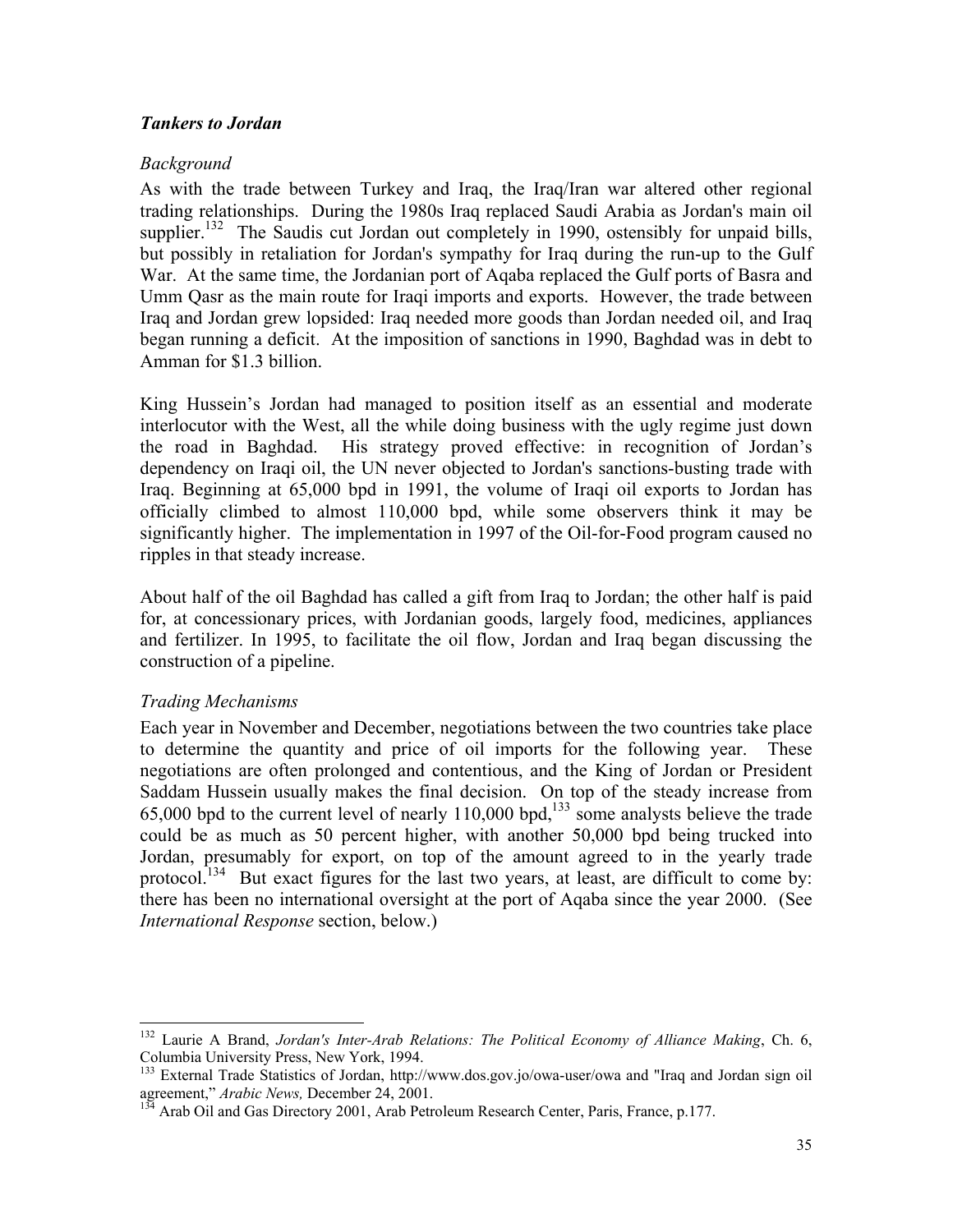***Tankers to Jordan***

*Background*

As with the trade between Turkey and Iraq, the Iraq/Iran war altered other regional trading relationships. During the 1980s Iraq replaced Saudi Arabia as Jordan's main oil supplier.[132] The Saudis cut Jordan out completely in 1990, ostensibly for unpaid bills, but possibly in retaliation for Jordan's sympathy for Iraq during the run-up to the Gulf War. At the same time, the Jordanian port of Aqaba replaced the Gulf ports of Basra and Umm Qasr as the main route for Iraqi imports and exports. However, the trade between Iraq and Jordan grew lopsided: Iraq needed more goods than Jordan needed oil, and Iraq began running a deficit. At the imposition of sanctions in 1990, Baghdad was in debt to Amman for $1.3 billion.

King Hussein's Jordan had managed to position itself as an essential and moderate interlocutor with the West, all the while doing business with the ugly regime just down the road in Baghdad. His strategy proved effective: in recognition of Jordan's dependency on Iraqi oil, the UN never objected to Jordan's sanctions-busting trade with Iraq. Beginning at 65,000 bpd in 1991, the volume of Iraqi oil exports to Jordan has officially climbed to almost 110,000 bpd, while some observers think it may be significantly higher. The implementation in 1997 of the Oil-for-Food program caused no ripples in that steady increase.

About half of the oil Baghdad has called a gift from Iraq to Jordan; the other half is paid for, at concessionary prices, with Jordanian goods, largely food, medicines, appliances and fertilizer. In 1995, to facilitate the oil flow, Jordan and Iraq began discussing the construction of a pipeline.

*Trading Mechanisms*

Each year in November and December, negotiations between the two countries take place to determine the quantity and price of oil imports for the following year. These negotiations are often prolonged and contentious, and the King of Jordan or President Saddam Hussein usually makes the final decision. On top of the steady increase from 65,000 bpd to the current level of nearly 110,000 bpd,[133] some analysts believe the trade could be as much as 50 percent higher, with another 50,000 bpd being trucked into Jordan, presumably for export, on top of the amount agreed to in the yearly trade protocol.[134] But exact figures for the last two years, at least, are difficult to come by: there has been no international oversight at the port of Aqaba since the year 2000. (See *International Response* section, below.)

---

[132] Laurie A Brand, *Jordan's Inter-Arab Relations: The Political Economy of Alliance Making*, Ch. 6, Columbia University Press, New York, 1994.

[133] External Trade Statistics of Jordan, http://www.dos.gov.jo/owa-user/owa and "Iraq and Jordan sign oil agreement," *Arabic News,* December 24, 2001.

[134] Arab Oil and Gas Directory 2001, Arab Petroleum Research Center, Paris, France, p.177.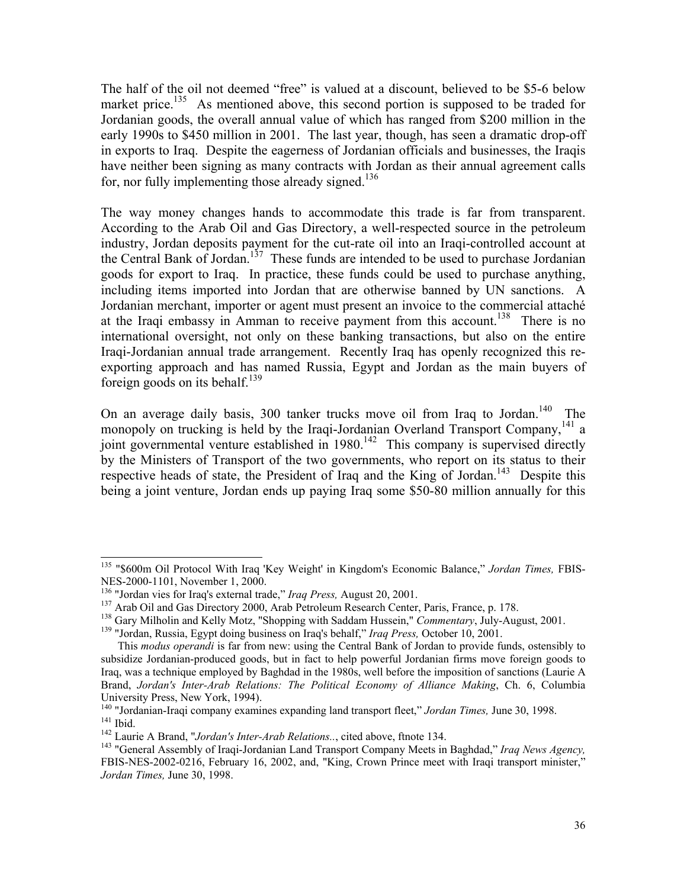The half of the oil not deemed "free" is valued at a discount, believed to be $5-6 below market price.[135] As mentioned above, this second portion is supposed to be traded for Jordanian goods, the overall annual value of which has ranged from $200 million in the early 1990s to $450 million in 2001. The last year, though, has seen a dramatic drop-off in exports to Iraq. Despite the eagerness of Jordanian officials and businesses, the Iraqis have neither been signing as many contracts with Jordan as their annual agreement calls for, nor fully implementing those already signed.[136]

The way money changes hands to accommodate this trade is far from transparent. According to the Arab Oil and Gas Directory, a well-respected source in the petroleum industry, Jordan deposits payment for the cut-rate oil into an Iraqi-controlled account at the Central Bank of Jordan.[137] These funds are intended to be used to purchase Jordanian goods for export to Iraq. In practice, these funds could be used to purchase anything, including items imported into Jordan that are otherwise banned by UN sanctions. A Jordanian merchant, importer or agent must present an invoice to the commercial attaché at the Iraqi embassy in Amman to receive payment from this account.[138] There is no international oversight, not only on these banking transactions, but also on the entire Iraqi-Jordanian annual trade arrangement. Recently Iraq has openly recognized this re-exporting approach and has named Russia, Egypt and Jordan as the main buyers of foreign goods on its behalf.[139]

On an average daily basis, 300 tanker trucks move oil from Iraq to Jordan.[140] The monopoly on trucking is held by the Iraqi-Jordanian Overland Transport Company,[141] a joint governmental venture established in 1980.[142] This company is supervised directly by the Ministers of Transport of the two governments, who report on its status to their respective heads of state, the President of Iraq and the King of Jordan.[143] Despite this being a joint venture, Jordan ends up paying Iraq some $50-80 million annually for this

---

[135] "$600m Oil Protocol With Iraq 'Key Weight' in Kingdom's Economic Balance," *Jordan Times,* FBIS-NES-2000-1101, November 1, 2000.

[136] "Jordan vies for Iraq's external trade," *Iraq Press,* August 20, 2001.

[137] Arab Oil and Gas Directory 2000, Arab Petroleum Research Center, Paris, France, p. 178.

[138] Gary Milholin and Kelly Motz, "Shopping with Saddam Hussein," *Commentary*, July-August, 2001.

[139] "Jordan, Russia, Egypt doing business on Iraq's behalf," *Iraq Press,* October 10, 2001.

This *modus operandi* is far from new: using the Central Bank of Jordan to provide funds, ostensibly to subsidize Jordanian-produced goods, but in fact to help powerful Jordanian firms move foreign goods to Iraq, was a technique employed by Baghdad in the 1980s, well before the imposition of sanctions (Laurie A Brand, *Jordan's Inter-Arab Relations: The Political Economy of Alliance Making*, Ch. 6, Columbia University Press, New York, 1994).

[140] "Jordanian-Iraqi company examines expanding land transport fleet," *Jordan Times,* June 30, 1998.

[141] Ibid.

[142] Laurie A Brand, "*Jordan's Inter-Arab Relations.*., cited above, ftnote 134.

[143] "General Assembly of Iraqi-Jordanian Land Transport Company Meets in Baghdad," *Iraq News Agency,* FBIS-NES-2002-0216, February 16, 2002, and, "King, Crown Prince meet with Iraqi transport minister," *Jordan Times,* June 30, 1998.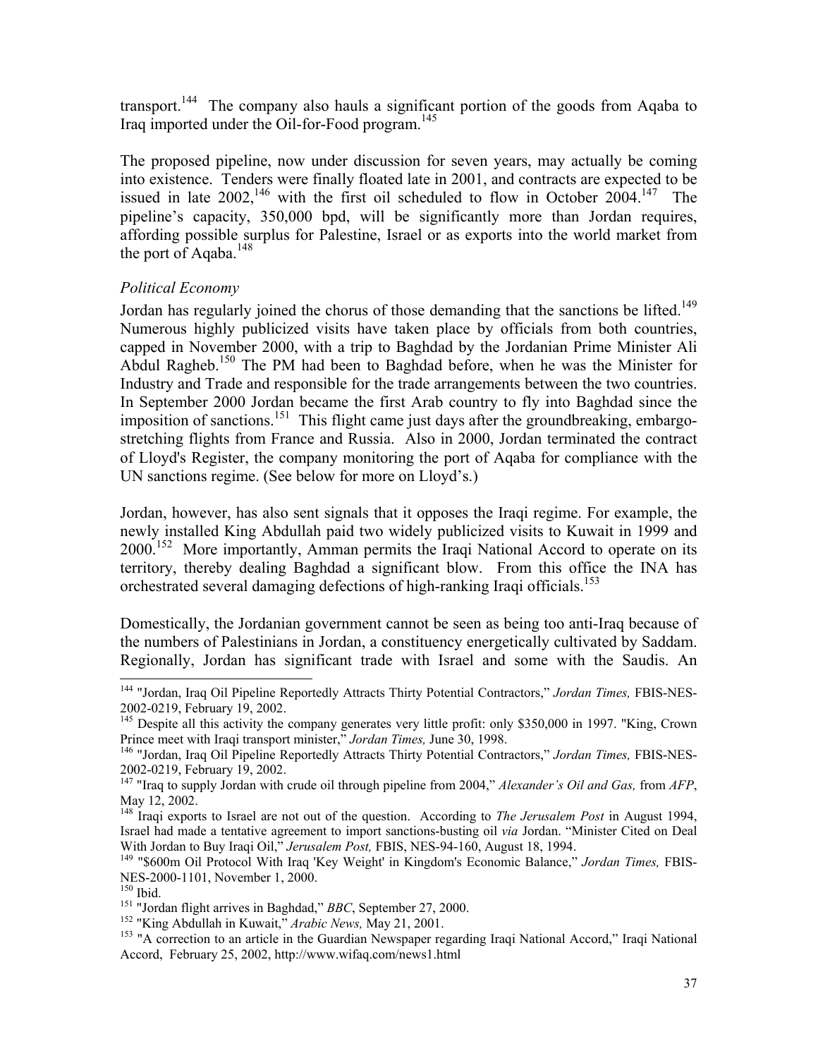transport.[144] The company also hauls a significant portion of the goods from Aqaba to Iraq imported under the Oil-for-Food program.[145]

The proposed pipeline, now under discussion for seven years, may actually be coming into existence. Tenders were finally floated late in 2001, and contracts are expected to be issued in late 2002,[146] with the first oil scheduled to flow in October 2004.[147] The pipeline's capacity, 350,000 bpd, will be significantly more than Jordan requires, affording possible surplus for Palestine, Israel or as exports into the world market from the port of Aqaba.[148]

*Political Economy*

Jordan has regularly joined the chorus of those demanding that the sanctions be lifted.[149] Numerous highly publicized visits have taken place by officials from both countries, capped in November 2000, with a trip to Baghdad by the Jordanian Prime Minister Ali Abdul Ragheb.[150] The PM had been to Baghdad before, when he was the Minister for Industry and Trade and responsible for the trade arrangements between the two countries. In September 2000 Jordan became the first Arab country to fly into Baghdad since the imposition of sanctions.[151] This flight came just days after the groundbreaking, embargo-stretching flights from France and Russia. Also in 2000, Jordan terminated the contract of Lloyd's Register, the company monitoring the port of Aqaba for compliance with the UN sanctions regime. (See below for more on Lloyd's.)

Jordan, however, has also sent signals that it opposes the Iraqi regime. For example, the newly installed King Abdullah paid two widely publicized visits to Kuwait in 1999 and 2000.[152] More importantly, Amman permits the Iraqi National Accord to operate on its territory, thereby dealing Baghdad a significant blow. From this office the INA has orchestrated several damaging defections of high-ranking Iraqi officials.[153]

Domestically, the Jordanian government cannot be seen as being too anti-Iraq because of the numbers of Palestinians in Jordan, a constituency energetically cultivated by Saddam. Regionally, Jordan has significant trade with Israel and some with the Saudis. An

---

[144] "Jordan, Iraq Oil Pipeline Reportedly Attracts Thirty Potential Contractors," *Jordan Times,* FBIS-NES-2002-0219, February 19, 2002.

[145] Despite all this activity the company generates very little profit: only $350,000 in 1997. "King, Crown Prince meet with Iraqi transport minister," *Jordan Times,* June 30, 1998.

[146] "Jordan, Iraq Oil Pipeline Reportedly Attracts Thirty Potential Contractors," *Jordan Times,* FBIS-NES-2002-0219, February 19, 2002.

[147] "Iraq to supply Jordan with crude oil through pipeline from 2004," *Alexander's Oil and Gas,* from *AFP*, May 12, 2002.

[148] Iraqi exports to Israel are not out of the question. According to *The Jerusalem Post* in August 1994, Israel had made a tentative agreement to import sanctions-busting oil *via* Jordan. "Minister Cited on Deal With Jordan to Buy Iraqi Oil," *Jerusalem Post,* FBIS, NES-94-160, August 18, 1994.

[149] "$600m Oil Protocol With Iraq 'Key Weight' in Kingdom's Economic Balance," *Jordan Times,* FBIS-NES-2000-1101, November 1, 2000.

[150] Ibid.

[151] "Jordan flight arrives in Baghdad," *BBC*, September 27, 2000.

[152] "King Abdullah in Kuwait," *Arabic News,* May 21, 2001.

[153] "A correction to an article in the Guardian Newspaper regarding Iraqi National Accord," Iraqi National Accord, February 25, 2002, http://www.wifaq.com/news1.html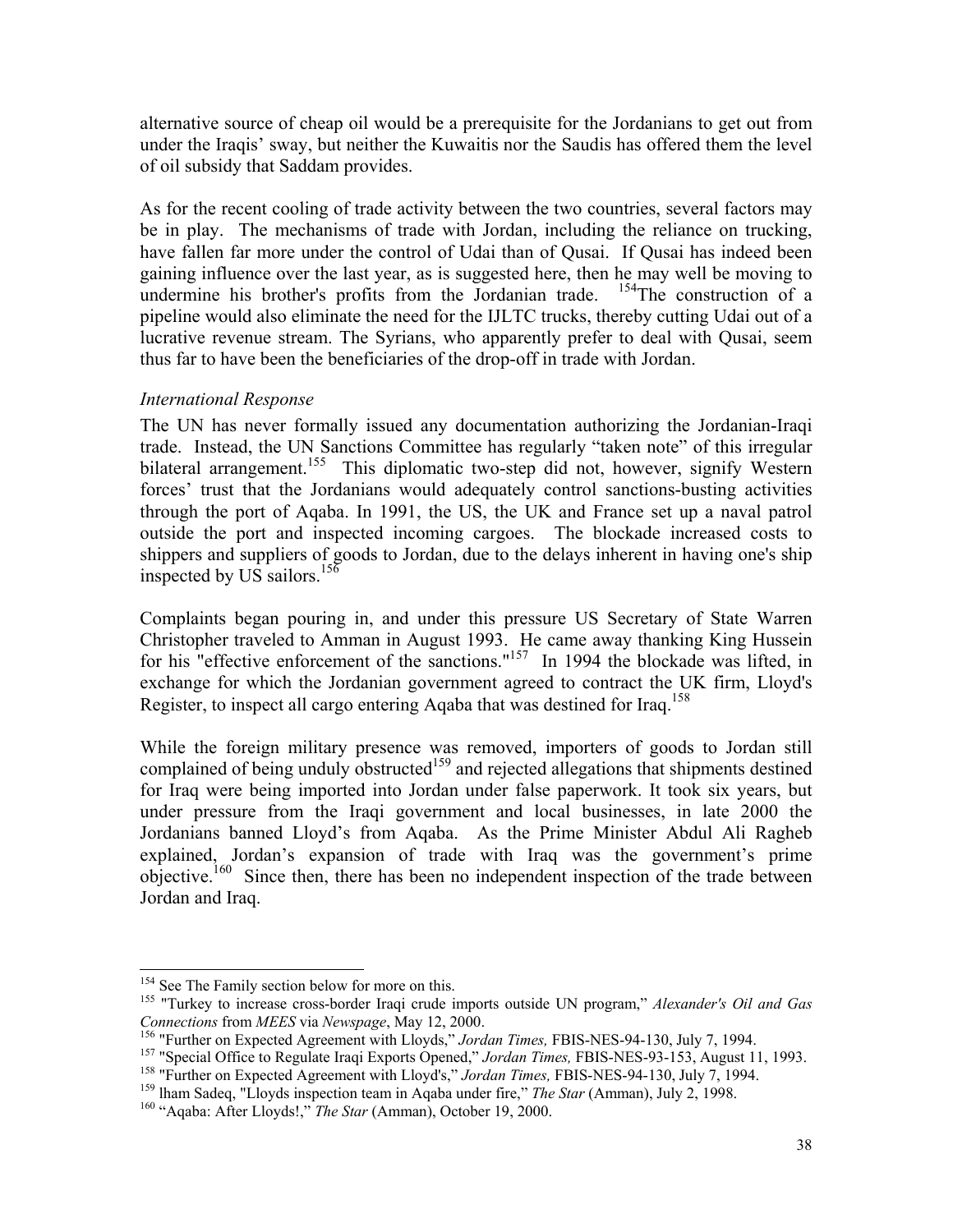alternative source of cheap oil would be a prerequisite for the Jordanians to get out from under the Iraqis' sway, but neither the Kuwaitis nor the Saudis has offered them the level of oil subsidy that Saddam provides.

As for the recent cooling of trade activity between the two countries, several factors may be in play. The mechanisms of trade with Jordan, including the reliance on trucking, have fallen far more under the control of Udai than of Qusai. If Qusai has indeed been gaining influence over the last year, as is suggested here, then he may well be moving to undermine his brother's profits from the Jordanian trade. [154]The construction of a pipeline would also eliminate the need for the IJLTC trucks, thereby cutting Udai out of a lucrative revenue stream. The Syrians, who apparently prefer to deal with Qusai, seem thus far to have been the beneficiaries of the drop-off in trade with Jordan.

*International Response*

The UN has never formally issued any documentation authorizing the Jordanian-Iraqi trade. Instead, the UN Sanctions Committee has regularly "taken note" of this irregular bilateral arrangement.[155] This diplomatic two-step did not, however, signify Western forces' trust that the Jordanians would adequately control sanctions-busting activities through the port of Aqaba. In 1991, the US, the UK and France set up a naval patrol outside the port and inspected incoming cargoes. The blockade increased costs to shippers and suppliers of goods to Jordan, due to the delays inherent in having one's ship inspected by US sailors.[156]

Complaints began pouring in, and under this pressure US Secretary of State Warren Christopher traveled to Amman in August 1993. He came away thanking King Hussein for his "effective enforcement of the sanctions."[157] In 1994 the blockade was lifted, in exchange for which the Jordanian government agreed to contract the UK firm, Lloyd's Register, to inspect all cargo entering Aqaba that was destined for Iraq.[158]

While the foreign military presence was removed, importers of goods to Jordan still complained of being unduly obstructed[159] and rejected allegations that shipments destined for Iraq were being imported into Jordan under false paperwork. It took six years, but under pressure from the Iraqi government and local businesses, in late 2000 the Jordanians banned Lloyd's from Aqaba. As the Prime Minister Abdul Ali Ragheb explained, Jordan's expansion of trade with Iraq was the government's prime objective.[160] Since then, there has been no independent inspection of the trade between Jordan and Iraq.

---

[154] See The Family section below for more on this.

[155] "Turkey to increase cross-border Iraqi crude imports outside UN program," *Alexander's Oil and Gas Connections* from *MEES* via *Newspage*, May 12, 2000.

[156] "Further on Expected Agreement with Lloyds," *Jordan Times,* FBIS-NES-94-130, July 7, 1994.

[157] "Special Office to Regulate Iraqi Exports Opened," *Jordan Times,* FBIS-NES-93-153, August 11, 1993.

[158] "Further on Expected Agreement with Lloyd's," *Jordan Times,* FBIS-NES-94-130, July 7, 1994.

[159] lham Sadeq, "Lloyds inspection team in Aqaba under fire," *The Star* (Amman), July 2, 1998.

[160] "Aqaba: After Lloyds!," *The Star* (Amman), October 19, 2000.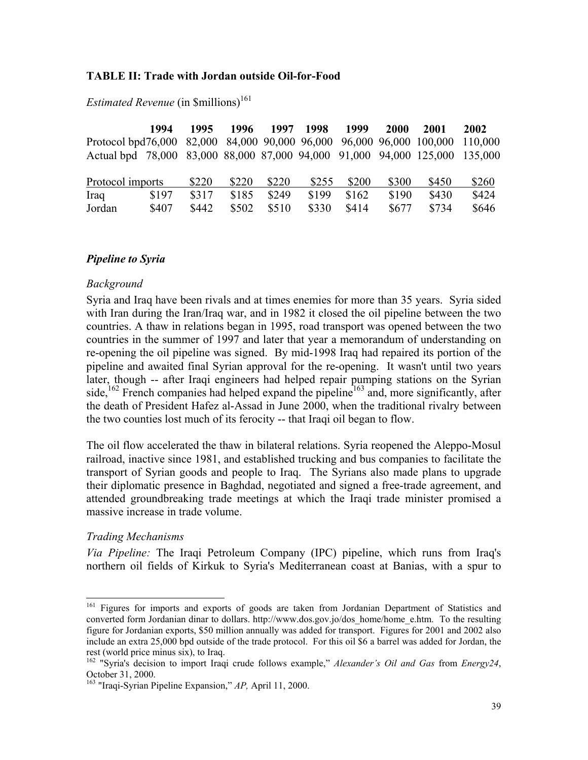**TABLE II: Trade with Jordan outside Oil-for-Food**

*Estimated Revenue* (in $millions)[161]

| | 1994 | 1995 | 1996 | 1997 | 1998 | 1999 | 2000 | 2001 | 2002 |
|---|---|---|---|---|---|---|---|---|---|
| Protocol bpd | 76,000 | 82,000 | 84,000 | 90,000 | 96,000 | 96,000 | 96,000 | 100,000 | 110,000 |
| Actual bpd | 78,000 | 83,000 | 88,000 | 87,000 | 94,000 | 91,000 | 94,000 | 125,000 | 135,000 |
| Protocol imports | | $220 | $220 | $220 | $255 | $200 | $300 | $450 | $260 |
| Iraq | $197 | $317 | $185 | $249 | $199 | $162 | $190 | $430 | $424 |
| Jordan | $407 | $442 | $502 | $510 | $330 | $414 | $677 | $734 | $646 |

### *Pipeline to Syria*

*Background*

Syria and Iraq have been rivals and at times enemies for more than 35 years. Syria sided with Iran during the Iran/Iraq war, and in 1982 it closed the oil pipeline between the two countries. A thaw in relations began in 1995, road transport was opened between the two countries in the summer of 1997 and later that year a memorandum of understanding on re-opening the oil pipeline was signed. By mid-1998 Iraq had repaired its portion of the pipeline and awaited final Syrian approval for the re-opening. It wasn't until two years later, though -- after Iraqi engineers had helped repair pumping stations on the Syrian side,[162] French companies had helped expand the pipeline[163] and, more significantly, after the death of President Hafez al-Assad in June 2000, when the traditional rivalry between the two counties lost much of its ferocity -- that Iraqi oil began to flow.

The oil flow accelerated the thaw in bilateral relations. Syria reopened the Aleppo-Mosul railroad, inactive since 1981, and established trucking and bus companies to facilitate the transport of Syrian goods and people to Iraq. The Syrians also made plans to upgrade their diplomatic presence in Baghdad, negotiated and signed a free-trade agreement, and attended groundbreaking trade meetings at which the Iraqi trade minister promised a massive increase in trade volume.

*Trading Mechanisms*

*Via Pipeline:* The Iraqi Petroleum Company (IPC) pipeline, which runs from Iraq's northern oil fields of Kirkuk to Syria's Mediterranean coast at Banias, with a spur to

---

[161] Figures for imports and exports of goods are taken from Jordanian Department of Statistics and converted form Jordanian dinar to dollars. http://www.dos.gov.jo/dos_home/home_e.htm. To the resulting figure for Jordanian exports, $50 million annually was added for transport. Figures for 2001 and 2002 also include an extra 25,000 bpd outside of the trade protocol. For this oil $6 a barrel was added for Jordan, the rest (world price minus six), to Iraq.

[162] "Syria's decision to import Iraqi crude follows example," *Alexander's Oil and Gas* from *Energy24*, October 31, 2000.

[163] "Iraqi-Syrian Pipeline Expansion," *AP,* April 11, 2000.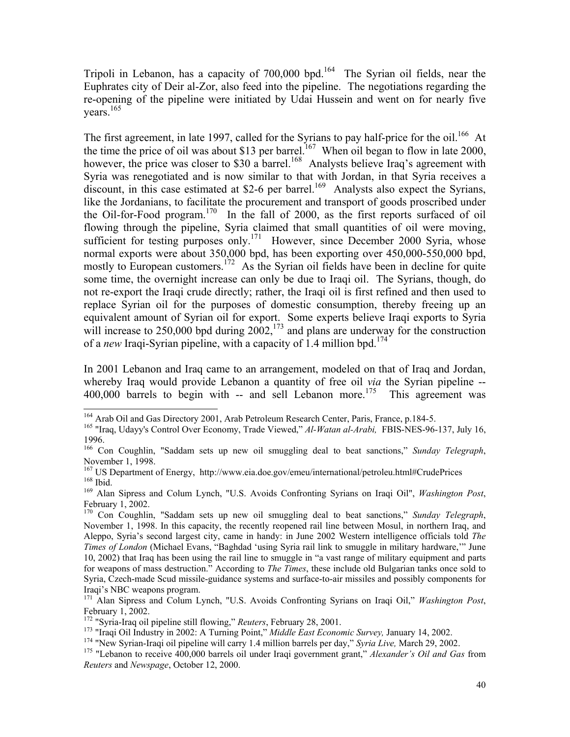Tripoli in Lebanon, has a capacity of 700,000 bpd.[164] The Syrian oil fields, near the Euphrates city of Deir al-Zor, also feed into the pipeline. The negotiations regarding the re-opening of the pipeline were initiated by Udai Hussein and went on for nearly five years.[165]

The first agreement, in late 1997, called for the Syrians to pay half-price for the oil.[166] At the time the price of oil was about \$13 per barrel.[167] When oil began to flow in late 2000, however, the price was closer to \$30 a barrel.[168] Analysts believe Iraq's agreement with Syria was renegotiated and is now similar to that with Jordan, in that Syria receives a discount, in this case estimated at \$2-6 per barrel.[169] Analysts also expect the Syrians, like the Jordanians, to facilitate the procurement and transport of goods proscribed under the Oil-for-Food program.[170] In the fall of 2000, as the first reports surfaced of oil flowing through the pipeline, Syria claimed that small quantities of oil were moving, sufficient for testing purposes only.[171] However, since December 2000 Syria, whose normal exports were about 350,000 bpd, has been exporting over 450,000-550,000 bpd, mostly to European customers.[172] As the Syrian oil fields have been in decline for quite some time, the overnight increase can only be due to Iraqi oil. The Syrians, though, do not re-export the Iraqi crude directly; rather, the Iraqi oil is first refined and then used to replace Syrian oil for the purposes of domestic consumption, thereby freeing up an equivalent amount of Syrian oil for export. Some experts believe Iraqi exports to Syria will increase to 250,000 bpd during 2002,[173] and plans are underway for the construction of a *new* Iraqi-Syrian pipeline, with a capacity of 1.4 million bpd.[174]

In 2001 Lebanon and Iraq came to an arrangement, modeled on that of Iraq and Jordan, whereby Iraq would provide Lebanon a quantity of free oil *via* the Syrian pipeline -- 400,000 barrels to begin with -- and sell Lebanon more.[175] This agreement was

---

[164] Arab Oil and Gas Directory 2001, Arab Petroleum Research Center, Paris, France, p.184-5.

[165] "Iraq, Udayy's Control Over Economy, Trade Viewed," *Al-Watan al-Arabi,* FBIS-NES-96-137, July 16, 1996.

[166] Con Coughlin, "Saddam sets up new oil smuggling deal to beat sanctions," *Sunday Telegraph*, November 1, 1998.

[167] US Department of Energy, http://www.eia.doe.gov/emeu/international/petroleu.html#CrudePrices

[168] Ibid.

[169] Alan Sipress and Colum Lynch, "U.S. Avoids Confronting Syrians on Iraqi Oil", *Washington Post*, February 1, 2002.

[170] Con Coughlin, "Saddam sets up new oil smuggling deal to beat sanctions," *Sunday Telegraph*, November 1, 1998. In this capacity, the recently reopened rail line between Mosul, in northern Iraq, and Aleppo, Syria's second largest city, came in handy: in June 2002 Western intelligence officials told *The Times of London* (Michael Evans, "Baghdad 'using Syria rail link to smuggle in military hardware,'" June 10, 2002) that Iraq has been using the rail line to smuggle in "a vast range of military equipment and parts for weapons of mass destruction." According to *The Times*, these include old Bulgarian tanks once sold to Syria, Czech-made Scud missile-guidance systems and surface-to-air missiles and possibly components for Iraqi's NBC weapons program.

[171] Alan Sipress and Colum Lynch, "U.S. Avoids Confronting Syrians on Iraqi Oil," *Washington Post*, February 1, 2002.

[172] "Syria-Iraq oil pipeline still flowing," *Reuters*, February 28, 2001.

[173] "Iraqi Oil Industry in 2002: A Turning Point," *Middle East Economic Survey,* January 14, 2002.

[174] "New Syrian-Iraqi oil pipeline will carry 1.4 million barrels per day," *Syria Live,* March 29, 2002.

[175] "Lebanon to receive 400,000 barrels oil under Iraqi government grant," *Alexander's Oil and Gas* from *Reuters* and *Newspage*, October 12, 2000.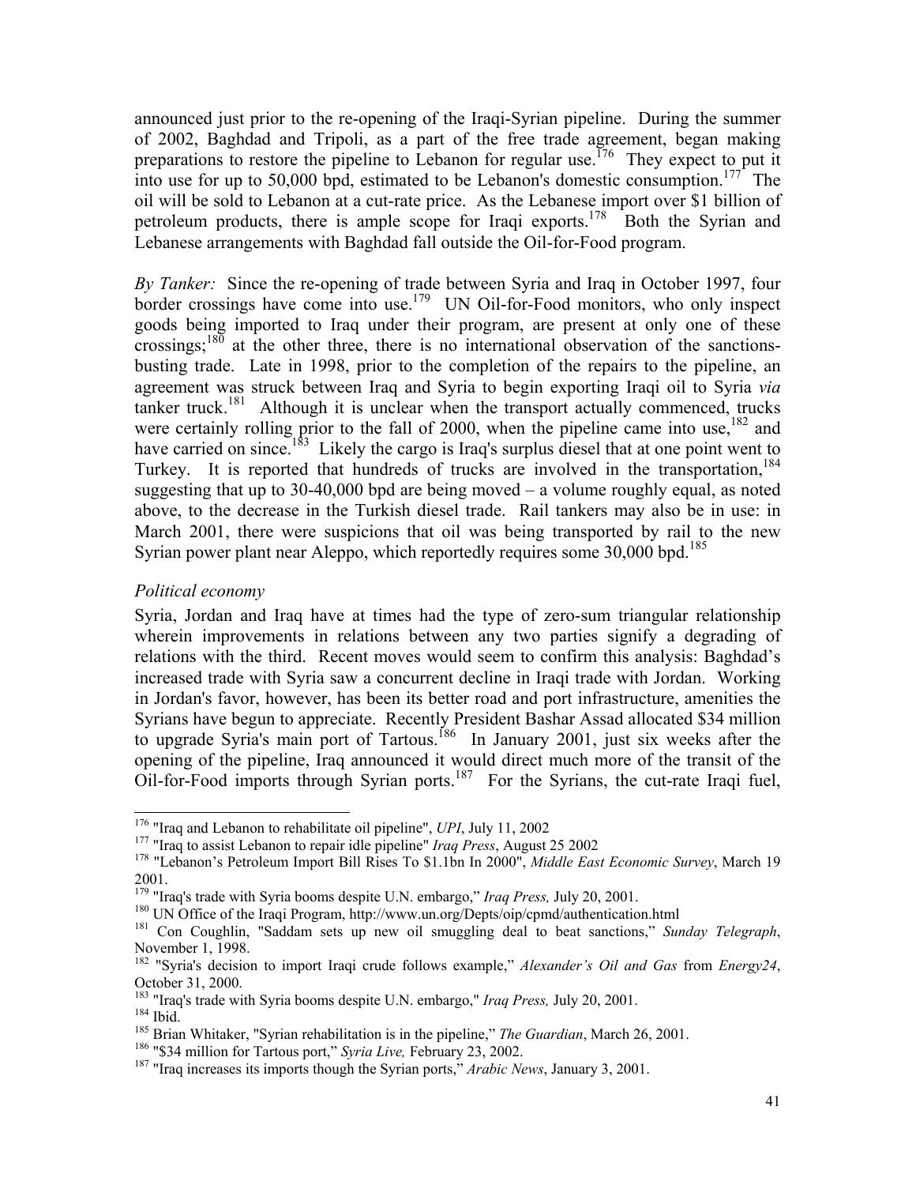announced just prior to the re-opening of the Iraqi-Syrian pipeline. During the summer of 2002, Baghdad and Tripoli, as a part of the free trade agreement, began making preparations to restore the pipeline to Lebanon for regular use.[176] They expect to put it into use for up to 50,000 bpd, estimated to be Lebanon's domestic consumption.[177] The oil will be sold to Lebanon at a cut-rate price. As the Lebanese import over $1 billion of petroleum products, there is ample scope for Iraqi exports.[178] Both the Syrian and Lebanese arrangements with Baghdad fall outside the Oil-for-Food program.

*By Tanker:* Since the re-opening of trade between Syria and Iraq in October 1997, four border crossings have come into use.[179] UN Oil-for-Food monitors, who only inspect goods being imported to Iraq under their program, are present at only one of these crossings;[180] at the other three, there is no international observation of the sanctions-busting trade. Late in 1998, prior to the completion of the repairs to the pipeline, an agreement was struck between Iraq and Syria to begin exporting Iraqi oil to Syria *via* tanker truck.[181] Although it is unclear when the transport actually commenced, trucks were certainly rolling prior to the fall of 2000, when the pipeline came into use,[182] and have carried on since.[183] Likely the cargo is Iraq's surplus diesel that at one point went to Turkey. It is reported that hundreds of trucks are involved in the transportation,[184] suggesting that up to 30-40,000 bpd are being moved – a volume roughly equal, as noted above, to the decrease in the Turkish diesel trade. Rail tankers may also be in use: in March 2001, there were suspicions that oil was being transported by rail to the new Syrian power plant near Aleppo, which reportedly requires some 30,000 bpd.[185]

*Political economy*

Syria, Jordan and Iraq have at times had the type of zero-sum triangular relationship wherein improvements in relations between any two parties signify a degrading of relations with the third. Recent moves would seem to confirm this analysis: Baghdad's increased trade with Syria saw a concurrent decline in Iraqi trade with Jordan. Working in Jordan's favor, however, has been its better road and port infrastructure, amenities the Syrians have begun to appreciate. Recently President Bashar Assad allocated $34 million to upgrade Syria's main port of Tartous.[186] In January 2001, just six weeks after the opening of the pipeline, Iraq announced it would direct much more of the transit of the Oil-for-Food imports through Syrian ports.[187] For the Syrians, the cut-rate Iraqi fuel,

---

[176] "Iraq and Lebanon to rehabilitate oil pipeline", *UPI*, July 11, 2002

[177] "Iraq to assist Lebanon to repair idle pipeline" *Iraq Press*, August 25 2002

[178] "Lebanon's Petroleum Import Bill Rises To $1.1bn In 2000", *Middle East Economic Survey*, March 19 2001.

[179] "Iraq's trade with Syria booms despite U.N. embargo," *Iraq Press,* July 20, 2001.

[180] UN Office of the Iraqi Program, http://www.un.org/Depts/oip/cpmd/authentication.html

[181] Con Coughlin, "Saddam sets up new oil smuggling deal to beat sanctions," *Sunday Telegraph*, November 1, 1998.

[182] "Syria's decision to import Iraqi crude follows example," *Alexander's Oil and Gas* from *Energy24*, October 31, 2000.

[183] "Iraq's trade with Syria booms despite U.N. embargo," *Iraq Press,* July 20, 2001.

[184] Ibid.

[185] Brian Whitaker, "Syrian rehabilitation is in the pipeline," *The Guardian*, March 26, 2001.

[186] "$34 million for Tartous port," *Syria Live,* February 23, 2002.

[187] "Iraq increases its imports though the Syrian ports," *Arabic News*, January 3, 2001.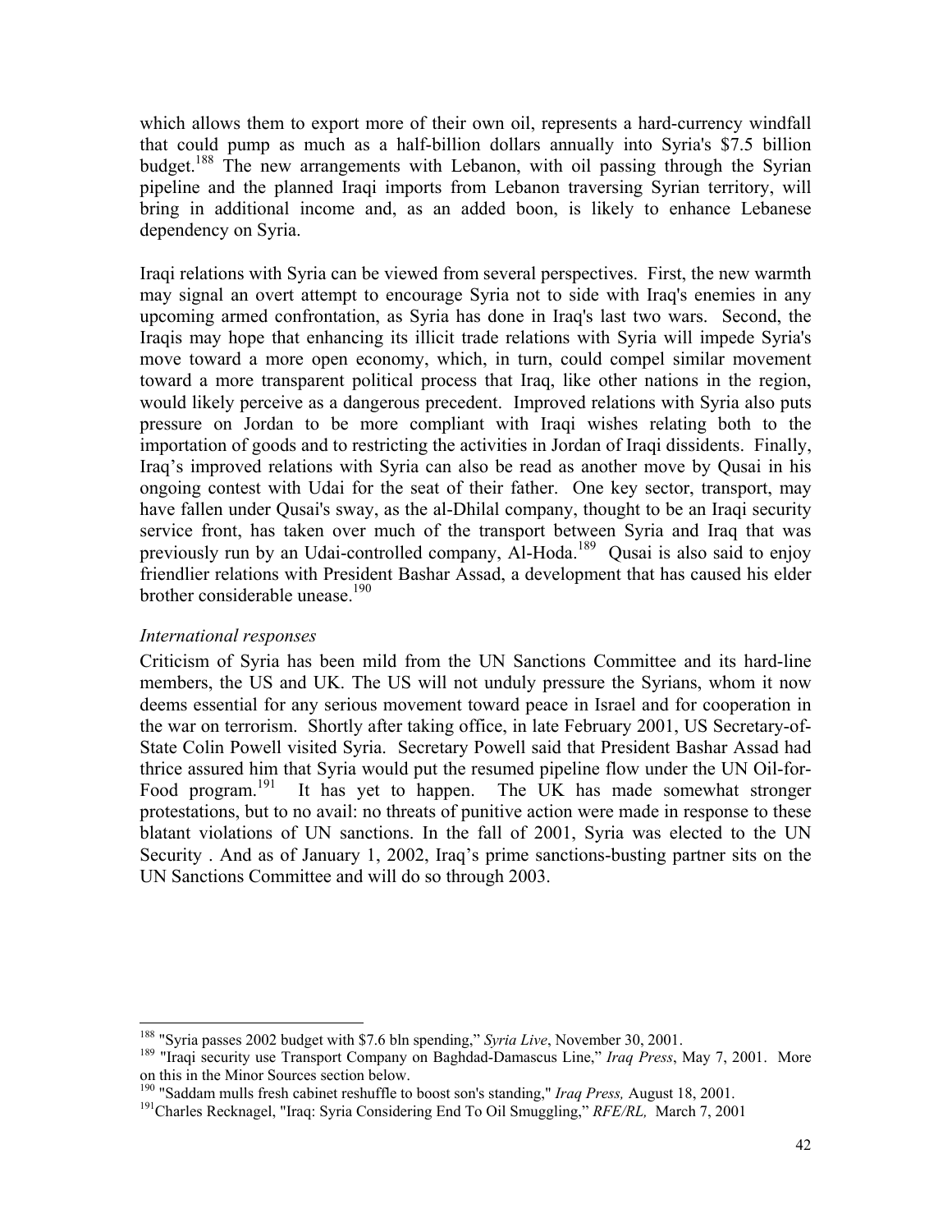which allows them to export more of their own oil, represents a hard-currency windfall that could pump as much as a half-billion dollars annually into Syria's $7.5 billion budget.[188] The new arrangements with Lebanon, with oil passing through the Syrian pipeline and the planned Iraqi imports from Lebanon traversing Syrian territory, will bring in additional income and, as an added boon, is likely to enhance Lebanese dependency on Syria.

Iraqi relations with Syria can be viewed from several perspectives. First, the new warmth may signal an overt attempt to encourage Syria not to side with Iraq's enemies in any upcoming armed confrontation, as Syria has done in Iraq's last two wars. Second, the Iraqis may hope that enhancing its illicit trade relations with Syria will impede Syria's move toward a more open economy, which, in turn, could compel similar movement toward a more transparent political process that Iraq, like other nations in the region, would likely perceive as a dangerous precedent. Improved relations with Syria also puts pressure on Jordan to be more compliant with Iraqi wishes relating both to the importation of goods and to restricting the activities in Jordan of Iraqi dissidents. Finally, Iraq's improved relations with Syria can also be read as another move by Qusai in his ongoing contest with Udai for the seat of their father. One key sector, transport, may have fallen under Qusai's sway, as the al-Dhilal company, thought to be an Iraqi security service front, has taken over much of the transport between Syria and Iraq that was previously run by an Udai-controlled company, Al-Hoda.[189] Qusai is also said to enjoy friendlier relations with President Bashar Assad, a development that has caused his elder brother considerable unease.[190]

*International responses*

Criticism of Syria has been mild from the UN Sanctions Committee and its hard-line members, the US and UK. The US will not unduly pressure the Syrians, whom it now deems essential for any serious movement toward peace in Israel and for cooperation in the war on terrorism. Shortly after taking office, in late February 2001, US Secretary-of-State Colin Powell visited Syria. Secretary Powell said that President Bashar Assad had thrice assured him that Syria would put the resumed pipeline flow under the UN Oil-for-Food program.[191] It has yet to happen. The UK has made somewhat stronger protestations, but to no avail: no threats of punitive action were made in response to these blatant violations of UN sanctions. In the fall of 2001, Syria was elected to the UN Security . And as of January 1, 2002, Iraq's prime sanctions-busting partner sits on the UN Sanctions Committee and will do so through 2003.

---

[188] "Syria passes 2002 budget with $7.6 bln spending," *Syria Live*, November 30, 2001.

[189] "Iraqi security use Transport Company on Baghdad-Damascus Line," *Iraq Press*, May 7, 2001. More on this in the Minor Sources section below.

[190] "Saddam mulls fresh cabinet reshuffle to boost son's standing," *Iraq Press,* August 18, 2001.

[191] Charles Recknagel, "Iraq: Syria Considering End To Oil Smuggling," *RFE/RL,* March 7, 2001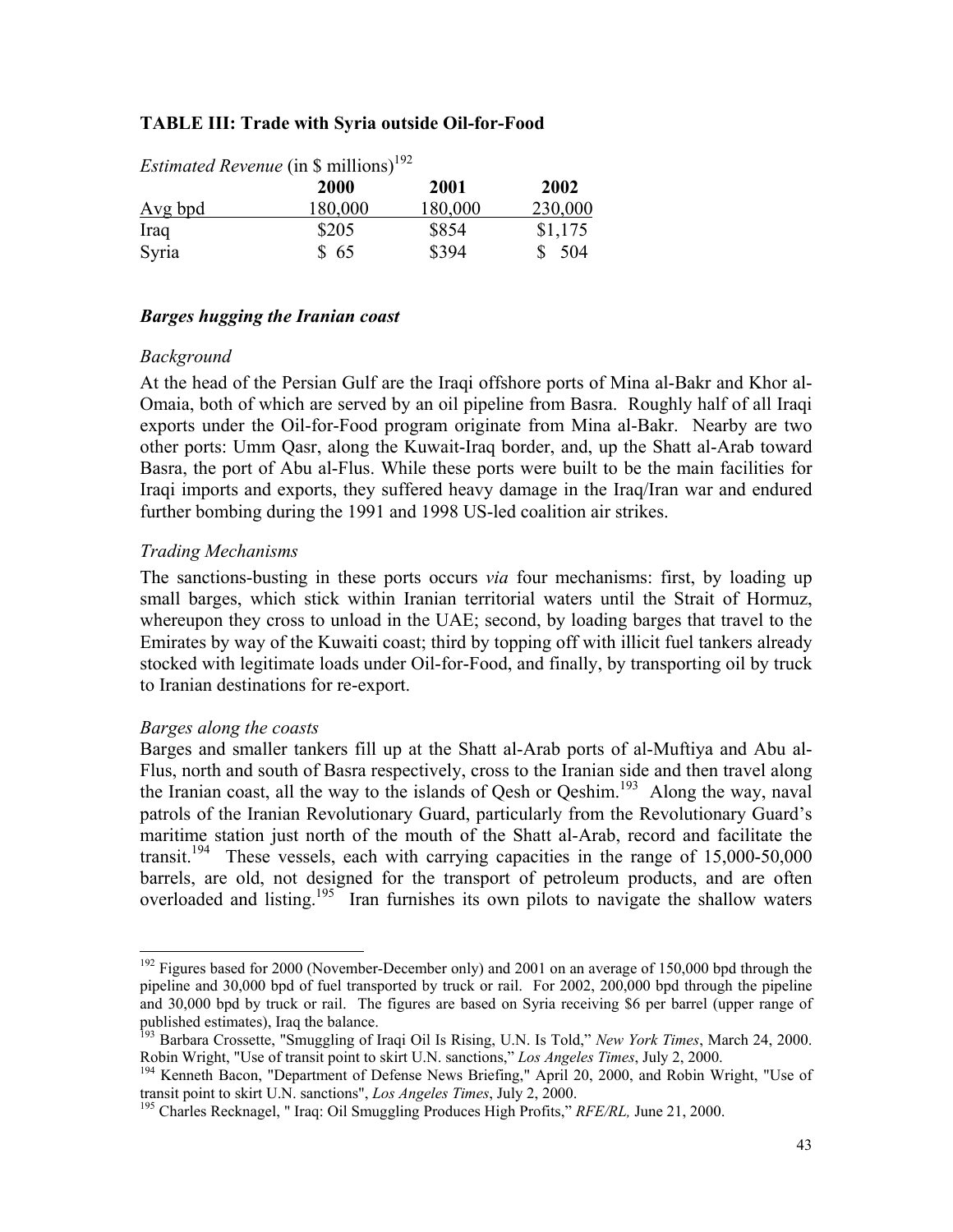**TABLE III: Trade with Syria outside Oil-for-Food**

*Estimated Revenue* (in $ millions)[192]

| | 2000 | 2001 | 2002 |
|---|---|---|---|
| Avg bpd | 180,000 | 180,000 | 230,000 |
| Iraq | $205 | $854 | $1,175 |
| Syria | $ 65 | $394 | $ 504 |

### ***Barges hugging the Iranian coast***

*Background*

At the head of the Persian Gulf are the Iraqi offshore ports of Mina al-Bakr and Khor al-Omaia, both of which are served by an oil pipeline from Basra. Roughly half of all Iraqi exports under the Oil-for-Food program originate from Mina al-Bakr. Nearby are two other ports: Umm Qasr, along the Kuwait-Iraq border, and, up the Shatt al-Arab toward Basra, the port of Abu al-Flus. While these ports were built to be the main facilities for Iraqi imports and exports, they suffered heavy damage in the Iraq/Iran war and endured further bombing during the 1991 and 1998 US-led coalition air strikes.

*Trading Mechanisms*

The sanctions-busting in these ports occurs *via* four mechanisms: first, by loading up small barges, which stick within Iranian territorial waters until the Strait of Hormuz, whereupon they cross to unload in the UAE; second, by loading barges that travel to the Emirates by way of the Kuwaiti coast; third by topping off with illicit fuel tankers already stocked with legitimate loads under Oil-for-Food, and finally, by transporting oil by truck to Iranian destinations for re-export.

*Barges along the coasts*

Barges and smaller tankers fill up at the Shatt al-Arab ports of al-Muftiya and Abu al-Flus, north and south of Basra respectively, cross to the Iranian side and then travel along the Iranian coast, all the way to the islands of Qesh or Qeshim.[193] Along the way, naval patrols of the Iranian Revolutionary Guard, particularly from the Revolutionary Guard's maritime station just north of the mouth of the Shatt al-Arab, record and facilitate the transit.[194] These vessels, each with carrying capacities in the range of 15,000-50,000 barrels, are old, not designed for the transport of petroleum products, and are often overloaded and listing.[195] Iran furnishes its own pilots to navigate the shallow waters

---

[192] Figures based for 2000 (November-December only) and 2001 on an average of 150,000 bpd through the pipeline and 30,000 bpd of fuel transported by truck or rail. For 2002, 200,000 bpd through the pipeline and 30,000 bpd by truck or rail. The figures are based on Syria receiving $6 per barrel (upper range of published estimates), Iraq the balance.

[193] Barbara Crossette, "Smuggling of Iraqi Oil Is Rising, U.N. Is Told," *New York Times*, March 24, 2000. Robin Wright, "Use of transit point to skirt U.N. sanctions," *Los Angeles Times*, July 2, 2000.

[194] Kenneth Bacon, "Department of Defense News Briefing," April 20, 2000, and Robin Wright, "Use of transit point to skirt U.N. sanctions", *Los Angeles Times*, July 2, 2000.

[195] Charles Recknagel, " Iraq: Oil Smuggling Produces High Profits," *RFE/RL,* June 21, 2000.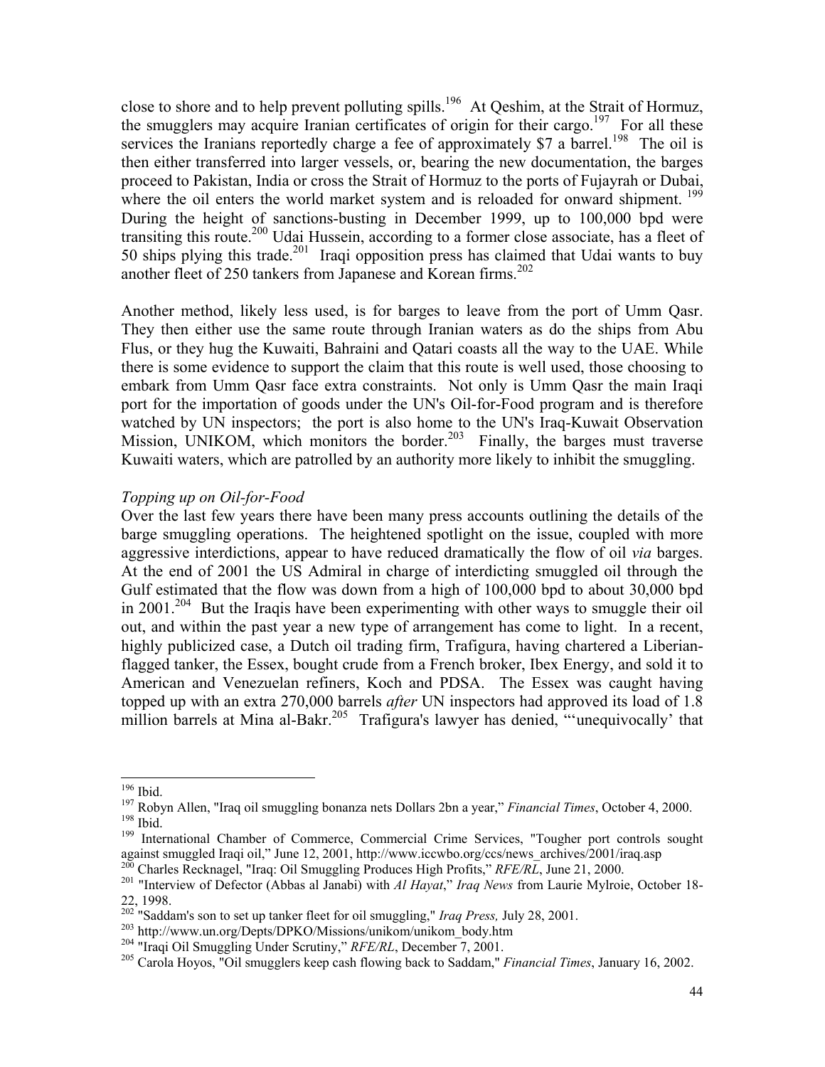close to shore and to help prevent polluting spills.[196] At Qeshim, at the Strait of Hormuz, the smugglers may acquire Iranian certificates of origin for their cargo.[197] For all these services the Iranians reportedly charge a fee of approximately $7 a barrel.[198] The oil is then either transferred into larger vessels, or, bearing the new documentation, the barges proceed to Pakistan, India or cross the Strait of Hormuz to the ports of Fujayrah or Dubai, where the oil enters the world market system and is reloaded for onward shipment.[199] During the height of sanctions-busting in December 1999, up to 100,000 bpd were transiting this route.[200] Udai Hussein, according to a former close associate, has a fleet of 50 ships plying this trade.[201] Iraqi opposition press has claimed that Udai wants to buy another fleet of 250 tankers from Japanese and Korean firms.[202]

Another method, likely less used, is for barges to leave from the port of Umm Qasr. They then either use the same route through Iranian waters as do the ships from Abu Flus, or they hug the Kuwaiti, Bahraini and Qatari coasts all the way to the UAE. While there is some evidence to support the claim that this route is well used, those choosing to embark from Umm Qasr face extra constraints. Not only is Umm Qasr the main Iraqi port for the importation of goods under the UN's Oil-for-Food program and is therefore watched by UN inspectors; the port is also home to the UN's Iraq-Kuwait Observation Mission, UNIKOM, which monitors the border.[203] Finally, the barges must traverse Kuwaiti waters, which are patrolled by an authority more likely to inhibit the smuggling.

*Topping up on Oil-for-Food*

Over the last few years there have been many press accounts outlining the details of the barge smuggling operations. The heightened spotlight on the issue, coupled with more aggressive interdictions, appear to have reduced dramatically the flow of oil *via* barges. At the end of 2001 the US Admiral in charge of interdicting smuggled oil through the Gulf estimated that the flow was down from a high of 100,000 bpd to about 30,000 bpd in 2001.[204] But the Iraqis have been experimenting with other ways to smuggle their oil out, and within the past year a new type of arrangement has come to light. In a recent, highly publicized case, a Dutch oil trading firm, Trafigura, having chartered a Liberian-flagged tanker, the Essex, bought crude from a French broker, Ibex Energy, and sold it to American and Venezuelan refiners, Koch and PDSA. The Essex was caught having topped up with an extra 270,000 barrels *after* UN inspectors had approved its load of 1.8 million barrels at Mina al-Bakr.[205] Trafigura's lawyer has denied, "'unequivocally' that

---

[196] Ibid.

[197] Robyn Allen, "Iraq oil smuggling bonanza nets Dollars 2bn a year," *Financial Times*, October 4, 2000.

[198] Ibid.

[199] International Chamber of Commerce, Commercial Crime Services, "Tougher port controls sought against smuggled Iraqi oil," June 12, 2001, http://www.iccwbo.org/ccs/news_archives/2001/iraq.asp

[200] Charles Recknagel, "Iraq: Oil Smuggling Produces High Profits," *RFE/RL*, June 21, 2000.

[201] "Interview of Defector (Abbas al Janabi) with *Al Hayat*," *Iraq News* from Laurie Mylroie, October 18-22, 1998.

[202] "Saddam's son to set up tanker fleet for oil smuggling," *Iraq Press,* July 28, 2001.

[203] http://www.un.org/Depts/DPKO/Missions/unikom/unikom_body.htm

[204] "Iraqi Oil Smuggling Under Scrutiny," *RFE/RL*, December 7, 2001.

[205] Carola Hoyos, "Oil smugglers keep cash flowing back to Saddam," *Financial Times*, January 16, 2002.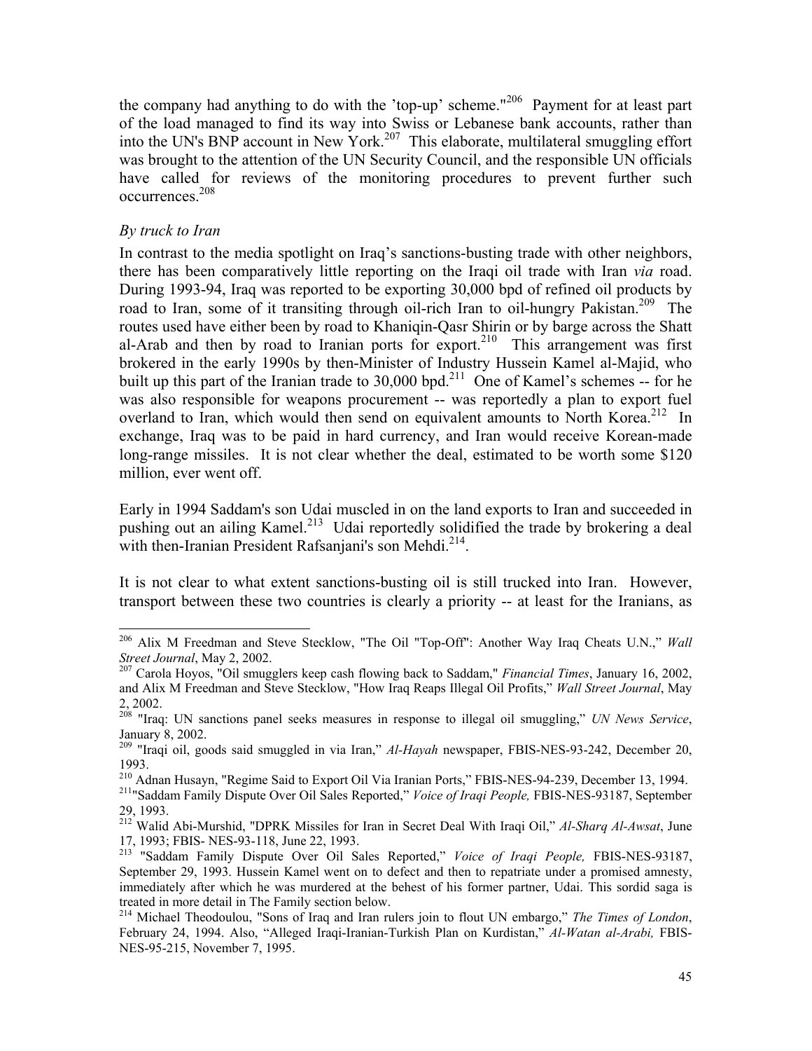the company had anything to do with the 'top-up' scheme."[206] Payment for at least part of the load managed to find its way into Swiss or Lebanese bank accounts, rather than into the UN's BNP account in New York.[207] This elaborate, multilateral smuggling effort was brought to the attention of the UN Security Council, and the responsible UN officials have called for reviews of the monitoring procedures to prevent further such occurrences.[208]

*By truck to Iran*

In contrast to the media spotlight on Iraq's sanctions-busting trade with other neighbors, there has been comparatively little reporting on the Iraqi oil trade with Iran *via* road. During 1993-94, Iraq was reported to be exporting 30,000 bpd of refined oil products by road to Iran, some of it transiting through oil-rich Iran to oil-hungry Pakistan.[209] The routes used have either been by road to Khaniqin-Qasr Shirin or by barge across the Shatt al-Arab and then by road to Iranian ports for export.[210] This arrangement was first brokered in the early 1990s by then-Minister of Industry Hussein Kamel al-Majid, who built up this part of the Iranian trade to 30,000 bpd.[211] One of Kamel's schemes -- for he was also responsible for weapons procurement -- was reportedly a plan to export fuel overland to Iran, which would then send on equivalent amounts to North Korea.[212] In exchange, Iraq was to be paid in hard currency, and Iran would receive Korean-made long-range missiles. It is not clear whether the deal, estimated to be worth some $120 million, ever went off.

Early in 1994 Saddam's son Udai muscled in on the land exports to Iran and succeeded in pushing out an ailing Kamel.[213] Udai reportedly solidified the trade by brokering a deal with then-Iranian President Rafsanjani's son Mehdi.[214].

It is not clear to what extent sanctions-busting oil is still trucked into Iran. However, transport between these two countries is clearly a priority -- at least for the Iranians, as

---

[206] Alix M Freedman and Steve Stecklow, "The Oil "Top-Off": Another Way Iraq Cheats U.N.," *Wall Street Journal*, May 2, 2002.

[207] Carola Hoyos, "Oil smugglers keep cash flowing back to Saddam," *Financial Times*, January 16, 2002, and Alix M Freedman and Steve Stecklow, "How Iraq Reaps Illegal Oil Profits," *Wall Street Journal*, May 2, 2002.

[208] "Iraq: UN sanctions panel seeks measures in response to illegal oil smuggling," *UN News Service*, January 8, 2002.

[209] "Iraqi oil, goods said smuggled in via Iran," *Al-Hayah* newspaper, FBIS-NES-93-242, December 20, 1993.

[210] Adnan Husayn, "Regime Said to Export Oil Via Iranian Ports," FBIS-NES-94-239, December 13, 1994.

[211] "Saddam Family Dispute Over Oil Sales Reported," *Voice of Iraqi People,* FBIS-NES-93187, September 29, 1993.

[212] Walid Abi-Murshid, "DPRK Missiles for Iran in Secret Deal With Iraqi Oil," *Al-Sharq Al-Awsat*, June 17, 1993; FBIS- NES-93-118, June 22, 1993.

[213] "Saddam Family Dispute Over Oil Sales Reported," *Voice of Iraqi People,* FBIS-NES-93187, September 29, 1993. Hussein Kamel went on to defect and then to repatriate under a promised amnesty, immediately after which he was murdered at the behest of his former partner, Udai. This sordid saga is treated in more detail in The Family section below.

[214] Michael Theodoulou, "Sons of Iraq and Iran rulers join to flout UN embargo," *The Times of London*, February 24, 1994. Also, "Alleged Iraqi-Iranian-Turkish Plan on Kurdistan," *Al-Watan al-Arabi,* FBIS-NES-95-215, November 7, 1995.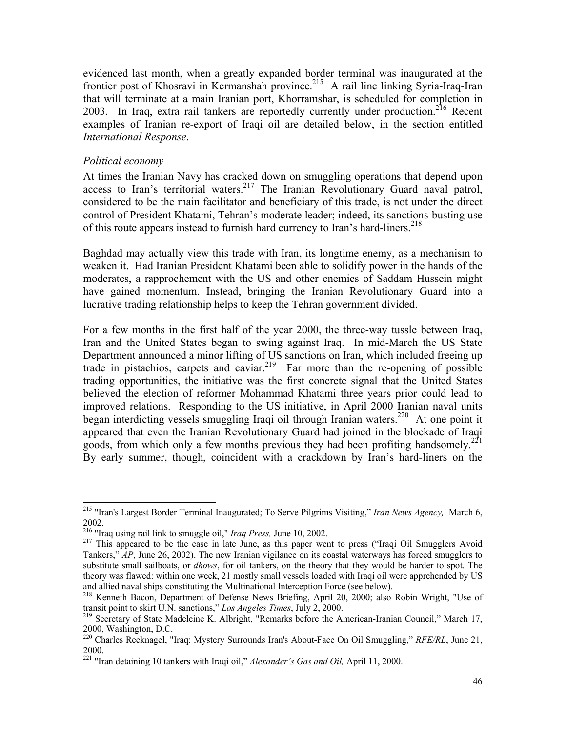evidenced last month, when a greatly expanded border terminal was inaugurated at the frontier post of Khosravi in Kermanshah province.[215] A rail line linking Syria-Iraq-Iran that will terminate at a main Iranian port, Khorramshar, is scheduled for completion in 2003. In Iraq, extra rail tankers are reportedly currently under production.[216] Recent examples of Iranian re-export of Iraqi oil are detailed below, in the section entitled *International Response*.

### *Political economy*

At times the Iranian Navy has cracked down on smuggling operations that depend upon access to Iran's territorial waters.[217] The Iranian Revolutionary Guard naval patrol, considered to be the main facilitator and beneficiary of this trade, is not under the direct control of President Khatami, Tehran's moderate leader; indeed, its sanctions-busting use of this route appears instead to furnish hard currency to Iran's hard-liners.[218]

Baghdad may actually view this trade with Iran, its longtime enemy, as a mechanism to weaken it. Had Iranian President Khatami been able to solidify power in the hands of the moderates, a rapprochement with the US and other enemies of Saddam Hussein might have gained momentum. Instead, bringing the Iranian Revolutionary Guard into a lucrative trading relationship helps to keep the Tehran government divided.

For a few months in the first half of the year 2000, the three-way tussle between Iraq, Iran and the United States began to swing against Iraq. In mid-March the US State Department announced a minor lifting of US sanctions on Iran, which included freeing up trade in pistachios, carpets and caviar.[219] Far more than the re-opening of possible trading opportunities, the initiative was the first concrete signal that the United States believed the election of reformer Mohammad Khatami three years prior could lead to improved relations. Responding to the US initiative, in April 2000 Iranian naval units began interdicting vessels smuggling Iraqi oil through Iranian waters.[220] At one point it appeared that even the Iranian Revolutionary Guard had joined in the blockade of Iraqi goods, from which only a few months previous they had been profiting handsomely.[221] By early summer, though, coincident with a crackdown by Iran's hard-liners on the

---

[215] "Iran's Largest Border Terminal Inaugurated; To Serve Pilgrims Visiting," *Iran News Agency,* March 6, 2002.

[216] "Iraq using rail link to smuggle oil," *Iraq Press,* June 10, 2002.

[217] This appeared to be the case in late June, as this paper went to press ("Iraqi Oil Smugglers Avoid Tankers," *AP*, June 26, 2002). The new Iranian vigilance on its coastal waterways has forced smugglers to substitute small sailboats, or *dhows*, for oil tankers, on the theory that they would be harder to spot. The theory was flawed: within one week, 21 mostly small vessels loaded with Iraqi oil were apprehended by US and allied naval ships constituting the Multinational Interception Force (see below).

[218] Kenneth Bacon, Department of Defense News Briefing, April 20, 2000; also Robin Wright, "Use of transit point to skirt U.N. sanctions," *Los Angeles Times*, July 2, 2000.

[219] Secretary of State Madeleine K. Albright, "Remarks before the American-Iranian Council," March 17, 2000, Washington, D.C.

[220] Charles Recknagel, "Iraq: Mystery Surrounds Iran's About-Face On Oil Smuggling," *RFE/RL*, June 21, 2000.

[221] "Iran detaining 10 tankers with Iraqi oil," *Alexander's Gas and Oil,* April 11, 2000.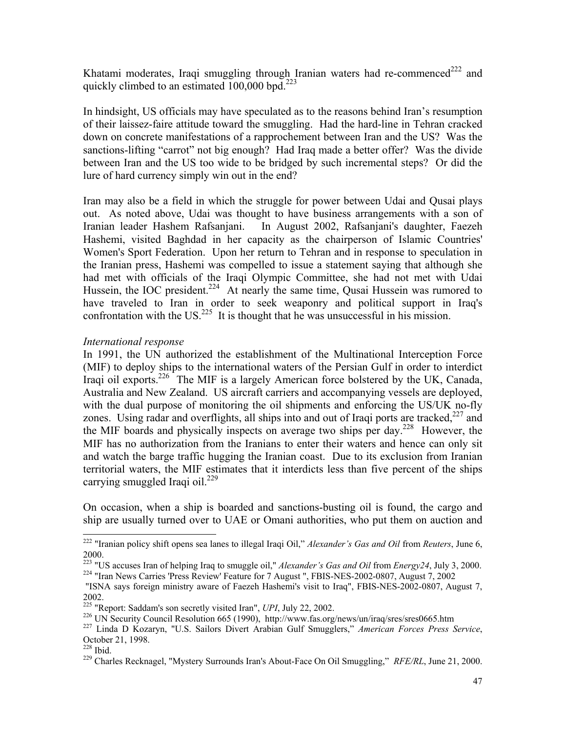Khatami moderates, Iraqi smuggling through Iranian waters had re-commenced[222] and quickly climbed to an estimated 100,000 bpd.[223]

In hindsight, US officials may have speculated as to the reasons behind Iran's resumption of their laissez-faire attitude toward the smuggling. Had the hard-line in Tehran cracked down on concrete manifestations of a rapprochement between Iran and the US? Was the sanctions-lifting "carrot" not big enough? Had Iraq made a better offer? Was the divide between Iran and the US too wide to be bridged by such incremental steps? Or did the lure of hard currency simply win out in the end?

Iran may also be a field in which the struggle for power between Udai and Qusai plays out. As noted above, Udai was thought to have business arrangements with a son of Iranian leader Hashem Rafsanjani. In August 2002, Rafsanjani's daughter, Faezeh Hashemi, visited Baghdad in her capacity as the chairperson of Islamic Countries' Women's Sport Federation. Upon her return to Tehran and in response to speculation in the Iranian press, Hashemi was compelled to issue a statement saying that although she had met with officials of the Iraqi Olympic Committee, she had not met with Udai Hussein, the IOC president.[224] At nearly the same time, Qusai Hussein was rumored to have traveled to Iran in order to seek weaponry and political support in Iraq's confrontation with the US.[225] It is thought that he was unsuccessful in his mission.

*International response*

In 1991, the UN authorized the establishment of the Multinational Interception Force (MIF) to deploy ships to the international waters of the Persian Gulf in order to interdict Iraqi oil exports.[226] The MIF is a largely American force bolstered by the UK, Canada, Australia and New Zealand. US aircraft carriers and accompanying vessels are deployed, with the dual purpose of monitoring the oil shipments and enforcing the US/UK no-fly zones. Using radar and overflights, all ships into and out of Iraqi ports are tracked,[227] and the MIF boards and physically inspects on average two ships per day.[228] However, the MIF has no authorization from the Iranians to enter their waters and hence can only sit and watch the barge traffic hugging the Iranian coast. Due to its exclusion from Iranian territorial waters, the MIF estimates that it interdicts less than five percent of the ships carrying smuggled Iraqi oil.[229]

On occasion, when a ship is boarded and sanctions-busting oil is found, the cargo and ship are usually turned over to UAE or Omani authorities, who put them on auction and

---

[222] "Iranian policy shift opens sea lanes to illegal Iraqi Oil," *Alexander's Gas and Oil* from *Reuters*, June 6, 2000.

[223] "US accuses Iran of helping Iraq to smuggle oil," *Alexander's Gas and Oil* from *Energy24*, July 3, 2000.

[224] "Iran News Carries 'Press Review' Feature for 7 August ", FBIS-NES-2002-0807, August 7, 2002
"ISNA says foreign ministry aware of Faezeh Hashemi's visit to Iraq", FBIS-NES-2002-0807, August 7, 2002.

[225] "Report: Saddam's son secretly visited Iran", *UPI*, July 22, 2002.

[226] UN Security Council Resolution 665 (1990), http://www.fas.org/news/un/iraq/sres/sres0665.htm

[227] Linda D Kozaryn, "U.S. Sailors Divert Arabian Gulf Smugglers," *American Forces Press Service*, October 21, 1998.

[228] Ibid.

[229] Charles Recknagel, "Mystery Surrounds Iran's About-Face On Oil Smuggling," *RFE/RL*, June 21, 2000.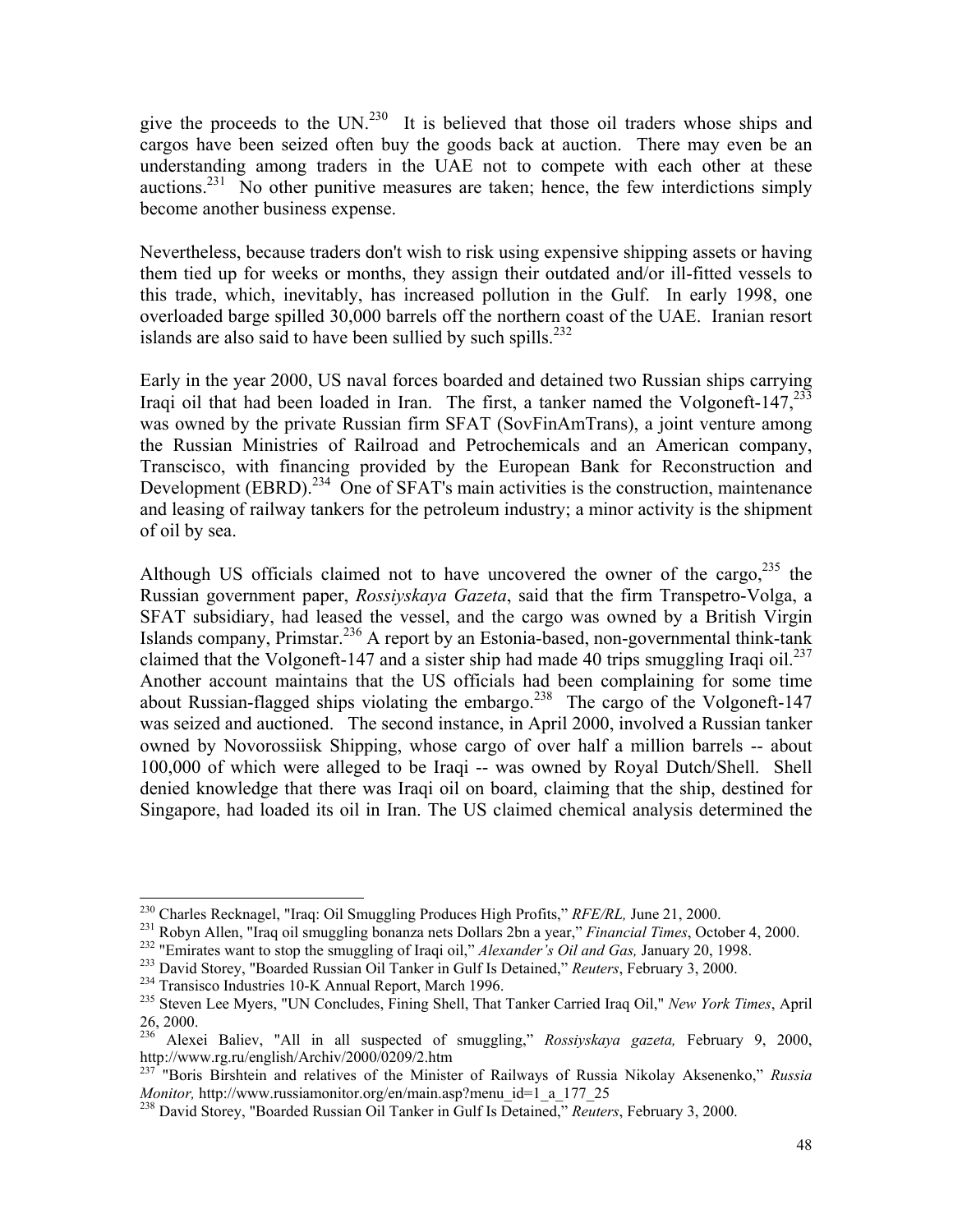give the proceeds to the UN.[230] It is believed that those oil traders whose ships and cargos have been seized often buy the goods back at auction. There may even be an understanding among traders in the UAE not to compete with each other at these auctions.[231] No other punitive measures are taken; hence, the few interdictions simply become another business expense.

Nevertheless, because traders don't wish to risk using expensive shipping assets or having them tied up for weeks or months, they assign their outdated and/or ill-fitted vessels to this trade, which, inevitably, has increased pollution in the Gulf. In early 1998, one overloaded barge spilled 30,000 barrels off the northern coast of the UAE. Iranian resort islands are also said to have been sullied by such spills.[232]

Early in the year 2000, US naval forces boarded and detained two Russian ships carrying Iraqi oil that had been loaded in Iran. The first, a tanker named the Volgoneft-147,[233] was owned by the private Russian firm SFAT (SovFinAmTrans), a joint venture among the Russian Ministries of Railroad and Petrochemicals and an American company, Transcisco, with financing provided by the European Bank for Reconstruction and Development (EBRD).[234] One of SFAT's main activities is the construction, maintenance and leasing of railway tankers for the petroleum industry; a minor activity is the shipment of oil by sea.

Although US officials claimed not to have uncovered the owner of the cargo,[235] the Russian government paper, *Rossiyskaya Gazeta*, said that the firm Transpetro-Volga, a SFAT subsidiary, had leased the vessel, and the cargo was owned by a British Virgin Islands company, Primstar.[236] A report by an Estonia-based, non-governmental think-tank claimed that the Volgoneft-147 and a sister ship had made 40 trips smuggling Iraqi oil.[237] Another account maintains that the US officials had been complaining for some time about Russian-flagged ships violating the embargo.[238] The cargo of the Volgoneft-147 was seized and auctioned. The second instance, in April 2000, involved a Russian tanker owned by Novorossiisk Shipping, whose cargo of over half a million barrels -- about 100,000 of which were alleged to be Iraqi -- was owned by Royal Dutch/Shell. Shell denied knowledge that there was Iraqi oil on board, claiming that the ship, destined for Singapore, had loaded its oil in Iran. The US claimed chemical analysis determined the

---

[230] Charles Recknagel, "Iraq: Oil Smuggling Produces High Profits," *RFE/RL,* June 21, 2000.

[231] Robyn Allen, "Iraq oil smuggling bonanza nets Dollars 2bn a year," *Financial Times*, October 4, 2000.

[232] "Emirates want to stop the smuggling of Iraqi oil," *Alexander's Oil and Gas,* January 20, 1998.

[233] David Storey, "Boarded Russian Oil Tanker in Gulf Is Detained," *Reuters*, February 3, 2000.

[234] Transisco Industries 10-K Annual Report, March 1996.

[235] Steven Lee Myers, "UN Concludes, Fining Shell, That Tanker Carried Iraq Oil," *New York Times*, April 26, 2000.

[236] Alexei Baliev, "All in all suspected of smuggling," *Rossiyskaya gazeta,* February 9, 2000, http://www.rg.ru/english/Archiv/2000/0209/2.htm

[237] "Boris Birshtein and relatives of the Minister of Railways of Russia Nikolay Aksenenko," *Russia Monitor,* http://www.russiamonitor.org/en/main.asp?menu_id=1_a_177_25

[238] David Storey, "Boarded Russian Oil Tanker in Gulf Is Detained," *Reuters*, February 3, 2000.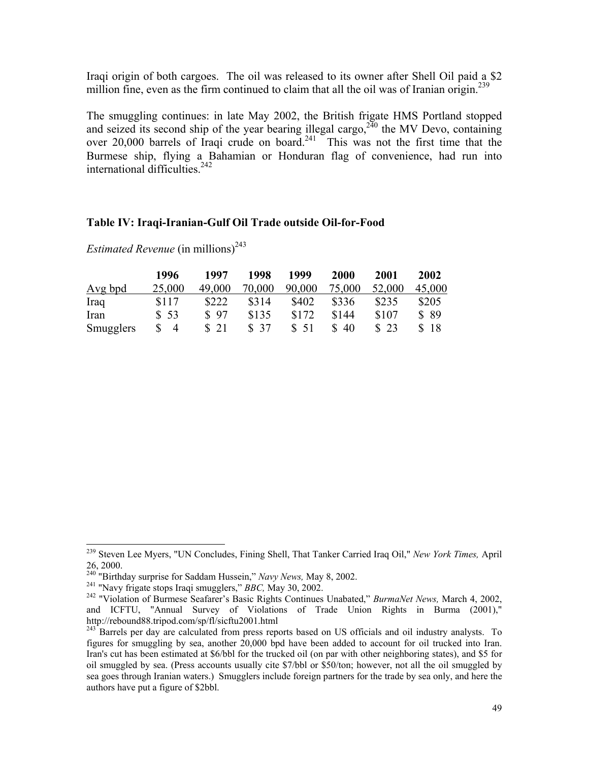Iraqi origin of both cargoes. The oil was released to its owner after Shell Oil paid a $2 million fine, even as the firm continued to claim that all the oil was of Iranian origin.[239]

The smuggling continues: in late May 2002, the British frigate HMS Portland stopped and seized its second ship of the year bearing illegal cargo,[240] the MV Devo, containing over 20,000 barrels of Iraqi crude on board.[241] This was not the first time that the Burmese ship, flying a Bahamian or Honduran flag of convenience, had run into international difficulties.[242]

### Table IV: Iraqi-Iranian-Gulf Oil Trade outside Oil-for-Food

*Estimated Revenue* (in millions)[243]

| | 1996 | 1997 | 1998 | 1999 | 2000 | 2001 | 2002 |
|---|---|---|---|---|---|---|---|
| Avg bpd | 25,000 | 49,000 | 70,000 | 90,000 | 75,000 | 52,000 | 45,000 |
| Iraq | $117 | $222 | $314 | $402 | $336 | $235 | $205 |
| Iran | $ 53 | $ 97 | $135 | $172 | $144 | $107 | $ 89 |
| Smugglers | $ 4 | $ 21 | $ 37 | $ 51 | $ 40 | $ 23 | $ 18 |

---

[239] Steven Lee Myers, "UN Concludes, Fining Shell, That Tanker Carried Iraq Oil," *New York Times,* April 26, 2000.

[240] "Birthday surprise for Saddam Hussein," *Navy News,* May 8, 2002.

[241] "Navy frigate stops Iraqi smugglers," *BBC,* May 30, 2002.

[242] "Violation of Burmese Seafarer's Basic Rights Continues Unabated," *BurmaNet News,* March 4, 2002, and ICFTU, "Annual Survey of Violations of Trade Union Rights in Burma (2001)," http://rebound88.tripod.com/sp/fl/sicftu2001.html

[243] Barrels per day are calculated from press reports based on US officials and oil industry analysts. To figures for smuggling by sea, another 20,000 bpd have been added to account for oil trucked into Iran. Iran's cut has been estimated at $6/bbl for the trucked oil (on par with other neighboring states), and $5 for oil smuggled by sea. (Press accounts usually cite $7/bbl or $50/ton; however, not all the oil smuggled by sea goes through Iranian waters.) Smugglers include foreign partners for the trade by sea only, and here the authors have put a figure of $2bbl.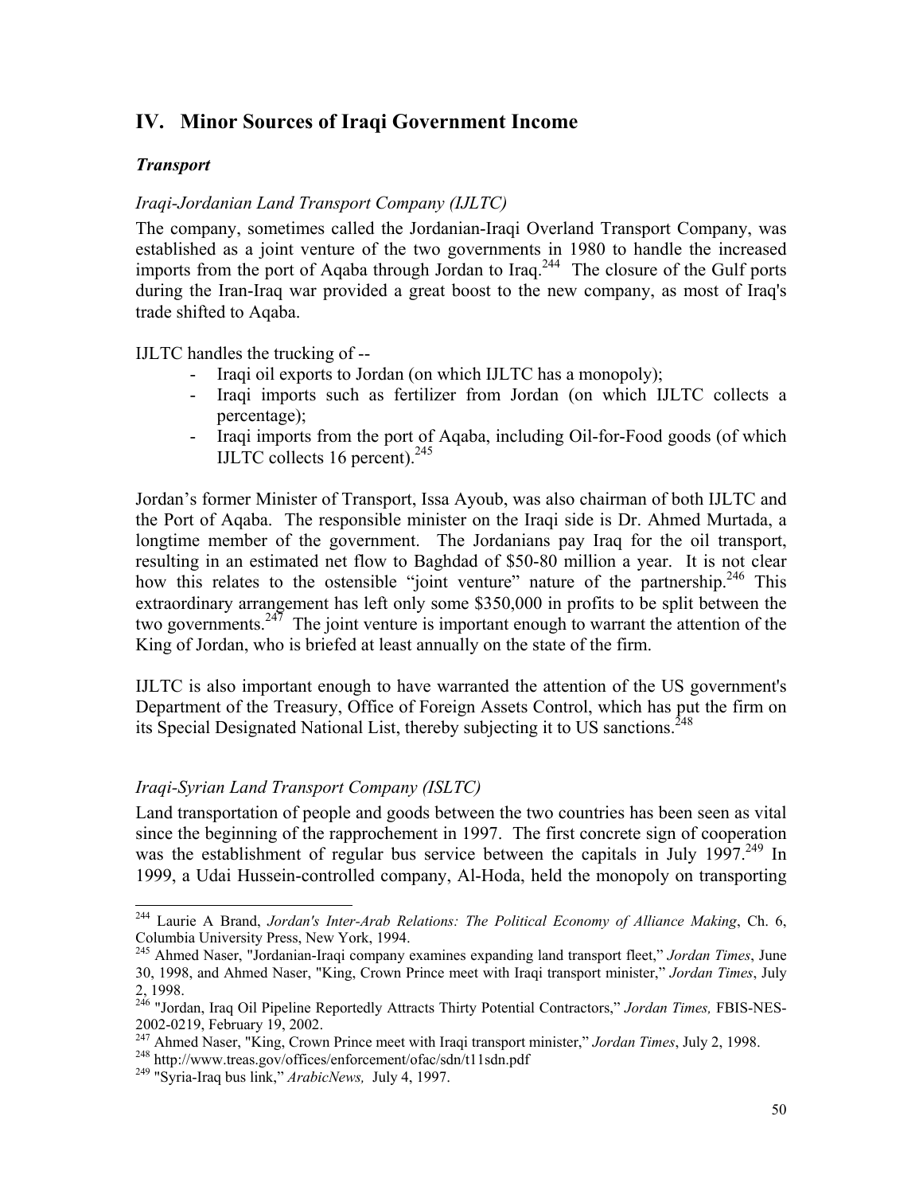## IV. Minor Sources of Iraqi Government Income

### *Transport*

*Iraqi-Jordanian Land Transport Company (IJLTC)*

The company, sometimes called the Jordanian-Iraqi Overland Transport Company, was established as a joint venture of the two governments in 1980 to handle the increased imports from the port of Aqaba through Jordan to Iraq.[244] The closure of the Gulf ports during the Iran-Iraq war provided a great boost to the new company, as most of Iraq's trade shifted to Aqaba.

IJLTC handles the trucking of --

- Iraqi oil exports to Jordan (on which IJLTC has a monopoly);
- Iraqi imports such as fertilizer from Jordan (on which IJLTC collects a percentage);
- Iraqi imports from the port of Aqaba, including Oil-for-Food goods (of which IJLTC collects 16 percent).[245]

Jordan's former Minister of Transport, Issa Ayoub, was also chairman of both IJLTC and the Port of Aqaba. The responsible minister on the Iraqi side is Dr. Ahmed Murtada, a longtime member of the government. The Jordanians pay Iraq for the oil transport, resulting in an estimated net flow to Baghdad of $50-80 million a year. It is not clear how this relates to the ostensible "joint venture" nature of the partnership.[246] This extraordinary arrangement has left only some $350,000 in profits to be split between the two governments.[247] The joint venture is important enough to warrant the attention of the King of Jordan, who is briefed at least annually on the state of the firm.

IJLTC is also important enough to have warranted the attention of the US government's Department of the Treasury, Office of Foreign Assets Control, which has put the firm on its Special Designated National List, thereby subjecting it to US sanctions.[248]

*Iraqi-Syrian Land Transport Company (ISLTC)*

Land transportation of people and goods between the two countries has been seen as vital since the beginning of the rapprochement in 1997. The first concrete sign of cooperation was the establishment of regular bus service between the capitals in July 1997.[249] In 1999, a Udai Hussein-controlled company, Al-Hoda, held the monopoly on transporting

---

[244] Laurie A Brand, *Jordan's Inter-Arab Relations: The Political Economy of Alliance Making*, Ch. 6, Columbia University Press, New York, 1994.

[245] Ahmed Naser, "Jordanian-Iraqi company examines expanding land transport fleet," *Jordan Times*, June 30, 1998, and Ahmed Naser, "King, Crown Prince meet with Iraqi transport minister," *Jordan Times*, July 2, 1998.

[246] "Jordan, Iraq Oil Pipeline Reportedly Attracts Thirty Potential Contractors," *Jordan Times,* FBIS-NES-2002-0219, February 19, 2002.

[247] Ahmed Naser, "King, Crown Prince meet with Iraqi transport minister," *Jordan Times*, July 2, 1998.

[248] http://www.treas.gov/offices/enforcement/ofac/sdn/t11sdn.pdf

[249] "Syria-Iraq bus link," *ArabicNews,* July 4, 1997.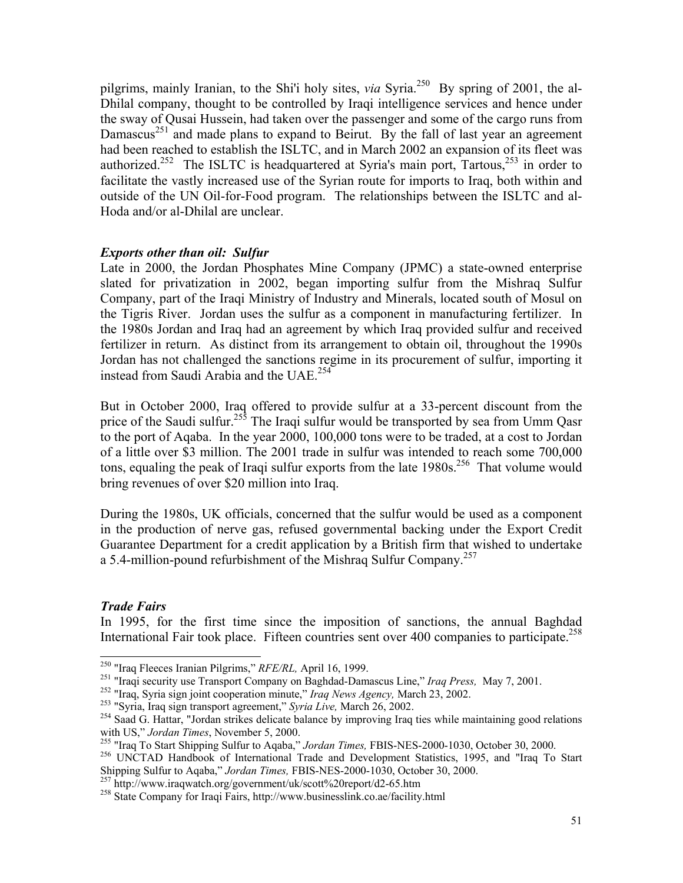pilgrims, mainly Iranian, to the Shi'i holy sites, *via* Syria.[250] By spring of 2001, the al-Dhilal company, thought to be controlled by Iraqi intelligence services and hence under the sway of Qusai Hussein, had taken over the passenger and some of the cargo runs from Damascus[251] and made plans to expand to Beirut. By the fall of last year an agreement had been reached to establish the ISLTC, and in March 2002 an expansion of its fleet was authorized.[252] The ISLTC is headquartered at Syria's main port, Tartous,[253] in order to facilitate the vastly increased use of the Syrian route for imports to Iraq, both within and outside of the UN Oil-for-Food program. The relationships between the ISLTC and al-Hoda and/or al-Dhilal are unclear.

### *Exports other than oil: Sulfur*

Late in 2000, the Jordan Phosphates Mine Company (JPMC) a state-owned enterprise slated for privatization in 2002, began importing sulfur from the Mishraq Sulfur Company, part of the Iraqi Ministry of Industry and Minerals, located south of Mosul on the Tigris River. Jordan uses the sulfur as a component in manufacturing fertilizer. In the 1980s Jordan and Iraq had an agreement by which Iraq provided sulfur and received fertilizer in return. As distinct from its arrangement to obtain oil, throughout the 1990s Jordan has not challenged the sanctions regime in its procurement of sulfur, importing it instead from Saudi Arabia and the UAE.[254]

But in October 2000, Iraq offered to provide sulfur at a 33-percent discount from the price of the Saudi sulfur.[255] The Iraqi sulfur would be transported by sea from Umm Qasr to the port of Aqaba. In the year 2000, 100,000 tons were to be traded, at a cost to Jordan of a little over $3 million. The 2001 trade in sulfur was intended to reach some 700,000 tons, equaling the peak of Iraqi sulfur exports from the late 1980s.[256] That volume would bring revenues of over $20 million into Iraq.

During the 1980s, UK officials, concerned that the sulfur would be used as a component in the production of nerve gas, refused governmental backing under the Export Credit Guarantee Department for a credit application by a British firm that wished to undertake a 5.4-million-pound refurbishment of the Mishraq Sulfur Company.[257]

### *Trade Fairs*

In 1995, for the first time since the imposition of sanctions, the annual Baghdad International Fair took place. Fifteen countries sent over 400 companies to participate.[258]

---

[250] "Iraq Fleeces Iranian Pilgrims," *RFE/RL,* April 16, 1999.

[251] "Iraqi security use Transport Company on Baghdad-Damascus Line," *Iraq Press,* May 7, 2001.

[252] "Iraq, Syria sign joint cooperation minute," *Iraq News Agency,* March 23, 2002.

[253] "Syria, Iraq sign transport agreement," *Syria Live,* March 26, 2002.

[254] Saad G. Hattar, "Jordan strikes delicate balance by improving Iraq ties while maintaining good relations with US," *Jordan Times*, November 5, 2000.

[255] "Iraq To Start Shipping Sulfur to Aqaba," *Jordan Times,* FBIS-NES-2000-1030, October 30, 2000.

[256] UNCTAD Handbook of International Trade and Development Statistics, 1995, and "Iraq To Start Shipping Sulfur to Aqaba," *Jordan Times,* FBIS-NES-2000-1030, October 30, 2000.

[257] http://www.iraqwatch.org/government/uk/scott%20report/d2-65.htm

[258] State Company for Iraqi Fairs, http://www.businesslink.co.ae/facility.html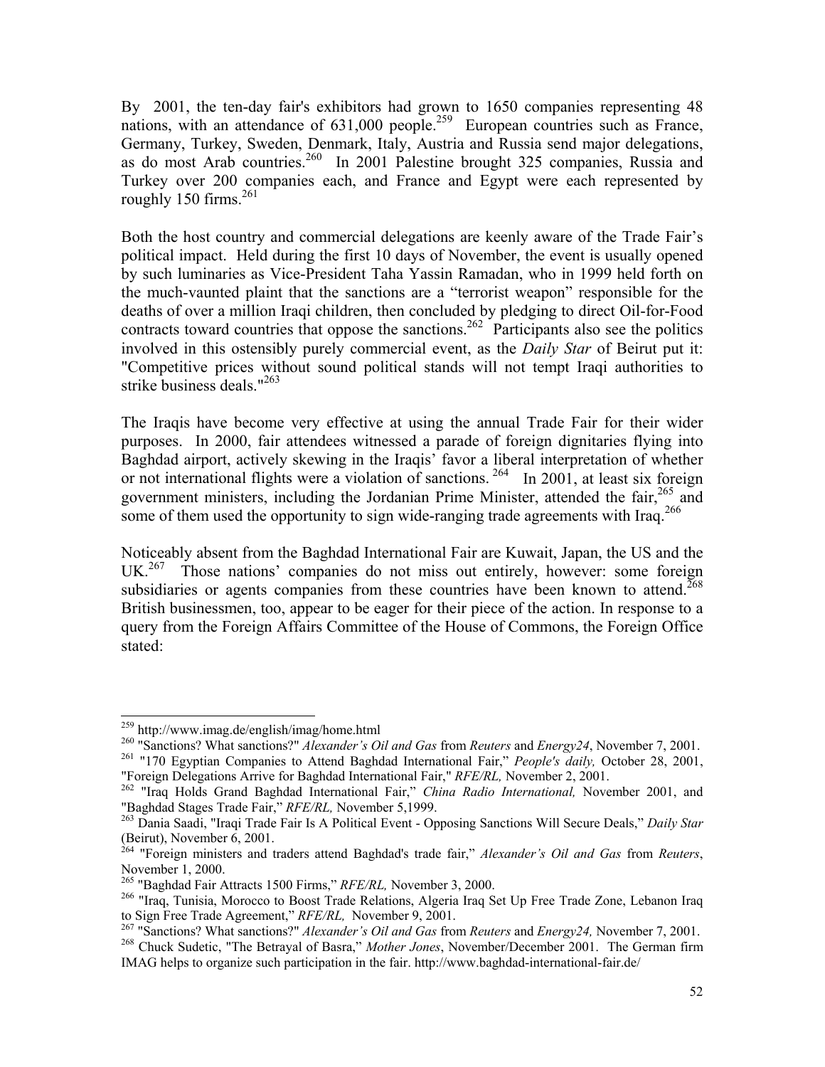By 2001, the ten-day fair's exhibitors had grown to 1650 companies representing 48 nations, with an attendance of 631,000 people.[259] European countries such as France, Germany, Turkey, Sweden, Denmark, Italy, Austria and Russia send major delegations, as do most Arab countries.[260] In 2001 Palestine brought 325 companies, Russia and Turkey over 200 companies each, and France and Egypt were each represented by roughly 150 firms.[261]

Both the host country and commercial delegations are keenly aware of the Trade Fair's political impact. Held during the first 10 days of November, the event is usually opened by such luminaries as Vice-President Taha Yassin Ramadan, who in 1999 held forth on the much-vaunted plaint that the sanctions are a "terrorist weapon" responsible for the deaths of over a million Iraqi children, then concluded by pledging to direct Oil-for-Food contracts toward countries that oppose the sanctions.[262] Participants also see the politics involved in this ostensibly purely commercial event, as the *Daily Star* of Beirut put it: "Competitive prices without sound political stands will not tempt Iraqi authorities to strike business deals."[263]

The Iraqis have become very effective at using the annual Trade Fair for their wider purposes. In 2000, fair attendees witnessed a parade of foreign dignitaries flying into Baghdad airport, actively skewing in the Iraqis' favor a liberal interpretation of whether or not international flights were a violation of sanctions.[264] In 2001, at least six foreign government ministers, including the Jordanian Prime Minister, attended the fair,[265] and some of them used the opportunity to sign wide-ranging trade agreements with Iraq.[266]

Noticeably absent from the Baghdad International Fair are Kuwait, Japan, the US and the UK.[267] Those nations' companies do not miss out entirely, however: some foreign subsidiaries or agents companies from these countries have been known to attend.[268] British businessmen, too, appear to be eager for their piece of the action. In response to a query from the Foreign Affairs Committee of the House of Commons, the Foreign Office stated:

---

[259] http://www.imag.de/english/imag/home.html

[260] "Sanctions? What sanctions?" *Alexander's Oil and Gas* from *Reuters* and *Energy24*, November 7, 2001.

[261] "170 Egyptian Companies to Attend Baghdad International Fair," *People's daily,* October 28, 2001, "Foreign Delegations Arrive for Baghdad International Fair," *RFE/RL,* November 2, 2001.

[262] "Iraq Holds Grand Baghdad International Fair," *China Radio International,* November 2001, and "Baghdad Stages Trade Fair," *RFE/RL,* November 5,1999.

[263] Dania Saadi, "Iraqi Trade Fair Is A Political Event - Opposing Sanctions Will Secure Deals," *Daily Star* (Beirut), November 6, 2001.

[264] "Foreign ministers and traders attend Baghdad's trade fair," *Alexander's Oil and Gas* from *Reuters*, November 1, 2000.

[265] "Baghdad Fair Attracts 1500 Firms," *RFE/RL,* November 3, 2000.

[266] "Iraq, Tunisia, Morocco to Boost Trade Relations, Algeria Iraq Set Up Free Trade Zone, Lebanon Iraq to Sign Free Trade Agreement," *RFE/RL,* November 9, 2001.

[267] "Sanctions? What sanctions?" *Alexander's Oil and Gas* from *Reuters* and *Energy24,* November 7, 2001.

[268] Chuck Sudetic, "The Betrayal of Basra," *Mother Jones*, November/December 2001. The German firm IMAG helps to organize such participation in the fair. http://www.baghdad-international-fair.de/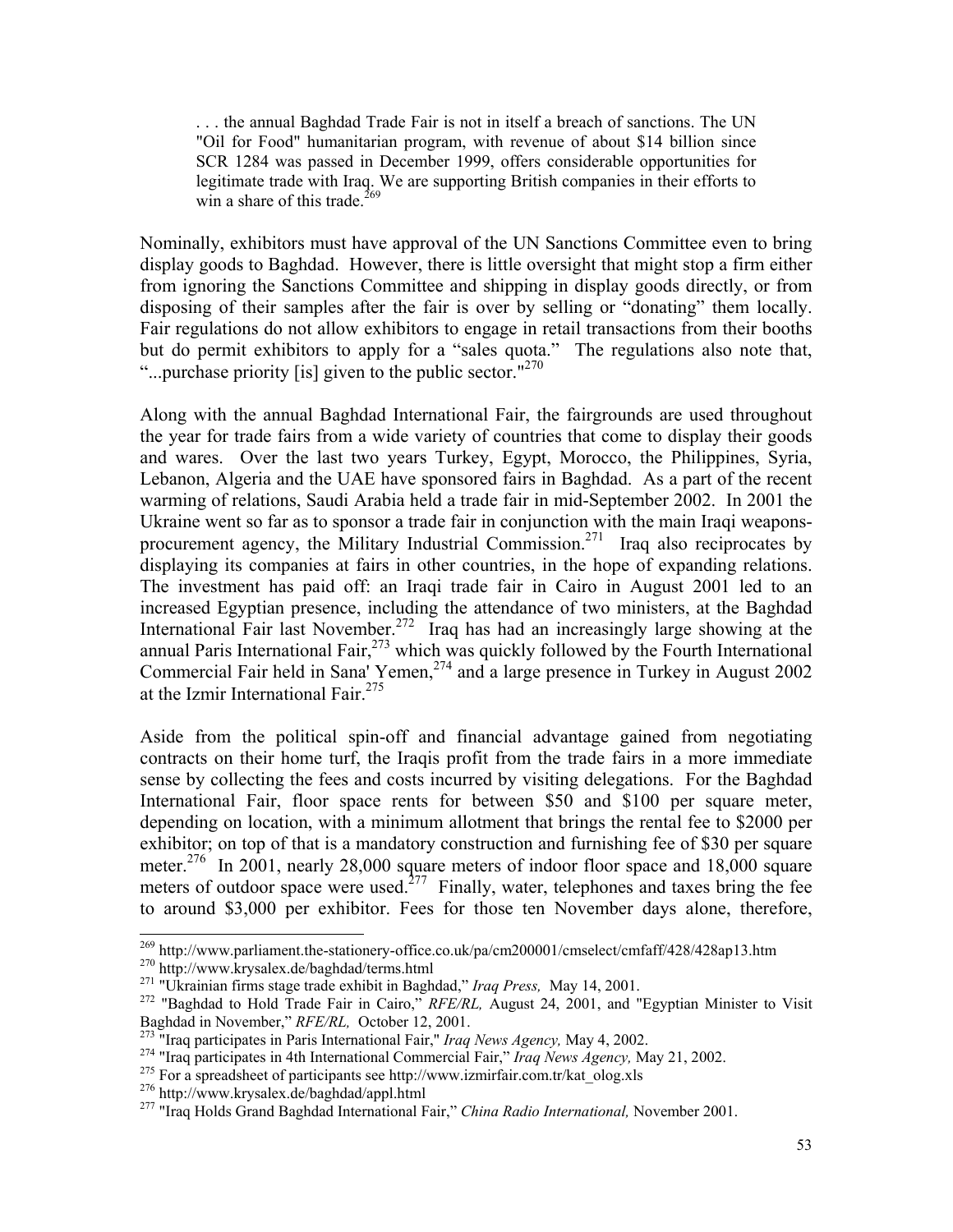> . . . the annual Baghdad Trade Fair is not in itself a breach of sanctions. The UN "Oil for Food" humanitarian program, with revenue of about $14 billion since SCR 1284 was passed in December 1999, offers considerable opportunities for legitimate trade with Iraq. We are supporting British companies in their efforts to win a share of this trade.[269]

Nominally, exhibitors must have approval of the UN Sanctions Committee even to bring display goods to Baghdad. However, there is little oversight that might stop a firm either from ignoring the Sanctions Committee and shipping in display goods directly, or from disposing of their samples after the fair is over by selling or "donating" them locally. Fair regulations do not allow exhibitors to engage in retail transactions from their booths but do permit exhibitors to apply for a "sales quota." The regulations also note that, "...purchase priority [is] given to the public sector."[270]

Along with the annual Baghdad International Fair, the fairgrounds are used throughout the year for trade fairs from a wide variety of countries that come to display their goods and wares. Over the last two years Turkey, Egypt, Morocco, the Philippines, Syria, Lebanon, Algeria and the UAE have sponsored fairs in Baghdad. As a part of the recent warming of relations, Saudi Arabia held a trade fair in mid-September 2002. In 2001 the Ukraine went so far as to sponsor a trade fair in conjunction with the main Iraqi weapons-procurement agency, the Military Industrial Commission.[271] Iraq also reciprocates by displaying its companies at fairs in other countries, in the hope of expanding relations. The investment has paid off: an Iraqi trade fair in Cairo in August 2001 led to an increased Egyptian presence, including the attendance of two ministers, at the Baghdad International Fair last November.[272] Iraq has had an increasingly large showing at the annual Paris International Fair,[273] which was quickly followed by the Fourth International Commercial Fair held in Sana' Yemen,[274] and a large presence in Turkey in August 2002 at the Izmir International Fair.[275]

Aside from the political spin-off and financial advantage gained from negotiating contracts on their home turf, the Iraqis profit from the trade fairs in a more immediate sense by collecting the fees and costs incurred by visiting delegations. For the Baghdad International Fair, floor space rents for between $50 and $100 per square meter, depending on location, with a minimum allotment that brings the rental fee to $2000 per exhibitor; on top of that is a mandatory construction and furnishing fee of $30 per square meter.[276] In 2001, nearly 28,000 square meters of indoor floor space and 18,000 square meters of outdoor space were used.[277] Finally, water, telephones and taxes bring the fee to around $3,000 per exhibitor. Fees for those ten November days alone, therefore,

---

[269] http://www.parliament.the-stationery-office.co.uk/pa/cm200001/cmselect/cmfaff/428/428ap13.htm

[270] http://www.krysalex.de/baghdad/terms.html

[271] "Ukrainian firms stage trade exhibit in Baghdad," *Iraq Press,* May 14, 2001.

[272] "Baghdad to Hold Trade Fair in Cairo," *RFE/RL,* August 24, 2001, and "Egyptian Minister to Visit Baghdad in November," *RFE/RL,* October 12, 2001.

[273] "Iraq participates in Paris International Fair," *Iraq News Agency,* May 4, 2002.

[274] "Iraq participates in 4th International Commercial Fair," *Iraq News Agency,* May 21, 2002.

[275] For a spreadsheet of participants see http://www.izmirfair.com.tr/kat_olog.xls

[276] http://www.krysalex.de/baghdad/appl.html

[277] "Iraq Holds Grand Baghdad International Fair," *China Radio International,* November 2001.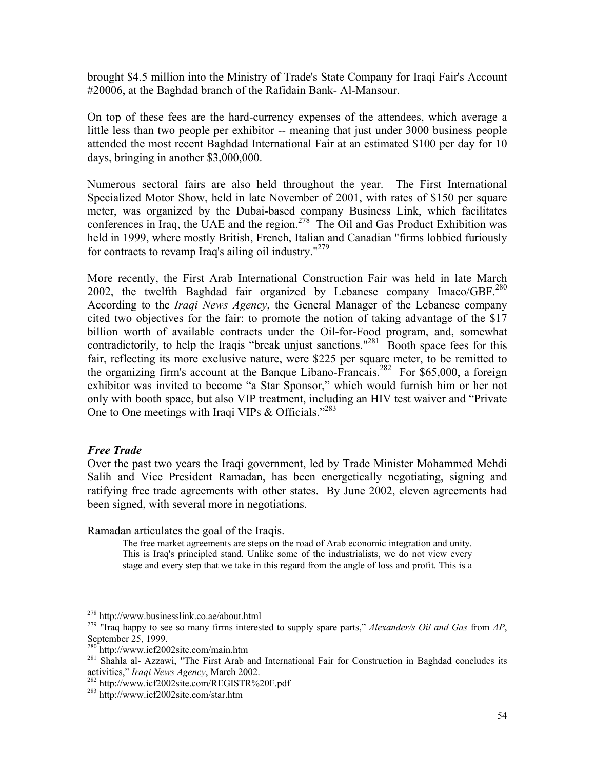brought \$4.5 million into the Ministry of Trade's State Company for Iraqi Fair's Account #20006, at the Baghdad branch of the Rafidain Bank- Al-Mansour.

On top of these fees are the hard-currency expenses of the attendees, which average a little less than two people per exhibitor -- meaning that just under 3000 business people attended the most recent Baghdad International Fair at an estimated \$100 per day for 10 days, bringing in another \$3,000,000.

Numerous sectoral fairs are also held throughout the year. The First International Specialized Motor Show, held in late November of 2001, with rates of \$150 per square meter, was organized by the Dubai-based company Business Link, which facilitates conferences in Iraq, the UAE and the region.[278] The Oil and Gas Product Exhibition was held in 1999, where mostly British, French, Italian and Canadian "firms lobbied furiously for contracts to revamp Iraq's ailing oil industry."[279]

More recently, the First Arab International Construction Fair was held in late March 2002, the twelfth Baghdad fair organized by Lebanese company Imaco/GBF.[280] According to the *Iraqi News Agency*, the General Manager of the Lebanese company cited two objectives for the fair: to promote the notion of taking advantage of the \$17 billion worth of available contracts under the Oil-for-Food program, and, somewhat contradictorily, to help the Iraqis "break unjust sanctions."[281] Booth space fees for this fair, reflecting its more exclusive nature, were \$225 per square meter, to be remitted to the organizing firm's account at the Banque Libano-Francais.[282] For \$65,000, a foreign exhibitor was invited to become "a Star Sponsor," which would furnish him or her not only with booth space, but also VIP treatment, including an HIV test waiver and "Private One to One meetings with Iraqi VIPs & Officials."[283]

### *Free Trade*

Over the past two years the Iraqi government, led by Trade Minister Mohammed Mehdi Salih and Vice President Ramadan, has been energetically negotiating, signing and ratifying free trade agreements with other states. By June 2002, eleven agreements had been signed, with several more in negotiations.

Ramadan articulates the goal of the Iraqis.

> The free market agreements are steps on the road of Arab economic integration and unity. This is Iraq's principled stand. Unlike some of the industrialists, we do not view every stage and every step that we take in this regard from the angle of loss and profit. This is a

---

[278] http://www.businesslink.co.ae/about.html

[279] "Iraq happy to see so many firms interested to supply spare parts," *Alexander/s Oil and Gas* from *AP*, September 25, 1999.

[280] http://www.icf2002site.com/main.htm

[281] Shahla al- Azzawi, "The First Arab and International Fair for Construction in Baghdad concludes its activities," *Iraqi News Agency*, March 2002.

[282] http://www.icf2002site.com/REGISTR%20F.pdf

[283] http://www.icf2002site.com/star.htm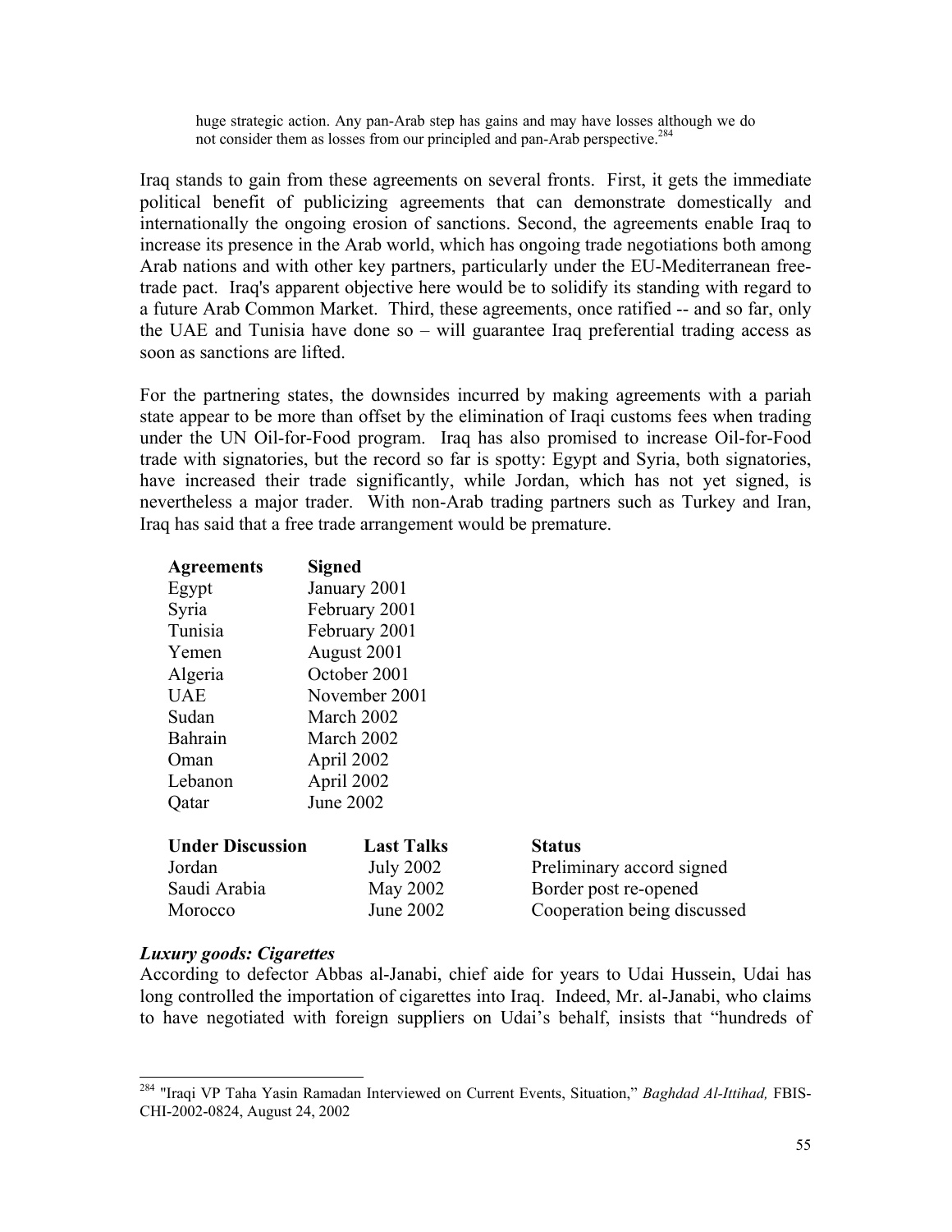> huge strategic action. Any pan-Arab step has gains and may have losses although we do not consider them as losses from our principled and pan-Arab perspective.[284]

Iraq stands to gain from these agreements on several fronts. First, it gets the immediate political benefit of publicizing agreements that can demonstrate domestically and internationally the ongoing erosion of sanctions. Second, the agreements enable Iraq to increase its presence in the Arab world, which has ongoing trade negotiations both among Arab nations and with other key partners, particularly under the EU-Mediterranean free-trade pact. Iraq's apparent objective here would be to solidify its standing with regard to a future Arab Common Market. Third, these agreements, once ratified -- and so far, only the UAE and Tunisia have done so – will guarantee Iraq preferential trading access as soon as sanctions are lifted.

For the partnering states, the downsides incurred by making agreements with a pariah state appear to be more than offset by the elimination of Iraqi customs fees when trading under the UN Oil-for-Food program. Iraq has also promised to increase Oil-for-Food trade with signatories, but the record so far is spotty: Egypt and Syria, both signatories, have increased their trade significantly, while Jordan, which has not yet signed, is nevertheless a major trader. With non-Arab trading partners such as Turkey and Iran, Iraq has said that a free trade arrangement would be premature.

| Agreements | Signed |
|---|---|
| Egypt | January 2001 |
| Syria | February 2001 |
| Tunisia | February 2001 |
| Yemen | August 2001 |
| Algeria | October 2001 |
| UAE | November 2001 |
| Sudan | March 2002 |
| Bahrain | March 2002 |
| Oman | April 2002 |
| Lebanon | April 2002 |
| Qatar | June 2002 |

| Under Discussion | Last Talks | Status |
|---|---|---|
| Jordan | July 2002 | Preliminary accord signed |
| Saudi Arabia | May 2002 | Border post re-opened |
| Morocco | June 2002 | Cooperation being discussed |

***Luxury goods: Cigarettes***

According to defector Abbas al-Janabi, chief aide for years to Udai Hussein, Udai has long controlled the importation of cigarettes into Iraq. Indeed, Mr. al-Janabi, who claims to have negotiated with foreign suppliers on Udai's behalf, insists that "hundreds of

---

[284] "Iraqi VP Taha Yasin Ramadan Interviewed on Current Events, Situation," *Baghdad Al-Ittihad,* FBIS-CHI-2002-0824, August 24, 2002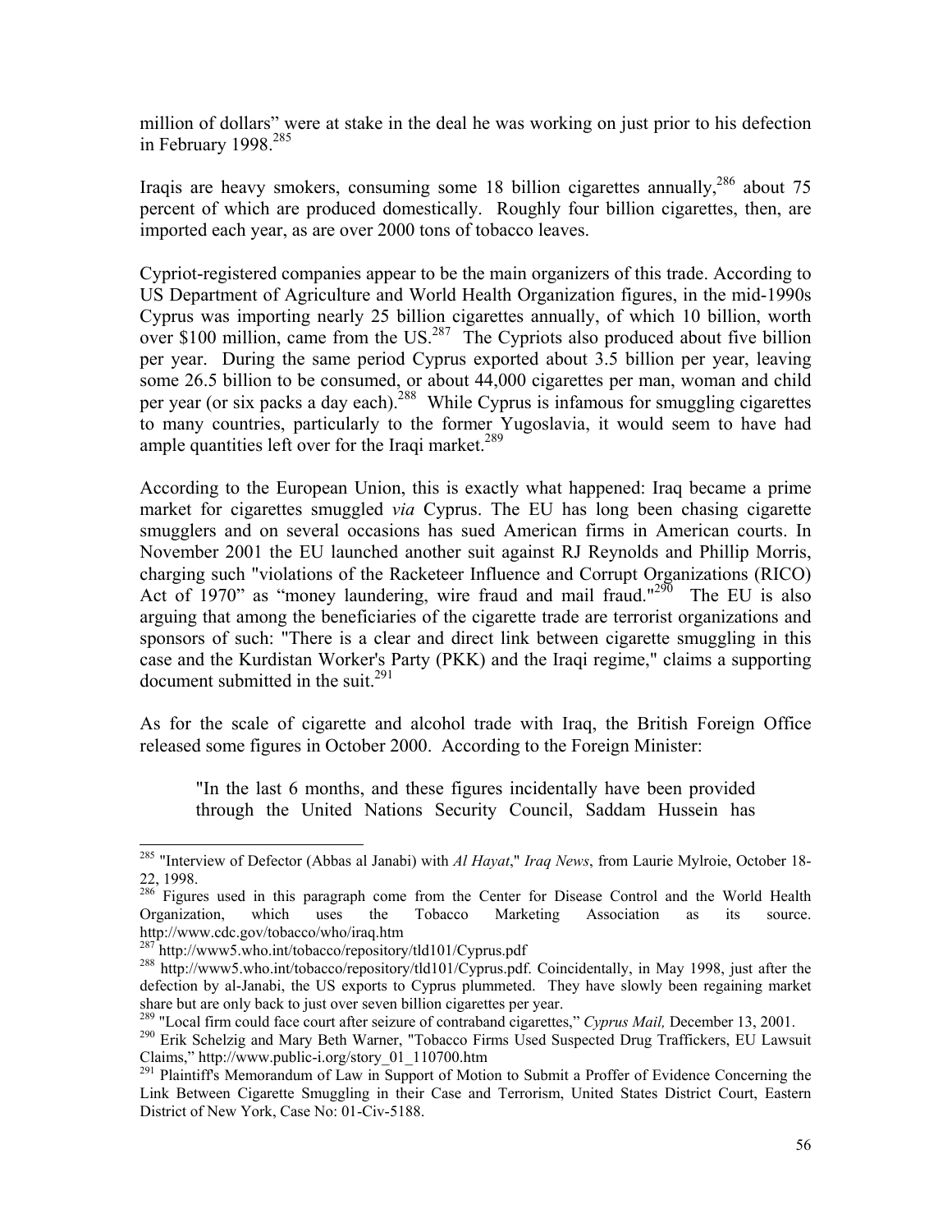million of dollars" were at stake in the deal he was working on just prior to his defection in February 1998.[285]

Iraqis are heavy smokers, consuming some 18 billion cigarettes annually,[286] about 75 percent of which are produced domestically. Roughly four billion cigarettes, then, are imported each year, as are over 2000 tons of tobacco leaves.

Cypriot-registered companies appear to be the main organizers of this trade. According to US Department of Agriculture and World Health Organization figures, in the mid-1990s Cyprus was importing nearly 25 billion cigarettes annually, of which 10 billion, worth over $100 million, came from the US.[287] The Cypriots also produced about five billion per year. During the same period Cyprus exported about 3.5 billion per year, leaving some 26.5 billion to be consumed, or about 44,000 cigarettes per man, woman and child per year (or six packs a day each).[288] While Cyprus is infamous for smuggling cigarettes to many countries, particularly to the former Yugoslavia, it would seem to have had ample quantities left over for the Iraqi market.[289]

According to the European Union, this is exactly what happened: Iraq became a prime market for cigarettes smuggled *via* Cyprus. The EU has long been chasing cigarette smugglers and on several occasions has sued American firms in American courts. In November 2001 the EU launched another suit against RJ Reynolds and Phillip Morris, charging such "violations of the Racketeer Influence and Corrupt Organizations (RICO) Act of 1970" as "money laundering, wire fraud and mail fraud."[290] The EU is also arguing that among the beneficiaries of the cigarette trade are terrorist organizations and sponsors of such: "There is a clear and direct link between cigarette smuggling in this case and the Kurdistan Worker's Party (PKK) and the Iraqi regime," claims a supporting document submitted in the suit.[291]

As for the scale of cigarette and alcohol trade with Iraq, the British Foreign Office released some figures in October 2000. According to the Foreign Minister:

> "In the last 6 months, and these figures incidentally have been provided through the United Nations Security Council, Saddam Hussein has

---

[285] "Interview of Defector (Abbas al Janabi) with *Al Hayat*," *Iraq News*, from Laurie Mylroie, October 18-22, 1998.

[286] Figures used in this paragraph come from the Center for Disease Control and the World Health Organization, which uses the Tobacco Marketing Association as its source. http://www.cdc.gov/tobacco/who/iraq.htm

[287] http://www5.who.int/tobacco/repository/tld101/Cyprus.pdf

[288] http://www5.who.int/tobacco/repository/tld101/Cyprus.pdf. Coincidentally, in May 1998, just after the defection by al-Janabi, the US exports to Cyprus plummeted. They have slowly been regaining market share but are only back to just over seven billion cigarettes per year.

[289] "Local firm could face court after seizure of contraband cigarettes," *Cyprus Mail,* December 13, 2001.

[290] Erik Schelzig and Mary Beth Warner, "Tobacco Firms Used Suspected Drug Traffickers, EU Lawsuit Claims," http://www.public-i.org/story_01_110700.htm

[291] Plaintiff's Memorandum of Law in Support of Motion to Submit a Proffer of Evidence Concerning the Link Between Cigarette Smuggling in their Case and Terrorism, United States District Court, Eastern District of New York, Case No: 01-Civ-5188.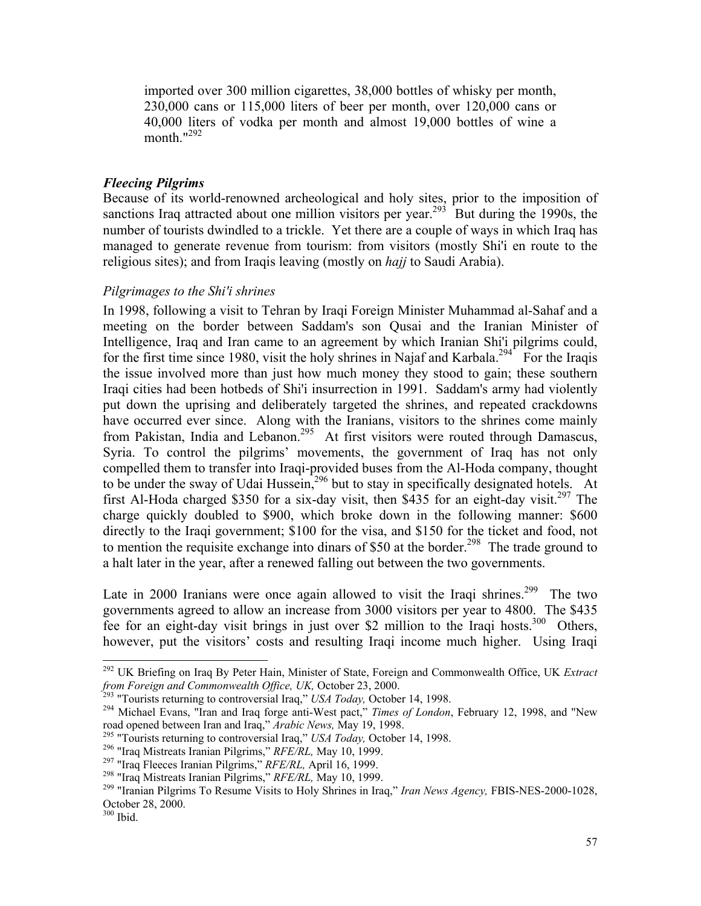imported over 300 million cigarettes, 38,000 bottles of whisky per month, 230,000 cans or 115,000 liters of beer per month, over 120,000 cans or 40,000 liters of vodka per month and almost 19,000 bottles of wine a month."[292]

### *Fleecing Pilgrims*

Because of its world-renowned archeological and holy sites, prior to the imposition of sanctions Iraq attracted about one million visitors per year.[293] But during the 1990s, the number of tourists dwindled to a trickle. Yet there are a couple of ways in which Iraq has managed to generate revenue from tourism: from visitors (mostly Shi'i en route to the religious sites); and from Iraqis leaving (mostly on *hajj* to Saudi Arabia).

#### *Pilgrimages to the Shi'i shrines*

In 1998, following a visit to Tehran by Iraqi Foreign Minister Muhammad al-Sahaf and a meeting on the border between Saddam's son Qusai and the Iranian Minister of Intelligence, Iraq and Iran came to an agreement by which Iranian Shi'i pilgrims could, for the first time since 1980, visit the holy shrines in Najaf and Karbala.[294] For the Iraqis the issue involved more than just how much money they stood to gain; these southern Iraqi cities had been hotbeds of Shi'i insurrection in 1991. Saddam's army had violently put down the uprising and deliberately targeted the shrines, and repeated crackdowns have occurred ever since. Along with the Iranians, visitors to the shrines come mainly from Pakistan, India and Lebanon.[295] At first visitors were routed through Damascus, Syria. To control the pilgrims' movements, the government of Iraq has not only compelled them to transfer into Iraqi-provided buses from the Al-Hoda company, thought to be under the sway of Udai Hussein,[296] but to stay in specifically designated hotels. At first Al-Hoda charged \$350 for a six-day visit, then \$435 for an eight-day visit.[297] The charge quickly doubled to \$900, which broke down in the following manner: \$600 directly to the Iraqi government; \$100 for the visa, and \$150 for the ticket and food, not to mention the requisite exchange into dinars of \$50 at the border.[298] The trade ground to a halt later in the year, after a renewed falling out between the two governments.

Late in 2000 Iranians were once again allowed to visit the Iraqi shrines.[299] The two governments agreed to allow an increase from 3000 visitors per year to 4800. The \$435 fee for an eight-day visit brings in just over \$2 million to the Iraqi hosts.[300] Others, however, put the visitors' costs and resulting Iraqi income much higher. Using Iraqi

---

[292] UK Briefing on Iraq By Peter Hain, Minister of State, Foreign and Commonwealth Office, UK *Extract from Foreign and Commonwealth Office, UK,* October 23, 2000.

[293] "Tourists returning to controversial Iraq," *USA Today,* October 14, 1998.

[294] Michael Evans, "Iran and Iraq forge anti-West pact," *Times of London*, February 12, 1998, and "New road opened between Iran and Iraq," *Arabic News,* May 19, 1998.

[295] "Tourists returning to controversial Iraq," *USA Today,* October 14, 1998.

[296] "Iraq Mistreats Iranian Pilgrims," *RFE/RL,* May 10, 1999.

[297] "Iraq Fleeces Iranian Pilgrims," *RFE/RL,* April 16, 1999.

[298] "Iraq Mistreats Iranian Pilgrims," *RFE/RL,* May 10, 1999.

[299] "Iranian Pilgrims To Resume Visits to Holy Shrines in Iraq," *Iran News Agency,* FBIS-NES-2000-1028, October 28, 2000.

[300] Ibid.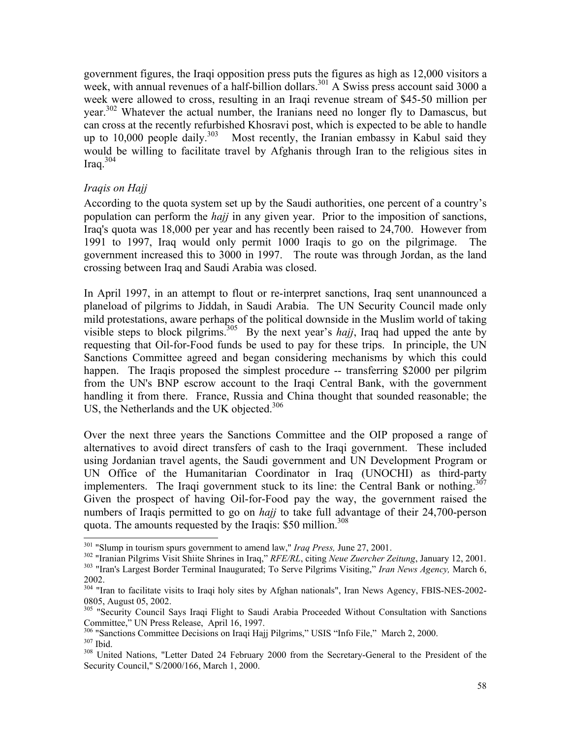government figures, the Iraqi opposition press puts the figures as high as 12,000 visitors a week, with annual revenues of a half-billion dollars.[301] A Swiss press account said 3000 a week were allowed to cross, resulting in an Iraqi revenue stream of $45-50 million per year.[302] Whatever the actual number, the Iranians need no longer fly to Damascus, but can cross at the recently refurbished Khosravi post, which is expected to be able to handle up to 10,000 people daily.[303] Most recently, the Iranian embassy in Kabul said they would be willing to facilitate travel by Afghanis through Iran to the religious sites in Iraq.[304]

*Iraqis on Hajj*

According to the quota system set up by the Saudi authorities, one percent of a country's population can perform the *hajj* in any given year. Prior to the imposition of sanctions, Iraq's quota was 18,000 per year and has recently been raised to 24,700. However from 1991 to 1997, Iraq would only permit 1000 Iraqis to go on the pilgrimage. The government increased this to 3000 in 1997. The route was through Jordan, as the land crossing between Iraq and Saudi Arabia was closed.

In April 1997, in an attempt to flout or re-interpret sanctions, Iraq sent unannounced a planeload of pilgrims to Jiddah, in Saudi Arabia. The UN Security Council made only mild protestations, aware perhaps of the political downside in the Muslim world of taking visible steps to block pilgrims.[305] By the next year's *hajj*, Iraq had upped the ante by requesting that Oil-for-Food funds be used to pay for these trips. In principle, the UN Sanctions Committee agreed and began considering mechanisms by which this could happen. The Iraqis proposed the simplest procedure -- transferring $2000 per pilgrim from the UN's BNP escrow account to the Iraqi Central Bank, with the government handling it from there. France, Russia and China thought that sounded reasonable; the US, the Netherlands and the UK objected.[306]

Over the next three years the Sanctions Committee and the OIP proposed a range of alternatives to avoid direct transfers of cash to the Iraqi government. These included using Jordanian travel agents, the Saudi government and UN Development Program or UN Office of the Humanitarian Coordinator in Iraq (UNOCHI) as third-party implementers. The Iraqi government stuck to its line: the Central Bank or nothing.[307] Given the prospect of having Oil-for-Food pay the way, the government raised the numbers of Iraqis permitted to go on *hajj* to take full advantage of their 24,700-person quota. The amounts requested by the Iraqis: $50 million.[308]

---

[301] "Slump in tourism spurs government to amend law," *Iraq Press,* June 27, 2001.

[302] "Iranian Pilgrims Visit Shiite Shrines in Iraq," *RFE/RL*, citing *Neue Zuercher Zeitung*, January 12, 2001.

[303] "Iran's Largest Border Terminal Inaugurated; To Serve Pilgrims Visiting," *Iran News Agency,* March 6, 2002.

[304] "Iran to facilitate visits to Iraqi holy sites by Afghan nationals", Iran News Agency, FBIS-NES-2002-0805, August 05, 2002.

[305] "Security Council Says Iraqi Flight to Saudi Arabia Proceeded Without Consultation with Sanctions Committee," UN Press Release, April 16, 1997.

[306] "Sanctions Committee Decisions on Iraqi Hajj Pilgrims," USIS "Info File," March 2, 2000.

[307] Ibid.

[308] United Nations, "Letter Dated 24 February 2000 from the Secretary-General to the President of the Security Council," S/2000/166, March 1, 2000.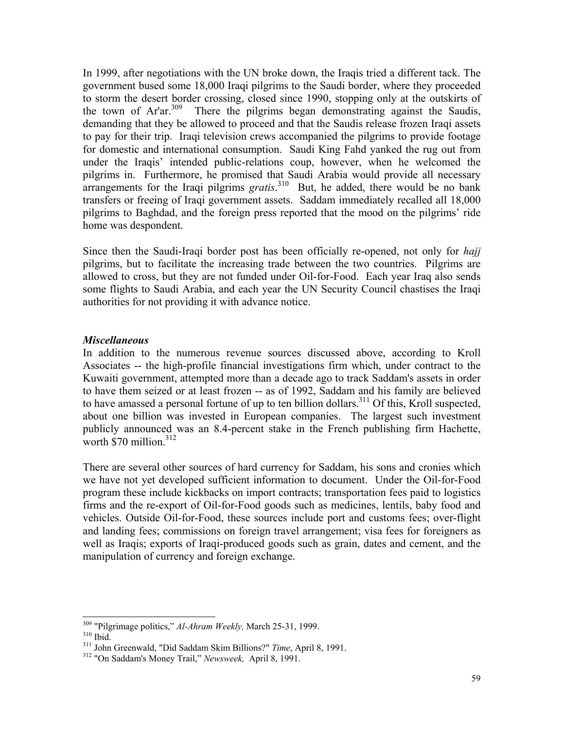In 1999, after negotiations with the UN broke down, the Iraqis tried a different tack. The government bused some 18,000 Iraqi pilgrims to the Saudi border, where they proceeded to storm the desert border crossing, closed since 1990, stopping only at the outskirts of the town of Ar'ar.[309] There the pilgrims began demonstrating against the Saudis, demanding that they be allowed to proceed and that the Saudis release frozen Iraqi assets to pay for their trip. Iraqi television crews accompanied the pilgrims to provide footage for domestic and international consumption. Saudi King Fahd yanked the rug out from under the Iraqis' intended public-relations coup, however, when he welcomed the pilgrims in. Furthermore, he promised that Saudi Arabia would provide all necessary arrangements for the Iraqi pilgrims *gratis*.[310] But, he added, there would be no bank transfers or freeing of Iraqi government assets. Saddam immediately recalled all 18,000 pilgrims to Baghdad, and the foreign press reported that the mood on the pilgrims' ride home was despondent.

Since then the Saudi-Iraqi border post has been officially re-opened, not only for *hajj* pilgrims, but to facilitate the increasing trade between the two countries. Pilgrims are allowed to cross, but they are not funded under Oil-for-Food. Each year Iraq also sends some flights to Saudi Arabia, and each year the UN Security Council chastises the Iraqi authorities for not providing it with advance notice.

### *Miscellaneous*

In addition to the numerous revenue sources discussed above, according to Kroll Associates -- the high-profile financial investigations firm which, under contract to the Kuwaiti government, attempted more than a decade ago to track Saddam's assets in order to have them seized or at least frozen -- as of 1992, Saddam and his family are believed to have amassed a personal fortune of up to ten billion dollars.[311] Of this, Kroll suspected, about one billion was invested in European companies. The largest such investment publicly announced was an 8.4-percent stake in the French publishing firm Hachette, worth $70 million.[312]

There are several other sources of hard currency for Saddam, his sons and cronies which we have not yet developed sufficient information to document. Under the Oil-for-Food program these include kickbacks on import contracts; transportation fees paid to logistics firms and the re-export of Oil-for-Food goods such as medicines, lentils, baby food and vehicles. Outside Oil-for-Food, these sources include port and customs fees; over-flight and landing fees; commissions on foreign travel arrangement; visa fees for foreigners as well as Iraqis; exports of Iraqi-produced goods such as grain, dates and cement, and the manipulation of currency and foreign exchange.

---

[309] "Pilgrimage politics," *Al-Ahram Weekly,* March 25-31, 1999.

[310] Ibid.

[311] John Greenwald, "Did Saddam Skim Billions?" *Time*, April 8, 1991.

[312] "On Saddam's Money Trail," *Newsweek,* April 8, 1991.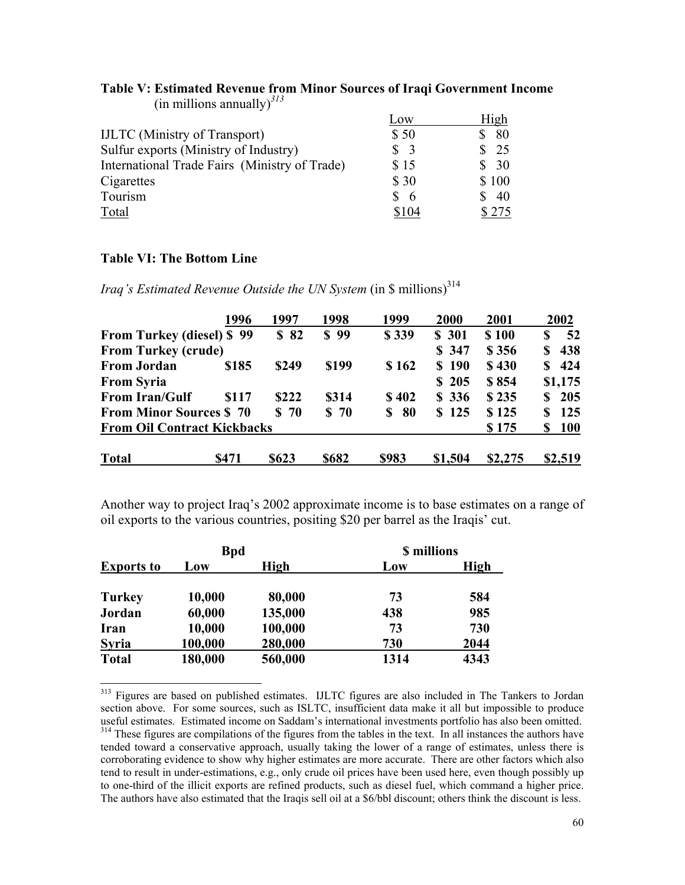**Table V: Estimated Revenue from Minor Sources of Iraqi Government Income** (in millions annually)[313]

| | Low | High |
|---|---|---|
| IJLTC (Ministry of Transport) | $ 50 | $ 80 |
| Sulfur exports (Ministry of Industry) | $ 3 | $ 25 |
| International Trade Fairs (Ministry of Trade) | $ 15 | $ 30 |
| Cigarettes | $ 30 | $ 100 |
| Tourism | $ 6 | $ 40 |
| Total | $104 | $ 275 |

**Table VI: The Bottom Line**

*Iraq's Estimated Revenue Outside the UN System* (in $ millions)[314]

| | 1996 | 1997 | 1998 | 1999 | 2000 | 2001 | 2002 |
|---|---|---|---|---|---|---|---|
| **From Turkey (diesel)** | **$ 99** | **$ 82** | **$ 99** | **$ 339** | **$ 301** | **$ 100** | **$ 52** |
| **From Turkey (crude)** | | | | | **$ 347** | **$ 356** | **$ 438** |
| **From Jordan** | **$185** | **$249** | **$199** | **$ 162** | **$ 190** | **$ 430** | **$ 424** |
| **From Syria** | | | | | **$ 205** | **$ 854** | **$1,175** |
| **From Iran/Gulf** | **$117** | **$222** | **$314** | **$ 402** | **$ 336** | **$ 235** | **$ 205** |
| **From Minor Sources** | **$ 70** | **$ 70** | **$ 70** | **$ 80** | **$ 125** | **$ 125** | **$ 125** |
| **From Oil Contract Kickbacks** | | | | | | **$ 175** | **$ 100** |
| **Total** | **$471** | **$623** | **$682** | **$983** | **$1,504** | **$2,275** | **$2,519** |

Another way to project Iraq's 2002 approximate income is to base estimates on a range of oil exports to the various countries, positing $20 per barrel as the Iraqis' cut.

| | **Bpd** | | **$ millions** | |
|---|---|---|---|---|
| **Exports to** | **Low** | **High** | **Low** | **High** |
| **Turkey** | **10,000** | **80,000** | **73** | **584** |
| **Jordan** | **60,000** | **135,000** | **438** | **985** |
| **Iran** | **10,000** | **100,000** | **73** | **730** |
| **Syria** | **100,000** | **280,000** | **730** | **2044** |
| **Total** | **180,000** | **560,000** | **1314** | **4343** |

[313] Figures are based on published estimates. IJLTC figures are also included in The Tankers to Jordan section above. For some sources, such as ISLTC, insufficient data make it all but impossible to produce useful estimates. Estimated income on Saddam's international investments portfolio has also been omitted.

[314] These figures are compilations of the figures from the tables in the text. In all instances the authors have tended toward a conservative approach, usually taking the lower of a range of estimates, unless there is corroborating evidence to show why higher estimates are more accurate. There are other factors which also tend to result in under-estimations, e.g., only crude oil prices have been used here, even though possibly up to one-third of the illicit exports are refined products, such as diesel fuel, which command a higher price. The authors have also estimated that the Iraqis sell oil at a $6/bbl discount; others think the discount is less.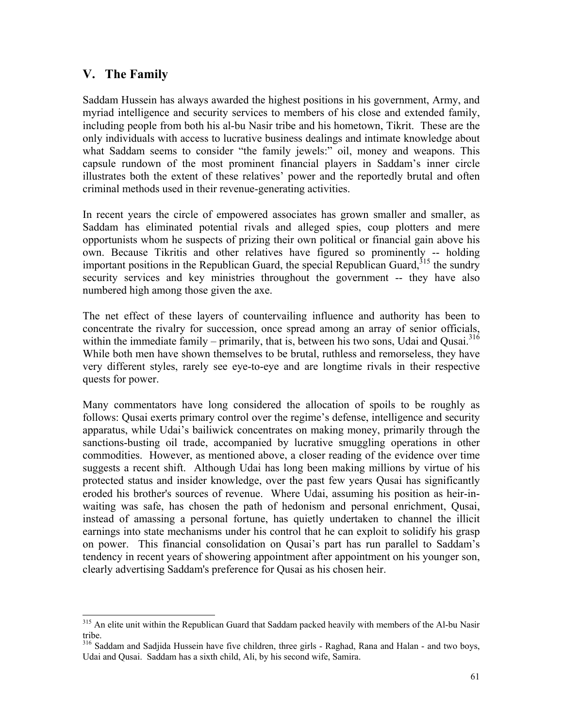## V. The Family

Saddam Hussein has always awarded the highest positions in his government, Army, and myriad intelligence and security services to members of his close and extended family, including people from both his al-bu Nasir tribe and his hometown, Tikrit. These are the only individuals with access to lucrative business dealings and intimate knowledge about what Saddam seems to consider "the family jewels:" oil, money and weapons. This capsule rundown of the most prominent financial players in Saddam's inner circle illustrates both the extent of these relatives' power and the reportedly brutal and often criminal methods used in their revenue-generating activities.

In recent years the circle of empowered associates has grown smaller and smaller, as Saddam has eliminated potential rivals and alleged spies, coup plotters and mere opportunists whom he suspects of prizing their own political or financial gain above his own. Because Tikritis and other relatives have figured so prominently -- holding important positions in the Republican Guard, the special Republican Guard,[315] the sundry security services and key ministries throughout the government -- they have also numbered high among those given the axe.

The net effect of these layers of countervailing influence and authority has been to concentrate the rivalry for succession, once spread among an array of senior officials, within the immediate family – primarily, that is, between his two sons, Udai and Qusai.[316] While both men have shown themselves to be brutal, ruthless and remorseless, they have very different styles, rarely see eye-to-eye and are longtime rivals in their respective quests for power.

Many commentators have long considered the allocation of spoils to be roughly as follows: Qusai exerts primary control over the regime's defense, intelligence and security apparatus, while Udai's bailiwick concentrates on making money, primarily through the sanctions-busting oil trade, accompanied by lucrative smuggling operations in other commodities. However, as mentioned above, a closer reading of the evidence over time suggests a recent shift. Although Udai has long been making millions by virtue of his protected status and insider knowledge, over the past few years Qusai has significantly eroded his brother's sources of revenue. Where Udai, assuming his position as heir-in-waiting was safe, has chosen the path of hedonism and personal enrichment, Qusai, instead of amassing a personal fortune, has quietly undertaken to channel the illicit earnings into state mechanisms under his control that he can exploit to solidify his grasp on power. This financial consolidation on Qusai's part has run parallel to Saddam's tendency in recent years of showering appointment after appointment on his younger son, clearly advertising Saddam's preference for Qusai as his chosen heir.

---

[315] An elite unit within the Republican Guard that Saddam packed heavily with members of the Al-bu Nasir tribe.

[316] Saddam and Sadjida Hussein have five children, three girls - Raghad, Rana and Halan - and two boys, Udai and Qusai. Saddam has a sixth child, Ali, by his second wife, Samira.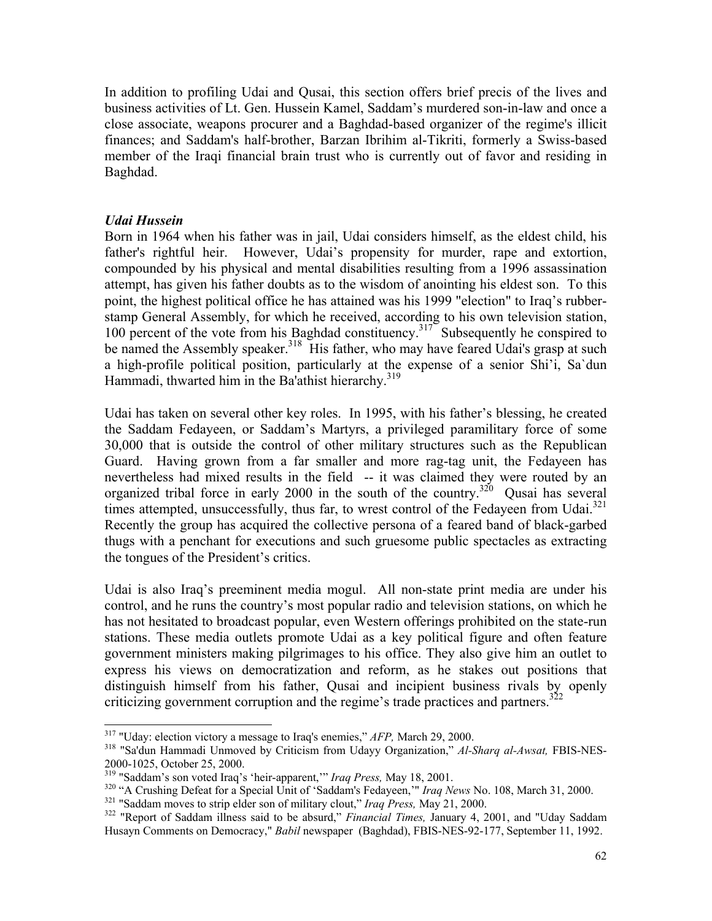In addition to profiling Udai and Qusai, this section offers brief precis of the lives and business activities of Lt. Gen. Hussein Kamel, Saddam's murdered son-in-law and once a close associate, weapons procurer and a Baghdad-based organizer of the regime's illicit finances; and Saddam's half-brother, Barzan Ibrihim al-Tikriti, formerly a Swiss-based member of the Iraqi financial brain trust who is currently out of favor and residing in Baghdad.

### *Udai Hussein*

Born in 1964 when his father was in jail, Udai considers himself, as the eldest child, his father's rightful heir. However, Udai's propensity for murder, rape and extortion, compounded by his physical and mental disabilities resulting from a 1996 assassination attempt, has given his father doubts as to the wisdom of anointing his eldest son. To this point, the highest political office he has attained was his 1999 "election" to Iraq's rubber-stamp General Assembly, for which he received, according to his own television station, 100 percent of the vote from his Baghdad constituency.[317] Subsequently he conspired to be named the Assembly speaker.[318] His father, who may have feared Udai's grasp at such a high-profile political position, particularly at the expense of a senior Shi'i, Sa`dun Hammadi, thwarted him in the Ba'athist hierarchy.[319]

Udai has taken on several other key roles. In 1995, with his father's blessing, he created the Saddam Fedayeen, or Saddam's Martyrs, a privileged paramilitary force of some 30,000 that is outside the control of other military structures such as the Republican Guard. Having grown from a far smaller and more rag-tag unit, the Fedayeen has nevertheless had mixed results in the field -- it was claimed they were routed by an organized tribal force in early 2000 in the south of the country.[320] Qusai has several times attempted, unsuccessfully, thus far, to wrest control of the Fedayeen from Udai.[321] Recently the group has acquired the collective persona of a feared band of black-garbed thugs with a penchant for executions and such gruesome public spectacles as extracting the tongues of the President's critics.

Udai is also Iraq's preeminent media mogul. All non-state print media are under his control, and he runs the country's most popular radio and television stations, on which he has not hesitated to broadcast popular, even Western offerings prohibited on the state-run stations. These media outlets promote Udai as a key political figure and often feature government ministers making pilgrimages to his office. They also give him an outlet to express his views on democratization and reform, as he stakes out positions that distinguish himself from his father, Qusai and incipient business rivals by openly criticizing government corruption and the regime's trade practices and partners.[322]

---

[317] "Uday: election victory a message to Iraq's enemies," *AFP,* March 29, 2000.

[318] "Sa'dun Hammadi Unmoved by Criticism from Udayy Organization," *Al-Sharq al-Awsat,* FBIS-NES-2000-1025, October 25, 2000.

[319] "Saddam's son voted Iraq's 'heir-apparent,'" *Iraq Press,* May 18, 2001.

[320] "A Crushing Defeat for a Special Unit of 'Saddam's Fedayeen,'" *Iraq News* No. 108, March 31, 2000.

[321] "Saddam moves to strip elder son of military clout," *Iraq Press,* May 21, 2000.

[322] "Report of Saddam illness said to be absurd," *Financial Times,* January 4, 2001, and "Uday Saddam Husayn Comments on Democracy," *Babil* newspaper (Baghdad), FBIS-NES-92-177, September 11, 1992.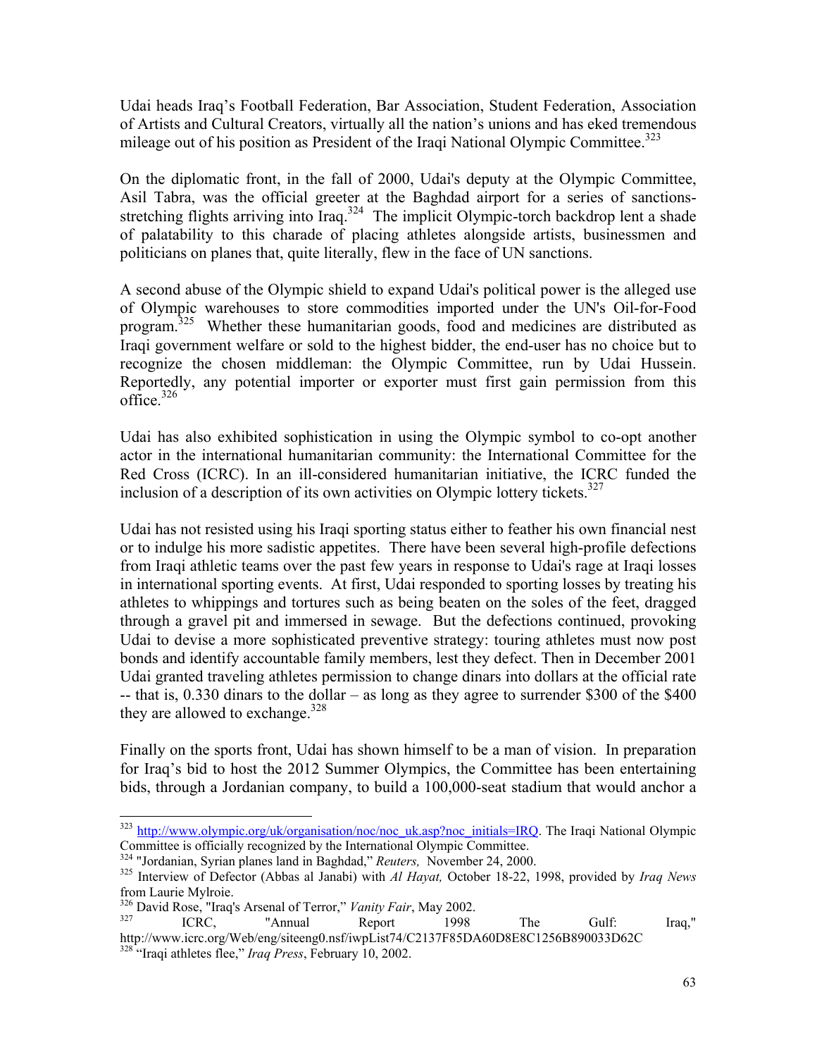Udai heads Iraq's Football Federation, Bar Association, Student Federation, Association of Artists and Cultural Creators, virtually all the nation's unions and has eked tremendous mileage out of his position as President of the Iraqi National Olympic Committee.[323]

On the diplomatic front, in the fall of 2000, Udai's deputy at the Olympic Committee, Asil Tabra, was the official greeter at the Baghdad airport for a series of sanctions-stretching flights arriving into Iraq.[324] The implicit Olympic-torch backdrop lent a shade of palatability to this charade of placing athletes alongside artists, businessmen and politicians on planes that, quite literally, flew in the face of UN sanctions.

A second abuse of the Olympic shield to expand Udai's political power is the alleged use of Olympic warehouses to store commodities imported under the UN's Oil-for-Food program.[325] Whether these humanitarian goods, food and medicines are distributed as Iraqi government welfare or sold to the highest bidder, the end-user has no choice but to recognize the chosen middleman: the Olympic Committee, run by Udai Hussein. Reportedly, any potential importer or exporter must first gain permission from this office.[326]

Udai has also exhibited sophistication in using the Olympic symbol to co-opt another actor in the international humanitarian community: the International Committee for the Red Cross (ICRC). In an ill-considered humanitarian initiative, the ICRC funded the inclusion of a description of its own activities on Olympic lottery tickets.[327]

Udai has not resisted using his Iraqi sporting status either to feather his own financial nest or to indulge his more sadistic appetites. There have been several high-profile defections from Iraqi athletic teams over the past few years in response to Udai's rage at Iraqi losses in international sporting events. At first, Udai responded to sporting losses by treating his athletes to whippings and tortures such as being beaten on the soles of the feet, dragged through a gravel pit and immersed in sewage. But the defections continued, provoking Udai to devise a more sophisticated preventive strategy: touring athletes must now post bonds and identify accountable family members, lest they defect. Then in December 2001 Udai granted traveling athletes permission to change dinars into dollars at the official rate -- that is, 0.330 dinars to the dollar – as long as they agree to surrender $300 of the $400 they are allowed to exchange.[328]

Finally on the sports front, Udai has shown himself to be a man of vision. In preparation for Iraq's bid to host the 2012 Summer Olympics, the Committee has been entertaining bids, through a Jordanian company, to build a 100,000-seat stadium that would anchor a

---

[323] http://www.olympic.org/uk/organisation/noc/noc_uk.asp?noc_initials=IRQ. The Iraqi National Olympic Committee is officially recognized by the International Olympic Committee.

[324] "Jordanian, Syrian planes land in Baghdad," *Reuters,* November 24, 2000.

[325] Interview of Defector (Abbas al Janabi) with *Al Hayat,* October 18-22, 1998, provided by *Iraq News* from Laurie Mylroie.

[326] David Rose, "Iraq's Arsenal of Terror," *Vanity Fair*, May 2002.

[327] ICRC, "Annual Report 1998 The Gulf: Iraq," http://www.icrc.org/Web/eng/siteeng0.nsf/iwpList74/C2137F85DA60D8E8C1256B890033D62C

[328] "Iraqi athletes flee," *Iraq Press*, February 10, 2002.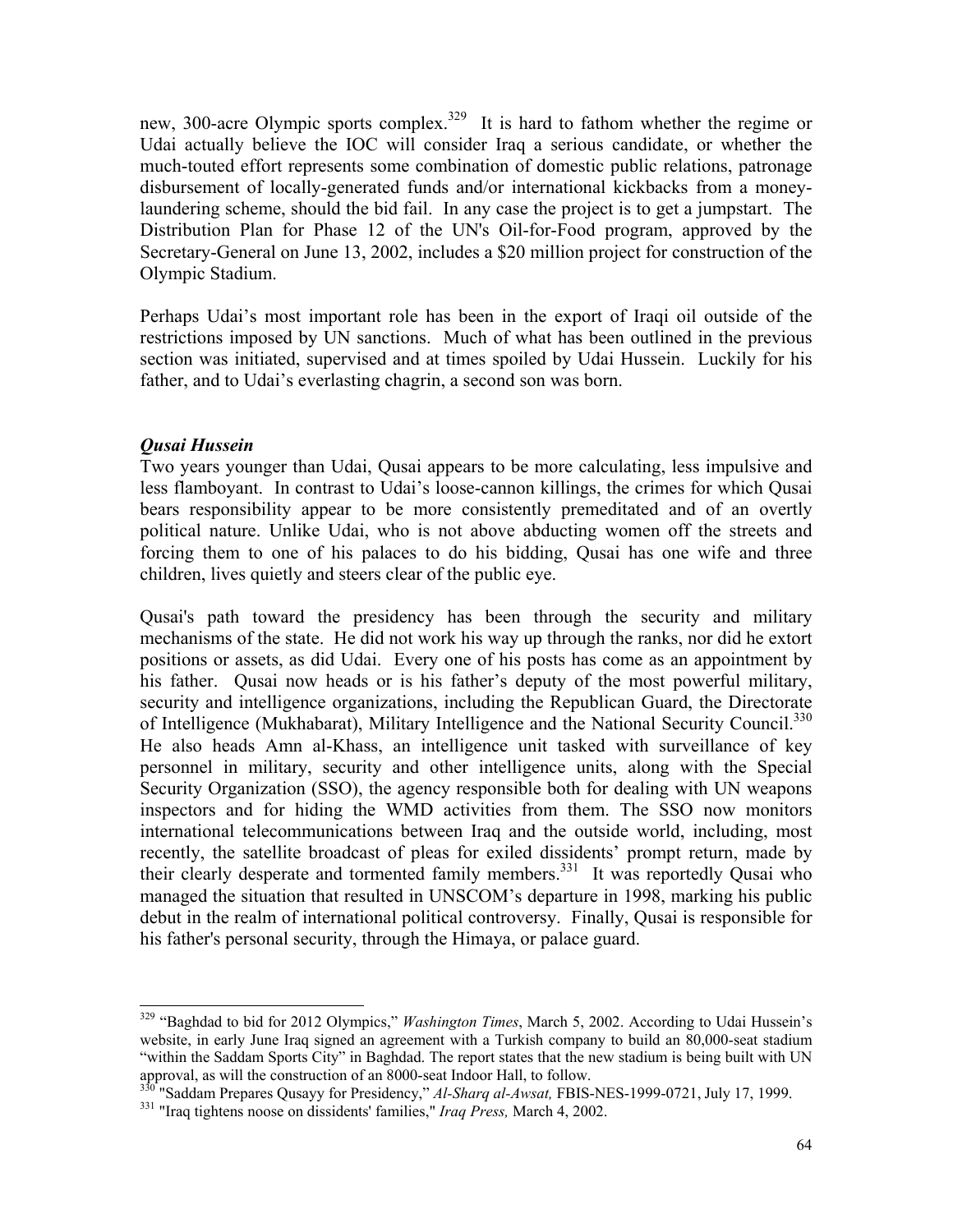new, 300-acre Olympic sports complex.[329] It is hard to fathom whether the regime or Udai actually believe the IOC will consider Iraq a serious candidate, or whether the much-touted effort represents some combination of domestic public relations, patronage disbursement of locally-generated funds and/or international kickbacks from a money-laundering scheme, should the bid fail. In any case the project is to get a jumpstart. The Distribution Plan for Phase 12 of the UN's Oil-for-Food program, approved by the Secretary-General on June 13, 2002, includes a $20 million project for construction of the Olympic Stadium.

Perhaps Udai's most important role has been in the export of Iraqi oil outside of the restrictions imposed by UN sanctions. Much of what has been outlined in the previous section was initiated, supervised and at times spoiled by Udai Hussein. Luckily for his father, and to Udai's everlasting chagrin, a second son was born.

***Qusai Hussein***

Two years younger than Udai, Qusai appears to be more calculating, less impulsive and less flamboyant. In contrast to Udai's loose-cannon killings, the crimes for which Qusai bears responsibility appear to be more consistently premeditated and of an overtly political nature. Unlike Udai, who is not above abducting women off the streets and forcing them to one of his palaces to do his bidding, Qusai has one wife and three children, lives quietly and steers clear of the public eye.

Qusai's path toward the presidency has been through the security and military mechanisms of the state. He did not work his way up through the ranks, nor did he extort positions or assets, as did Udai. Every one of his posts has come as an appointment by his father. Qusai now heads or is his father's deputy of the most powerful military, security and intelligence organizations, including the Republican Guard, the Directorate of Intelligence (Mukhabarat), Military Intelligence and the National Security Council.[330] He also heads Amn al-Khass, an intelligence unit tasked with surveillance of key personnel in military, security and other intelligence units, along with the Special Security Organization (SSO), the agency responsible both for dealing with UN weapons inspectors and for hiding the WMD activities from them. The SSO now monitors international telecommunications between Iraq and the outside world, including, most recently, the satellite broadcast of pleas for exiled dissidents' prompt return, made by their clearly desperate and tormented family members.[331] It was reportedly Qusai who managed the situation that resulted in UNSCOM's departure in 1998, marking his public debut in the realm of international political controversy. Finally, Qusai is responsible for his father's personal security, through the Himaya, or palace guard.

---

[329] "Baghdad to bid for 2012 Olympics," *Washington Times*, March 5, 2002. According to Udai Hussein's website, in early June Iraq signed an agreement with a Turkish company to build an 80,000-seat stadium "within the Saddam Sports City" in Baghdad. The report states that the new stadium is being built with UN approval, as will the construction of an 8000-seat Indoor Hall, to follow.

[330] "Saddam Prepares Qusayy for Presidency," *Al-Sharq al-Awsat,* FBIS-NES-1999-0721, July 17, 1999.

[331] "Iraq tightens noose on dissidents' families," *Iraq Press,* March 4, 2002.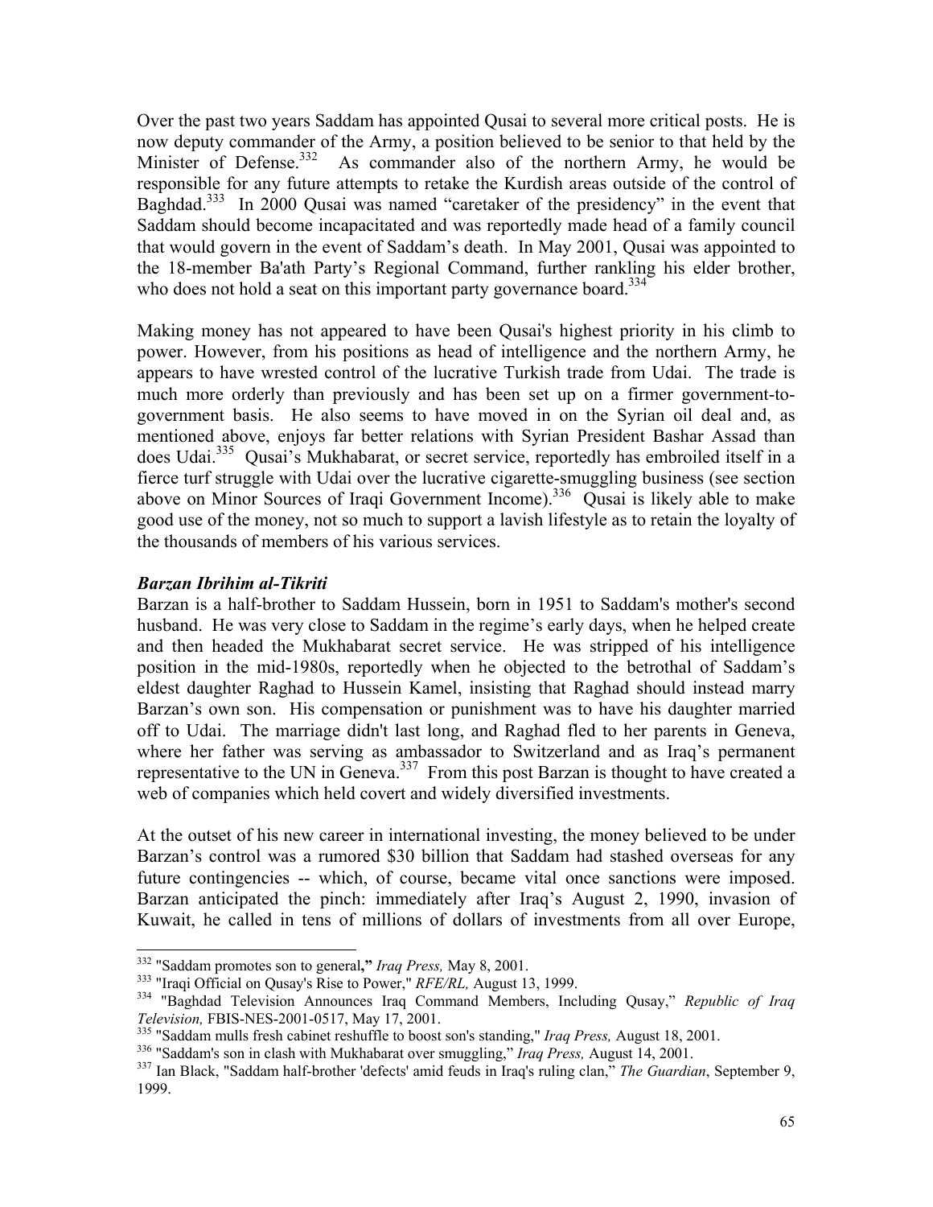Over the past two years Saddam has appointed Qusai to several more critical posts. He is now deputy commander of the Army, a position believed to be senior to that held by the Minister of Defense.[332] As commander also of the northern Army, he would be responsible for any future attempts to retake the Kurdish areas outside of the control of Baghdad.[333] In 2000 Qusai was named "caretaker of the presidency" in the event that Saddam should become incapacitated and was reportedly made head of a family council that would govern in the event of Saddam's death. In May 2001, Qusai was appointed to the 18-member Ba'ath Party's Regional Command, further rankling his elder brother, who does not hold a seat on this important party governance board.[334]

Making money has not appeared to have been Qusai's highest priority in his climb to power. However, from his positions as head of intelligence and the northern Army, he appears to have wrested control of the lucrative Turkish trade from Udai. The trade is much more orderly than previously and has been set up on a firmer government-to-government basis. He also seems to have moved in on the Syrian oil deal and, as mentioned above, enjoys far better relations with Syrian President Bashar Assad than does Udai.[335] Qusai's Mukhabarat, or secret service, reportedly has embroiled itself in a fierce turf struggle with Udai over the lucrative cigarette-smuggling business (see section above on Minor Sources of Iraqi Government Income).[336] Qusai is likely able to make good use of the money, not so much to support a lavish lifestyle as to retain the loyalty of the thousands of members of his various services.

***Barzan Ibrihim al-Tikriti***

Barzan is a half-brother to Saddam Hussein, born in 1951 to Saddam's mother's second husband. He was very close to Saddam in the regime's early days, when he helped create and then headed the Mukhabarat secret service. He was stripped of his intelligence position in the mid-1980s, reportedly when he objected to the betrothal of Saddam's eldest daughter Raghad to Hussein Kamel, insisting that Raghad should instead marry Barzan's own son. His compensation or punishment was to have his daughter married off to Udai. The marriage didn't last long, and Raghad fled to her parents in Geneva, where her father was serving as ambassador to Switzerland and as Iraq's permanent representative to the UN in Geneva.[337] From this post Barzan is thought to have created a web of companies which held covert and widely diversified investments.

At the outset of his new career in international investing, the money believed to be under Barzan's control was a rumored $30 billion that Saddam had stashed overseas for any future contingencies -- which, of course, became vital once sanctions were imposed. Barzan anticipated the pinch: immediately after Iraq's August 2, 1990, invasion of Kuwait, he called in tens of millions of dollars of investments from all over Europe,

---

[332] "Saddam promotes son to general," *Iraq Press,* May 8, 2001.

[333] "Iraqi Official on Qusay's Rise to Power," *RFE/RL,* August 13, 1999.

[334] "Baghdad Television Announces Iraq Command Members, Including Qusay," *Republic of Iraq Television,* FBIS-NES-2001-0517, May 17, 2001.

[335] "Saddam mulls fresh cabinet reshuffle to boost son's standing," *Iraq Press,* August 18, 2001.

[336] "Saddam's son in clash with Mukhabarat over smuggling," *Iraq Press,* August 14, 2001.

[337] Ian Black, "Saddam half-brother 'defects' amid feuds in Iraq's ruling clan," *The Guardian*, September 9, 1999.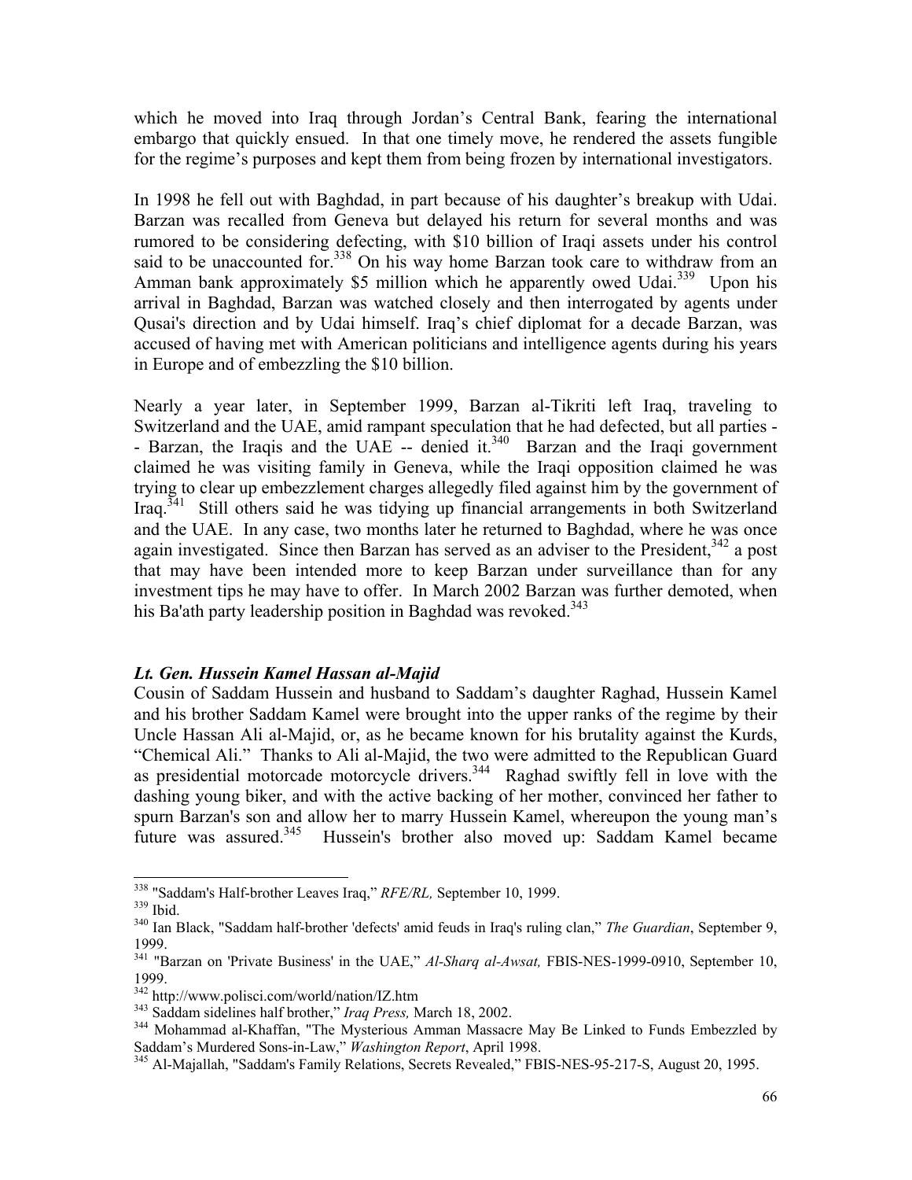which he moved into Iraq through Jordan's Central Bank, fearing the international embargo that quickly ensued. In that one timely move, he rendered the assets fungible for the regime's purposes and kept them from being frozen by international investigators.

In 1998 he fell out with Baghdad, in part because of his daughter's breakup with Udai. Barzan was recalled from Geneva but delayed his return for several months and was rumored to be considering defecting, with $10 billion of Iraqi assets under his control said to be unaccounted for.[338] On his way home Barzan took care to withdraw from an Amman bank approximately $5 million which he apparently owed Udai.[339] Upon his arrival in Baghdad, Barzan was watched closely and then interrogated by agents under Qusai's direction and by Udai himself. Iraq's chief diplomat for a decade Barzan, was accused of having met with American politicians and intelligence agents during his years in Europe and of embezzling the $10 billion.

Nearly a year later, in September 1999, Barzan al-Tikriti left Iraq, traveling to Switzerland and the UAE, amid rampant speculation that he had defected, but all parties -- Barzan, the Iraqis and the UAE -- denied it.[340] Barzan and the Iraqi government claimed he was visiting family in Geneva, while the Iraqi opposition claimed he was trying to clear up embezzlement charges allegedly filed against him by the government of Iraq.[341] Still others said he was tidying up financial arrangements in both Switzerland and the UAE. In any case, two months later he returned to Baghdad, where he was once again investigated. Since then Barzan has served as an adviser to the President,[342] a post that may have been intended more to keep Barzan under surveillance than for any investment tips he may have to offer. In March 2002 Barzan was further demoted, when his Ba'ath party leadership position in Baghdad was revoked.[343]

### *Lt. Gen. Hussein Kamel Hassan al-Majid*

Cousin of Saddam Hussein and husband to Saddam's daughter Raghad, Hussein Kamel and his brother Saddam Kamel were brought into the upper ranks of the regime by their Uncle Hassan Ali al-Majid, or, as he became known for his brutality against the Kurds, "Chemical Ali." Thanks to Ali al-Majid, the two were admitted to the Republican Guard as presidential motorcade motorcycle drivers.[344] Raghad swiftly fell in love with the dashing young biker, and with the active backing of her mother, convinced her father to spurn Barzan's son and allow her to marry Hussein Kamel, whereupon the young man's future was assured.[345] Hussein's brother also moved up: Saddam Kamel became

---

[338] "Saddam's Half-brother Leaves Iraq," *RFE/RL,* September 10, 1999.
[339] Ibid.
[340] Ian Black, "Saddam half-brother 'defects' amid feuds in Iraq's ruling clan," *The Guardian*, September 9, 1999.
[341] "Barzan on 'Private Business' in the UAE," *Al-Sharq al-Awsat,* FBIS-NES-1999-0910, September 10, 1999.
[342] http://www.polisci.com/world/nation/IZ.htm
[343] Saddam sidelines half brother," *Iraq Press,* March 18, 2002.
[344] Mohammad al-Khaffan, "The Mysterious Amman Massacre May Be Linked to Funds Embezzled by Saddam's Murdered Sons-in-Law," *Washington Report*, April 1998.
[345] Al-Majallah, "Saddam's Family Relations, Secrets Revealed," FBIS-NES-95-217-S, August 20, 1995.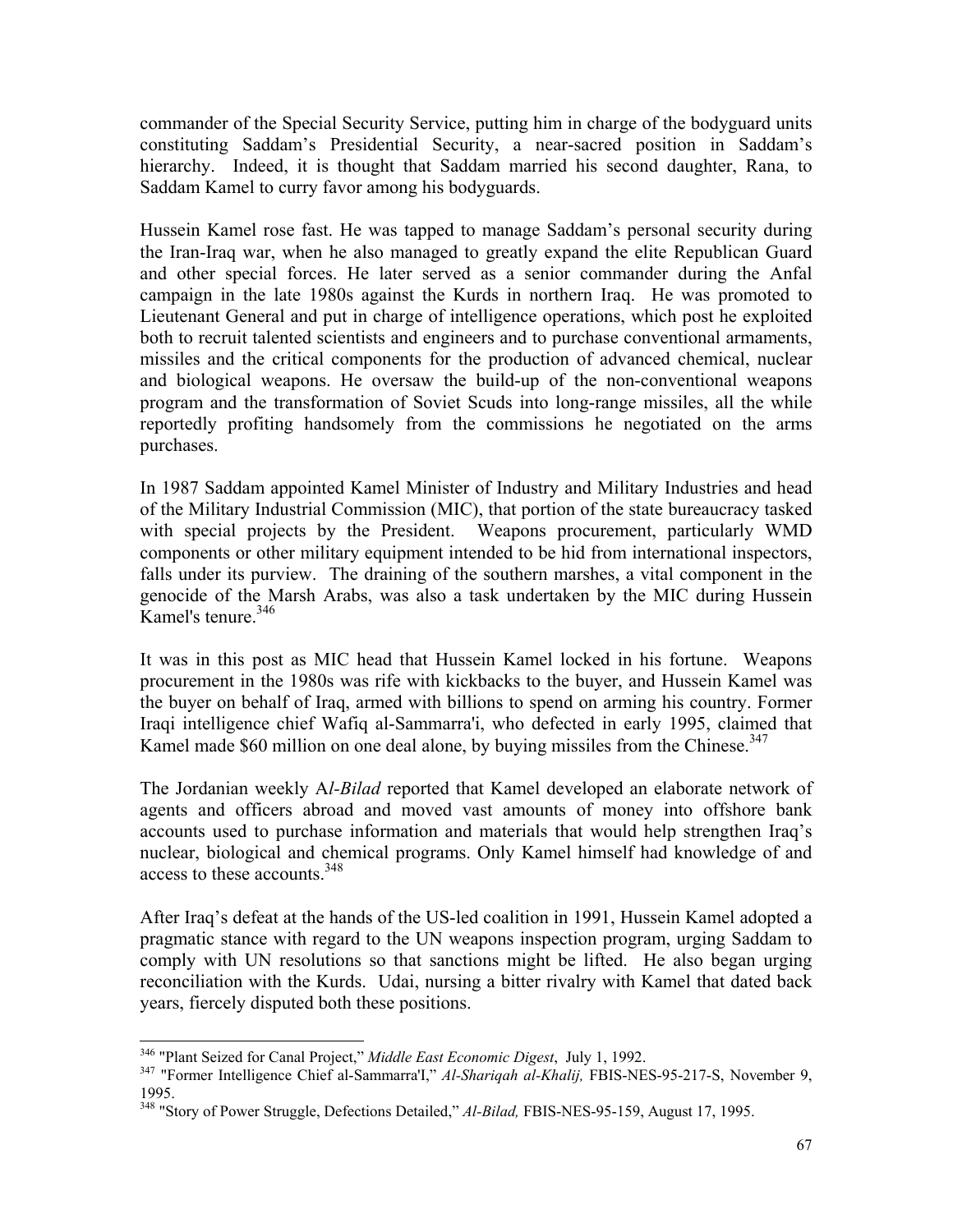commander of the Special Security Service, putting him in charge of the bodyguard units constituting Saddam's Presidential Security, a near-sacred position in Saddam's hierarchy. Indeed, it is thought that Saddam married his second daughter, Rana, to Saddam Kamel to curry favor among his bodyguards.

Hussein Kamel rose fast. He was tapped to manage Saddam's personal security during the Iran-Iraq war, when he also managed to greatly expand the elite Republican Guard and other special forces. He later served as a senior commander during the Anfal campaign in the late 1980s against the Kurds in northern Iraq. He was promoted to Lieutenant General and put in charge of intelligence operations, which post he exploited both to recruit talented scientists and engineers and to purchase conventional armaments, missiles and the critical components for the production of advanced chemical, nuclear and biological weapons. He oversaw the build-up of the non-conventional weapons program and the transformation of Soviet Scuds into long-range missiles, all the while reportedly profiting handsomely from the commissions he negotiated on the arms purchases.

In 1987 Saddam appointed Kamel Minister of Industry and Military Industries and head of the Military Industrial Commission (MIC), that portion of the state bureaucracy tasked with special projects by the President. Weapons procurement, particularly WMD components or other military equipment intended to be hid from international inspectors, falls under its purview. The draining of the southern marshes, a vital component in the genocide of the Marsh Arabs, was also a task undertaken by the MIC during Hussein Kamel's tenure.[346]

It was in this post as MIC head that Hussein Kamel locked in his fortune. Weapons procurement in the 1980s was rife with kickbacks to the buyer, and Hussein Kamel was the buyer on behalf of Iraq, armed with billions to spend on arming his country. Former Iraqi intelligence chief Wafiq al-Sammarra'i, who defected in early 1995, claimed that Kamel made $60 million on one deal alone, by buying missiles from the Chinese.[347]

The Jordanian weekly A*l-Bilad* reported that Kamel developed an elaborate network of agents and officers abroad and moved vast amounts of money into offshore bank accounts used to purchase information and materials that would help strengthen Iraq's nuclear, biological and chemical programs. Only Kamel himself had knowledge of and access to these accounts.[348]

After Iraq's defeat at the hands of the US-led coalition in 1991, Hussein Kamel adopted a pragmatic stance with regard to the UN weapons inspection program, urging Saddam to comply with UN resolutions so that sanctions might be lifted. He also began urging reconciliation with the Kurds. Udai, nursing a bitter rivalry with Kamel that dated back years, fiercely disputed both these positions.

---

[346] "Plant Seized for Canal Project," *Middle East Economic Digest*, July 1, 1992.

[347] "Former Intelligence Chief al-Sammarra'I," *Al-Shariqah al-Khalij,* FBIS-NES-95-217-S, November 9, 1995.

[348] "Story of Power Struggle, Defections Detailed," *Al-Bilad,* FBIS-NES-95-159, August 17, 1995.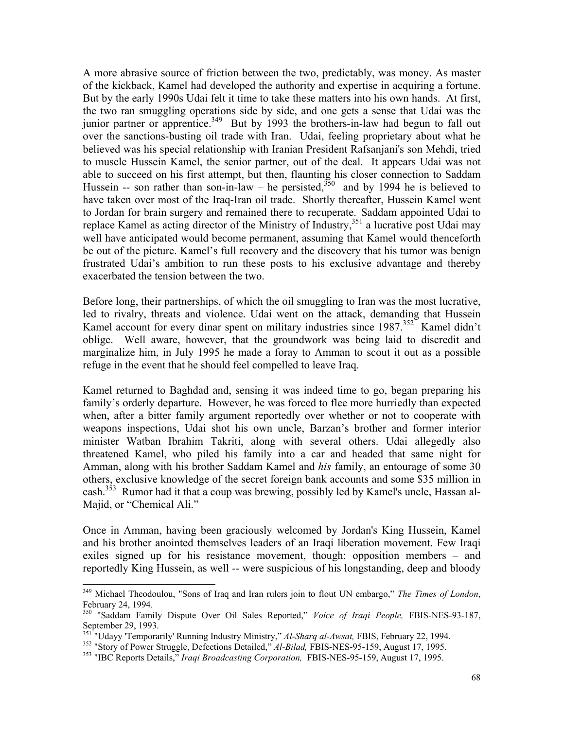A more abrasive source of friction between the two, predictably, was money. As master of the kickback, Kamel had developed the authority and expertise in acquiring a fortune. But by the early 1990s Udai felt it time to take these matters into his own hands. At first, the two ran smuggling operations side by side, and one gets a sense that Udai was the junior partner or apprentice.[349] But by 1993 the brothers-in-law had begun to fall out over the sanctions-busting oil trade with Iran. Udai, feeling proprietary about what he believed was his special relationship with Iranian President Rafsanjani's son Mehdi, tried to muscle Hussein Kamel, the senior partner, out of the deal. It appears Udai was not able to succeed on his first attempt, but then, flaunting his closer connection to Saddam Hussein -- son rather than son-in-law – he persisted,[350] and by 1994 he is believed to have taken over most of the Iraq-Iran oil trade. Shortly thereafter, Hussein Kamel went to Jordan for brain surgery and remained there to recuperate. Saddam appointed Udai to replace Kamel as acting director of the Ministry of Industry,[351] a lucrative post Udai may well have anticipated would become permanent, assuming that Kamel would thenceforth be out of the picture. Kamel's full recovery and the discovery that his tumor was benign frustrated Udai's ambition to run these posts to his exclusive advantage and thereby exacerbated the tension between the two.

Before long, their partnerships, of which the oil smuggling to Iran was the most lucrative, led to rivalry, threats and violence. Udai went on the attack, demanding that Hussein Kamel account for every dinar spent on military industries since 1987.[352] Kamel didn't oblige. Well aware, however, that the groundwork was being laid to discredit and marginalize him, in July 1995 he made a foray to Amman to scout it out as a possible refuge in the event that he should feel compelled to leave Iraq.

Kamel returned to Baghdad and, sensing it was indeed time to go, began preparing his family's orderly departure. However, he was forced to flee more hurriedly than expected when, after a bitter family argument reportedly over whether or not to cooperate with weapons inspections, Udai shot his own uncle, Barzan's brother and former interior minister Watban Ibrahim Takriti, along with several others. Udai allegedly also threatened Kamel, who piled his family into a car and headed that same night for Amman, along with his brother Saddam Kamel and *his* family, an entourage of some 30 others, exclusive knowledge of the secret foreign bank accounts and some $35 million in cash.[353] Rumor had it that a coup was brewing, possibly led by Kamel's uncle, Hassan al-Majid, or "Chemical Ali."

Once in Amman, having been graciously welcomed by Jordan's King Hussein, Kamel and his brother anointed themselves leaders of an Iraqi liberation movement. Few Iraqi exiles signed up for his resistance movement, though: opposition members – and reportedly King Hussein, as well -- were suspicious of his longstanding, deep and bloody

---

[349] Michael Theodoulou, "Sons of Iraq and Iran rulers join to flout UN embargo," *The Times of London*, February 24, 1994.

[350] "Saddam Family Dispute Over Oil Sales Reported," *Voice of Iraqi People,* FBIS-NES-93-187, September 29, 1993.

[351] "Udayy 'Temporarily' Running Industry Ministry," *Al-Sharq al-Awsat,* FBIS, February 22, 1994.

[352] "Story of Power Struggle, Defections Detailed," *Al-Bilad,* FBIS-NES-95-159, August 17, 1995.

[353] "IBC Reports Details," *Iraqi Broadcasting Corporation,* FBIS-NES-95-159, August 17, 1995.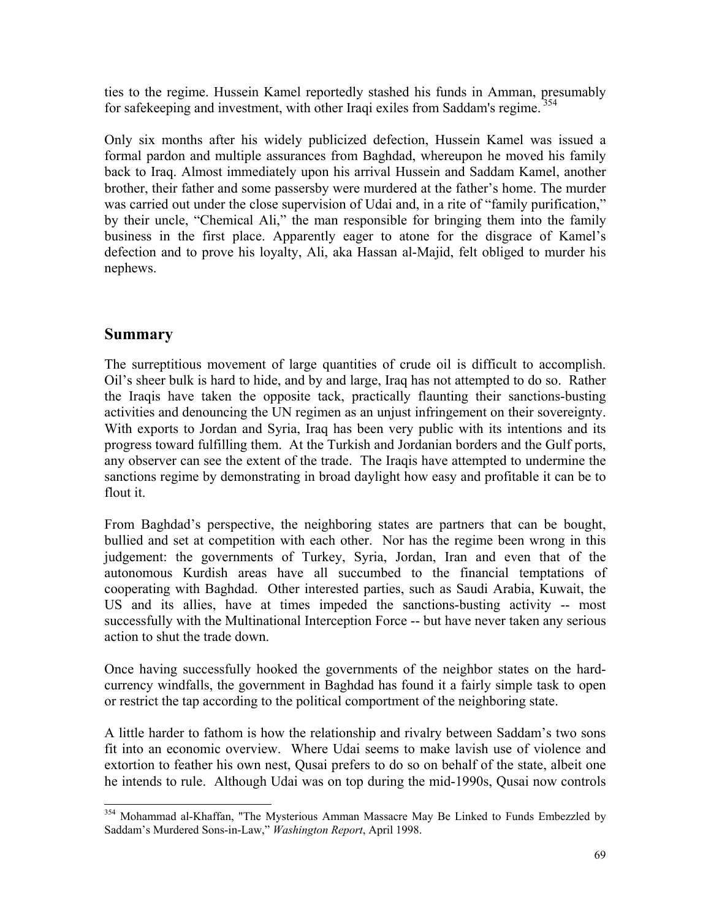ties to the regime. Hussein Kamel reportedly stashed his funds in Amman, presumably for safekeeping and investment, with other Iraqi exiles from Saddam's regime.[354]

Only six months after his widely publicized defection, Hussein Kamel was issued a formal pardon and multiple assurances from Baghdad, whereupon he moved his family back to Iraq. Almost immediately upon his arrival Hussein and Saddam Kamel, another brother, their father and some passersby were murdered at the father's home. The murder was carried out under the close supervision of Udai and, in a rite of "family purification," by their uncle, "Chemical Ali," the man responsible for bringing them into the family business in the first place. Apparently eager to atone for the disgrace of Kamel's defection and to prove his loyalty, Ali, aka Hassan al-Majid, felt obliged to murder his nephews.

## Summary

The surreptitious movement of large quantities of crude oil is difficult to accomplish. Oil's sheer bulk is hard to hide, and by and large, Iraq has not attempted to do so. Rather the Iraqis have taken the opposite tack, practically flaunting their sanctions-busting activities and denouncing the UN regimen as an unjust infringement on their sovereignty. With exports to Jordan and Syria, Iraq has been very public with its intentions and its progress toward fulfilling them. At the Turkish and Jordanian borders and the Gulf ports, any observer can see the extent of the trade. The Iraqis have attempted to undermine the sanctions regime by demonstrating in broad daylight how easy and profitable it can be to flout it.

From Baghdad's perspective, the neighboring states are partners that can be bought, bullied and set at competition with each other. Nor has the regime been wrong in this judgement: the governments of Turkey, Syria, Jordan, Iran and even that of the autonomous Kurdish areas have all succumbed to the financial temptations of cooperating with Baghdad. Other interested parties, such as Saudi Arabia, Kuwait, the US and its allies, have at times impeded the sanctions-busting activity -- most successfully with the Multinational Interception Force -- but have never taken any serious action to shut the trade down.

Once having successfully hooked the governments of the neighbor states on the hard-currency windfalls, the government in Baghdad has found it a fairly simple task to open or restrict the tap according to the political comportment of the neighboring state.

A little harder to fathom is how the relationship and rivalry between Saddam's two sons fit into an economic overview. Where Udai seems to make lavish use of violence and extortion to feather his own nest, Qusai prefers to do so on behalf of the state, albeit one he intends to rule. Although Udai was on top during the mid-1990s, Qusai now controls

---

[354] Mohammad al-Khaffan, "The Mysterious Amman Massacre May Be Linked to Funds Embezzled by Saddam's Murdered Sons-in-Law," *Washington Report*, April 1998.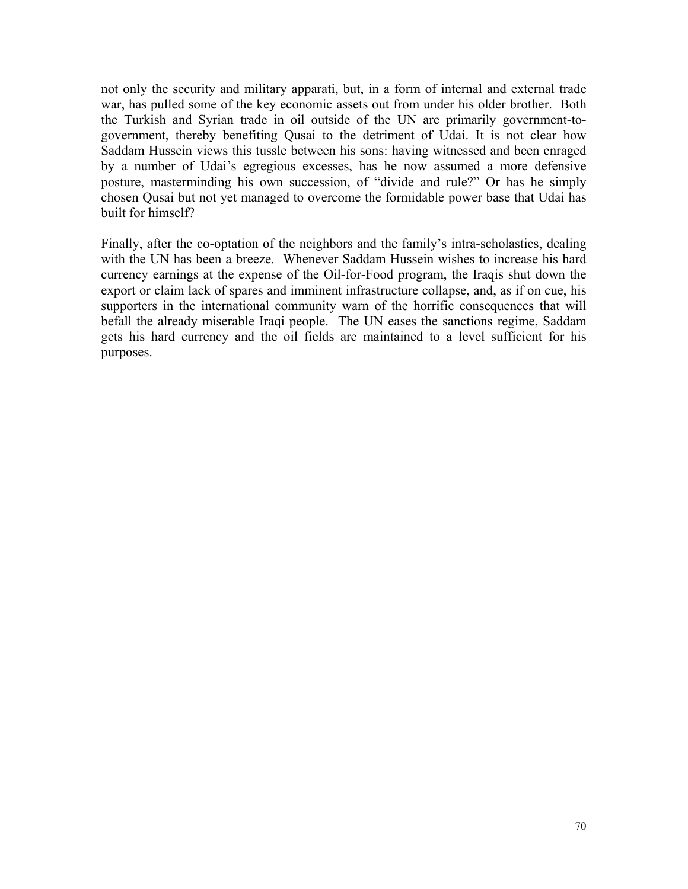not only the security and military apparati, but, in a form of internal and external trade war, has pulled some of the key economic assets out from under his older brother. Both the Turkish and Syrian trade in oil outside of the UN are primarily government-to-government, thereby benefiting Qusai to the detriment of Udai. It is not clear how Saddam Hussein views this tussle between his sons: having witnessed and been enraged by a number of Udai's egregious excesses, has he now assumed a more defensive posture, masterminding his own succession, of "divide and rule?" Or has he simply chosen Qusai but not yet managed to overcome the formidable power base that Udai has built for himself?

Finally, after the co-optation of the neighbors and the family's intra-scholastics, dealing with the UN has been a breeze. Whenever Saddam Hussein wishes to increase his hard currency earnings at the expense of the Oil-for-Food program, the Iraqis shut down the export or claim lack of spares and imminent infrastructure collapse, and, as if on cue, his supporters in the international community warn of the horrific consequences that will befall the already miserable Iraqi people. The UN eases the sanctions regime, Saddam gets his hard currency and the oil fields are maintained to a level sufficient for his purposes.